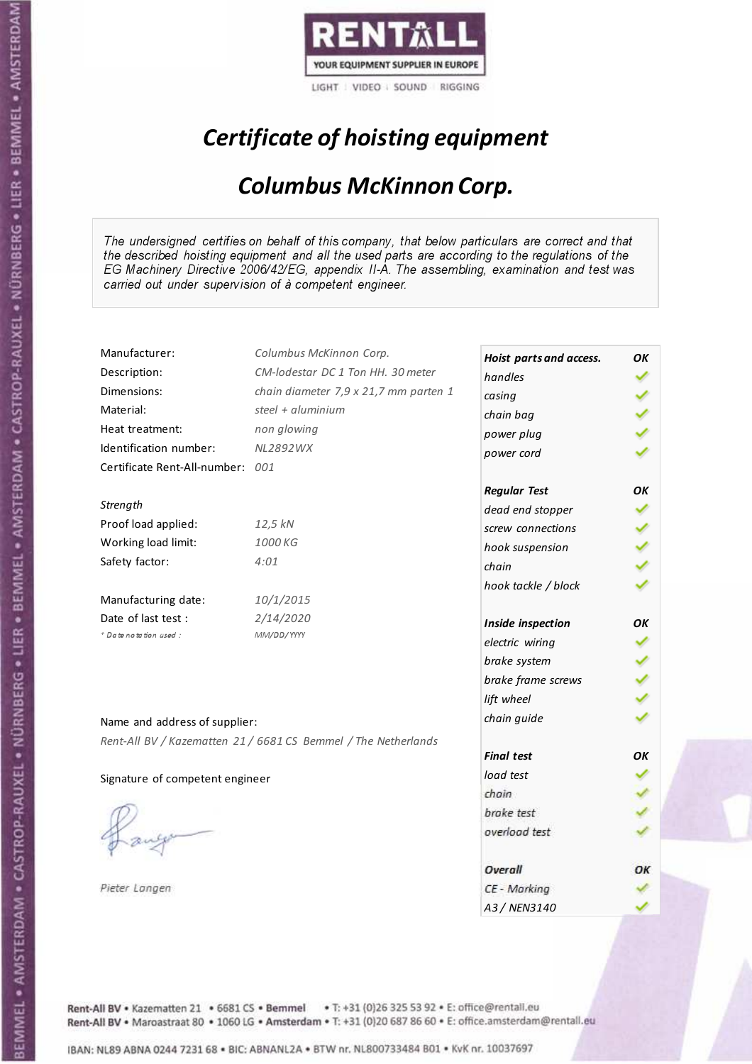RENTALL
YOUR EQUIPMENT SUPPLIER IN EUROPE
LIGHT | VIDEO | SOUND | RIGGING

# *Certificate of hoisting equipment*

## *Columbus McKinnon Corp.*

*The undersigned certifies on behalf of this company, that below particulars are correct and that the described hoisting equipment and all the used parts are according to the regulations of the EG Machinery Directive 2006/42/EG, appendix II-A. The assembling, examination and test was carried out under supervision of à competent engineer.*

| | |
|---|---|
| Manufacturer: | *Columbus McKinnon Corp.* |
| Description: | *CM-lodestar DC 1 Ton HH. 30 meter* |
| Dimensions: | *chain diameter 7,9 x 21,7 mm parten 1* |
| Material: | *steel + aluminium* |
| Heat treatment: | *non glowing* |
| Identification number: | *NL2892WX* |
| Certificate Rent-All-number: | *001* |

*Strength*

| | |
|---|---|
| Proof load applied: | *12,5 kN* |
| Working load limit: | *1000 KG* |
| Safety factor: | *4:01* |

| | |
|---|---|
| Manufacturing date: | *10/1/2015* |
| Date of last test : | *2/14/2020* |
| *\* Date notation used :* | *MM/DD/YYYY* |

| | |
|---|---|
| ***Hoist parts and access.*** | ***OK*** |
| *handles* | ✓ |
| *casing* | ✓ |
| *chain bag* | ✓ |
| *power plug* | ✓ |
| *power cord* | ✓ |
| ***Regular Test*** | ***OK*** |
| *dead end stopper* | ✓ |
| *screw connections* | ✓ |
| *hook suspension* | ✓ |
| *chain* | ✓ |
| *hook tackle / block* | ✓ |
| ***Inside inspection*** | ***OK*** |
| *electric wiring* | ✓ |
| *brake system* | ✓ |
| *brake frame screws* | ✓ |
| *lift wheel* | ✓ |
| *chain guide* | ✓ |
| ***Final test*** | ***OK*** |
| *load test* | ✓ |
| *chain* | ✓ |
| *brake test* | ✓ |
| *overload test* | ✓ |
| ***Overall*** | ***OK*** |
| *CE - Marking* | ✓ |
| *A3 / NEN3140* | ✓ |

Name and address of supplier:

*Rent-All BV / Kazematten 21 / 6681 CS Bemmel / The Netherlands*

Signature of competent engineer

*Pieter Langen*

Rent-All BV • Kazematten 21 • 6681 CS • **Bemmel** • T: +31 (0)26 325 53 92 • E: office@rentall.eu
Rent-All BV • Maroastraat 80 • 1060 LG • **Amsterdam** • T: +31 (0)20 687 86 60 • E: office.amsterdam@rentall.eu

IBAN: NL89 ABNA 0244 7231 68 • BIC: ABNANL2A • BTW nr. NL800733484 B01 • KvK nr. 10037697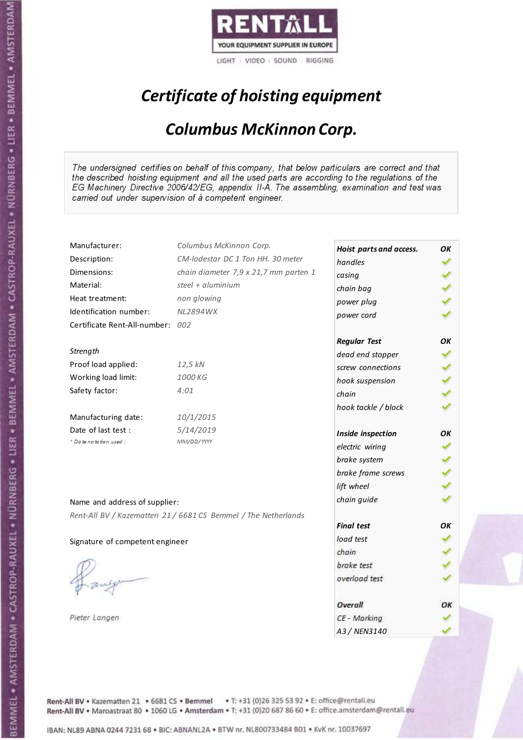RENTALL

YOUR EQUIPMENT SUPPLIER IN EUROPE

LIGHT | VIDEO | SOUND | RIGGING

# *Certificate of hoisting equipment*

## *Columbus McKinnon Corp.*

*The undersigned certifies on behalf of this company, that below particulars are correct and that the described hoisting equipment and all the used parts are according to the regulations of the EG Machinery Directive 2006/42/EG, appendix II-A. The assembling, examination and test was carried out under supervision of à competent engineer.*

| | |
|---|---|
| Manufacturer: | *Columbus McKinnon Corp.* |
| Description: | *CM-lodestar DC 1 Ton HH. 30 meter* |
| Dimensions: | *chain diameter 7,9 x 21,7 mm parten 1* |
| Material: | *steel + aluminium* |
| Heat treatment: | *non glowing* |
| Identification number: | *NL2894WX* |
| Certificate Rent-All-number: | *002* |

*Strength*

| | |
|---|---|
| Proof load applied: | *12,5 kN* |
| Working load limit: | *1000 KG* |
| Safety factor: | *4:01* |

| | |
|---|---|
| Manufacturing date: | *10/1/2015* |
| Date of last test : | *5/14/2019* |
| *\* Date notation used :* | *MM/DD/YYYY* |

| | |
|---|---|
| ***Hoist parts and access.*** | ***OK*** |
| *handles* | ✓ |
| *casing* | ✓ |
| *chain bag* | ✓ |
| *power plug* | ✓ |
| *power cord* | ✓ |
| ***Regular Test*** | ***OK*** |
| *dead end stopper* | ✓ |
| *screw connections* | ✓ |
| *hook suspension* | ✓ |
| *chain* | ✓ |
| *hook tackle / block* | ✓ |
| ***Inside inspection*** | ***OK*** |
| *electric wiring* | ✓ |
| *brake system* | ✓ |
| *brake frame screws* | ✓ |
| *lift wheel* | ✓ |
| *chain guide* | ✓ |
| ***Final test*** | ***OK*** |
| *load test* | ✓ |
| *chain* | ✓ |
| *brake test* | ✓ |
| *overload test* | ✓ |
| ***Overall*** | ***OK*** |
| *CE - Marking* | ✓ |
| *A3 / NEN3140* | ✓ |

Name and address of supplier:

*Rent-All BV / Kazematten 21 / 6681 CS Bemmel / The Netherlands*

Signature of competent engineer

*Pieter Langen*

Rent-All BV • Kazematten 21 • 6681 CS • Bemmel • T: +31 (0)26 325 53 92 • E: office@rentall.eu
Rent-All BV • Maroastraat 80 • 1060 LG • Amsterdam • T: +31 (0)20 687 86 60 • E: office.amsterdam@rentall.eu

IBAN: NL89 ABNA 0244 7231 68 • BIC: ABNANL2A • BTW nr. NL800733484 B01 • KvK nr. 10037697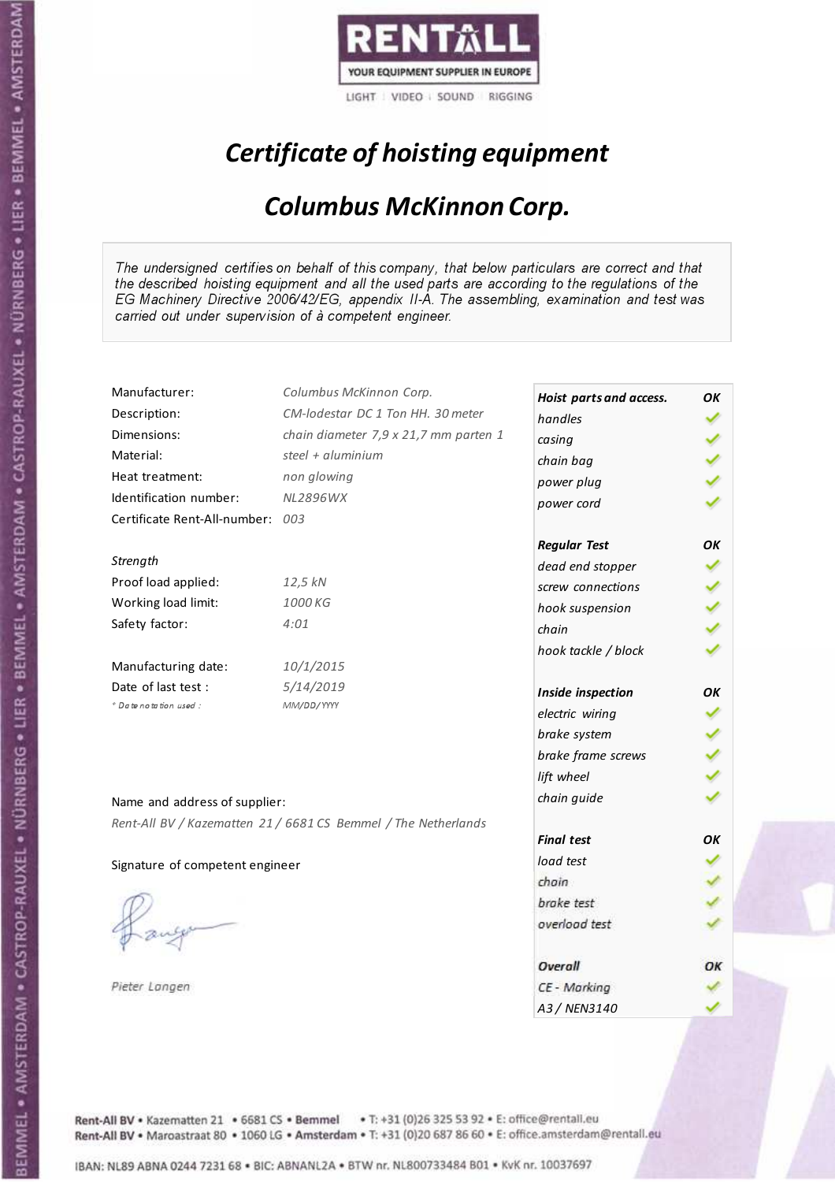RENTALL

YOUR EQUIPMENT SUPPLIER IN EUROPE

LIGHT | VIDEO | SOUND | RIGGING

# *Certificate of hoisting equipment*

## *Columbus McKinnon Corp.*

*The undersigned certifies on behalf of this company, that below particulars are correct and that the described hoisting equipment and all the used parts are according to the regulations of the EG Machinery Directive 2006/42/EG, appendix II-A. The assembling, examination and test was carried out under supervision of à competent engineer.*

| | |
|---|---|
| Manufacturer: | *Columbus McKinnon Corp.* |
| Description: | *CM-lodestar DC 1 Ton HH. 30 meter* |
| Dimensions: | *chain diameter 7,9 x 21,7 mm parten 1* |
| Material: | *steel + aluminium* |
| Heat treatment: | *non glowing* |
| Identification number: | *NL2896WX* |
| Certificate Rent-All-number: | *003* |

*Strength*

| | |
|---|---|
| Proof load applied: | *12,5 kN* |
| Working load limit: | *1000 KG* |
| Safety factor: | *4:01* |

| | |
|---|---|
| Manufacturing date: | *10/1/2015* |
| Date of last test : | *5/14/2019* |
| *\* Date notation used :* | *MM/DD/YYYY* |

Name and address of supplier:

*Rent-All BV / Kazematten 21 / 6681 CS Bemmel / The Netherlands*

Signature of competent engineer

*Pieter Langen*

| ***Hoist parts and access.*** | ***OK*** |
|---|---|
| *handles* | ✓ |
| *casing* | ✓ |
| *chain bag* | ✓ |
| *power plug* | ✓ |
| *power cord* | ✓ |
| ***Regular Test*** | ***OK*** |
| *dead end stopper* | ✓ |
| *screw connections* | ✓ |
| *hook suspension* | ✓ |
| *chain* | ✓ |
| *hook tackle / block* | ✓ |
| ***Inside inspection*** | ***OK*** |
| *electric wiring* | ✓ |
| *brake system* | ✓ |
| *brake frame screws* | ✓ |
| *lift wheel* | ✓ |
| *chain guide* | ✓ |
| ***Final test*** | ***OK*** |
| *load test* | ✓ |
| *chain* | ✓ |
| *brake test* | ✓ |
| *overload test* | ✓ |
| ***Overall*** | ***OK*** |
| *CE - Marking* | ✓ |
| *A3 / NEN3140* | ✓ |

**Rent-All BV** • Kazematten 21 • 6681 CS • **Bemmel** • T: +31 (0)26 325 53 92 • E: office@rentall.eu
**Rent-All BV** • Maroastraat 80 • 1060 LG • **Amsterdam** • T: +31 (0)20 687 86 60 • E: office.amsterdam@rentall.eu

IBAN: NL89 ABNA 0244 7231 68 • BIC: ABNANL2A • BTW nr. NL800733484 B01 • KvK nr. 10037697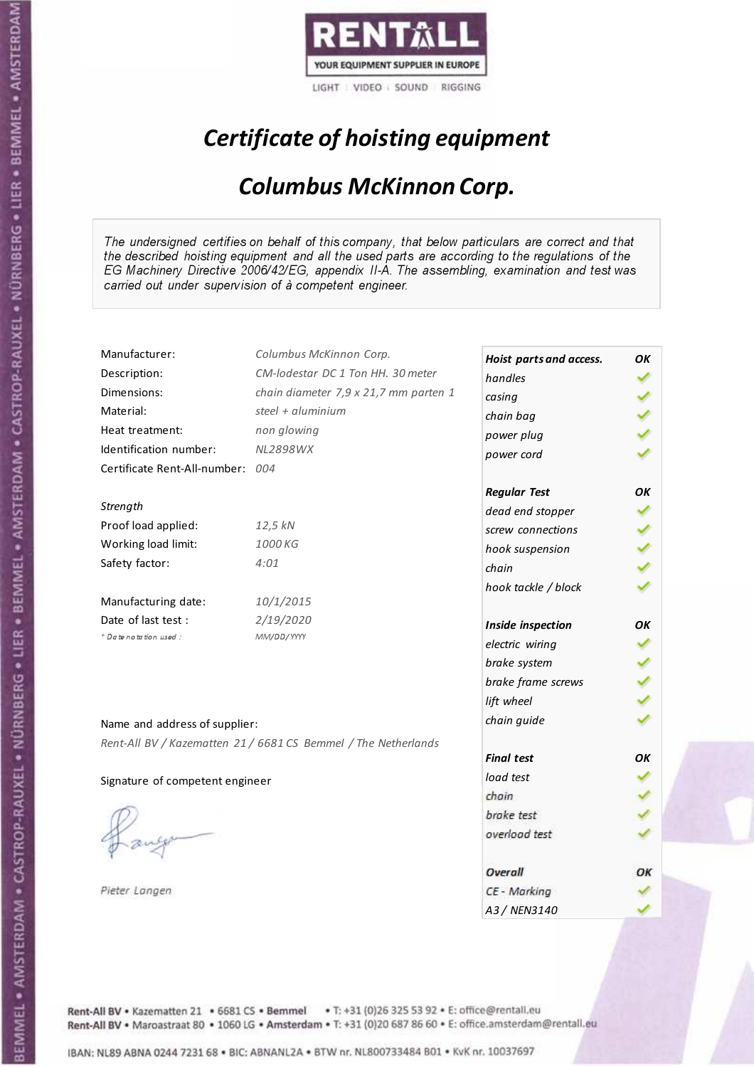RENTALL

YOUR EQUIPMENT SUPPLIER IN EUROPE

LIGHT | VIDEO | SOUND | RIGGING

# *Certificate of hoisting equipment*

## *Columbus McKinnon Corp.*

*The undersigned certifies on behalf of this company, that below particulars are correct and that the described hoisting equipment and all the used parts are according to the regulations of the EG Machinery Directive 2006/42/EG, appendix II-A. The assembling, examination and test was carried out under supervision of à competent engineer.*

| | |
|---|---|
| Manufacturer: | *Columbus McKinnon Corp.* |
| Description: | *CM-lodestar DC 1 Ton HH. 30 meter* |
| Dimensions: | *chain diameter 7,9 x 21,7 mm parten 1* |
| Material: | *steel + aluminium* |
| Heat treatment: | *non glowing* |
| Identification number: | *NL2898WX* |
| Certificate Rent-All-number: | *004* |

*Strength*

| | |
|---|---|
| Proof load applied: | *12,5 kN* |
| Working load limit: | *1000 KG* |
| Safety factor: | *4:01* |

| | |
|---|---|
| Manufacturing date: | *10/1/2015* |
| Date of last test : | *2/19/2020* |
| *\* Date notation used :* | *MM/DD/YYYY* |

Name and address of supplier:

*Rent-All BV / Kazematten 21 / 6681 CS Bemmel / The Netherlands*

Signature of competent engineer

*Pieter Langen*

| ***Hoist parts and access.*** | ***OK*** |
|---|---|
| *handles* | ✓ |
| *casing* | ✓ |
| *chain bag* | ✓ |
| *power plug* | ✓ |
| *power cord* | ✓ |
| ***Regular Test*** | ***OK*** |
| *dead end stopper* | ✓ |
| *screw connections* | ✓ |
| *hook suspension* | ✓ |
| *chain* | ✓ |
| *hook tackle / block* | ✓ |
| ***Inside inspection*** | ***OK*** |
| *electric wiring* | ✓ |
| *brake system* | ✓ |
| *brake frame screws* | ✓ |
| *lift wheel* | ✓ |
| *chain guide* | ✓ |
| ***Final test*** | ***OK*** |
| *load test* | ✓ |
| *chain* | ✓ |
| *brake test* | ✓ |
| *overload test* | ✓ |
| ***Overall*** | ***OK*** |
| *CE - Marking* | ✓ |
| *A3 / NEN3140* | ✓ |

Rent-All BV • Kazematten 21 • 6681 CS • Bemmel • T: +31 (0)26 325 53 92 • E: office@rentall.eu
Rent-All BV • Maroastraat 80 • 1060 LG • Amsterdam • T: +31 (0)20 687 86 60 • E: office.amsterdam@rentall.eu

IBAN: NL89 ABNA 0244 7231 68 • BIC: ABNANL2A • BTW nr. NL800733484 B01 • KvK nr. 10037697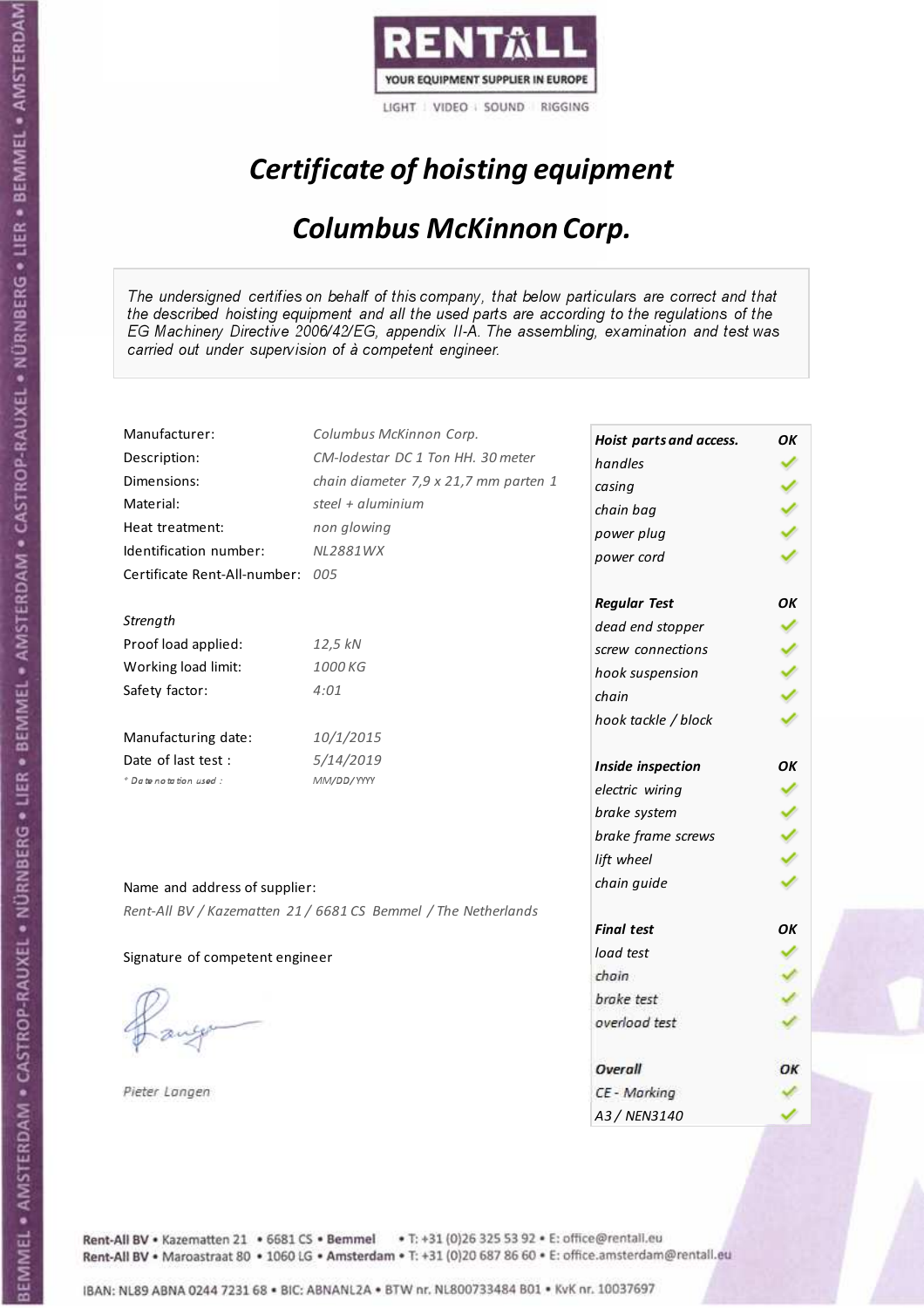RENTALL

YOUR EQUIPMENT SUPPLIER IN EUROPE

LIGHT | VIDEO | SOUND | RIGGING

# *Certificate of hoisting equipment*

## *Columbus McKinnon Corp.*

*The undersigned certifies on behalf of this company, that below particulars are correct and that the described hoisting equipment and all the used parts are according to the regulations of the EG Machinery Directive 2006/42/EG, appendix II-A. The assembling, examination and test was carried out under supervision of à competent engineer.*

| | |
|---|---|
| Manufacturer: | *Columbus McKinnon Corp.* |
| Description: | *CM-lodestar DC 1 Ton HH. 30 meter* |
| Dimensions: | *chain diameter 7,9 x 21,7 mm parten 1* |
| Material: | *steel + aluminium* |
| Heat treatment: | *non glowing* |
| Identification number: | *NL2881WX* |
| Certificate Rent-All-number: | *005* |

*Strength*

| | |
|---|---|
| Proof load applied: | *12,5 kN* |
| Working load limit: | *1000 KG* |
| Safety factor: | *4:01* |

| | |
|---|---|
| Manufacturing date: | *10/1/2015* |
| Date of last test : | *5/14/2019* |
| *\* Date notation used :* | *MM/DD/YYYY* |

Name and address of supplier:

*Rent-All BV / Kazematten 21 / 6681 CS Bemmel / The Netherlands*

Signature of competent engineer

*Pieter Langen*

| ***Hoist parts and access.*** | ***OK*** |
|---|---|
| *handles* | ✓ |
| *casing* | ✓ |
| *chain bag* | ✓ |
| *power plug* | ✓ |
| *power cord* | ✓ |
| ***Regular Test*** | ***OK*** |
| *dead end stopper* | ✓ |
| *screw connections* | ✓ |
| *hook suspension* | ✓ |
| *chain* | ✓ |
| *hook tackle / block* | ✓ |
| ***Inside inspection*** | ***OK*** |
| *electric wiring* | ✓ |
| *brake system* | ✓ |
| *brake frame screws* | ✓ |
| *lift wheel* | ✓ |
| *chain guide* | ✓ |
| ***Final test*** | ***OK*** |
| *load test* | ✓ |
| *chain* | ✓ |
| *brake test* | ✓ |
| *overload test* | ✓ |
| ***Overall*** | ***OK*** |
| *CE - Marking* | ✓ |
| *A3 / NEN3140* | ✓ |

Rent-All BV • Kazematten 21 • 6681 CS • Bemmel • T: +31 (0)26 325 53 92 • E: office@rentall.eu
Rent-All BV • Maroastraat 80 • 1060 LG • Amsterdam • T: +31 (0)20 687 86 60 • E: office.amsterdam@rentall.eu

IBAN: NL89 ABNA 0244 7231 68 • BIC: ABNANL2A • BTW nr. NL800733484 B01 • KvK nr. 10037697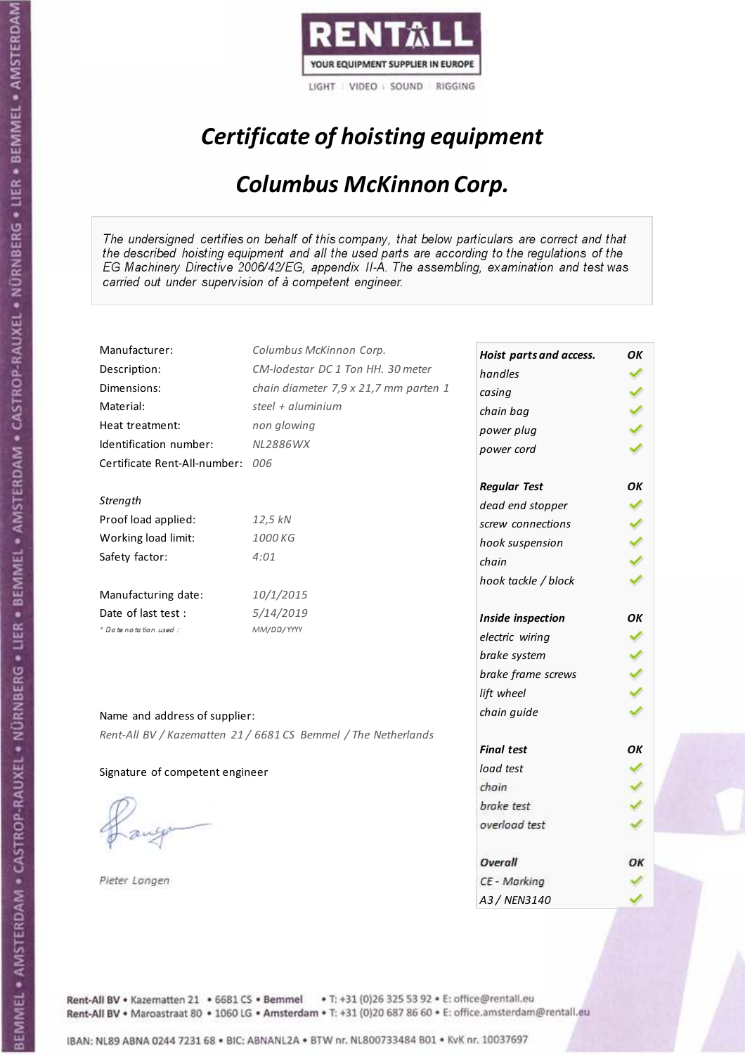RENTALL
YOUR EQUIPMENT SUPPLIER IN EUROPE
LIGHT | VIDEO | SOUND | RIGGING

# *Certificate of hoisting equipment*

## *Columbus McKinnon Corp.*

*The undersigned certifies on behalf of this company, that below particulars are correct and that the described hoisting equipment and all the used parts are according to the regulations of the EG Machinery Directive 2006/42/EG, appendix II-A. The assembling, examination and test was carried out under supervision of à competent engineer.*

| | |
|---|---|
| Manufacturer: | *Columbus McKinnon Corp.* |
| Description: | *CM-lodestar DC 1 Ton HH. 30 meter* |
| Dimensions: | *chain diameter 7,9 x 21,7 mm parten 1* |
| Material: | *steel + aluminium* |
| Heat treatment: | *non glowing* |
| Identification number: | *NL2886WX* |
| Certificate Rent-All-number: | *006* |

*Strength*

| | |
|---|---|
| Proof load applied: | *12,5 kN* |
| Working load limit: | *1000 KG* |
| Safety factor: | *4:01* |

| | |
|---|---|
| Manufacturing date: | *10/1/2015* |
| Date of last test : | *5/14/2019* |
| *\* Date notation used :* | *MM/DD/YYYY* |

| ***Hoist parts and access.*** | ***OK*** |
|---|---|
| *handles* | ✓ |
| *casing* | ✓ |
| *chain bag* | ✓ |
| *power plug* | ✓ |
| *power cord* | ✓ |
| ***Regular Test*** | ***OK*** |
| *dead end stopper* | ✓ |
| *screw connections* | ✓ |
| *hook suspension* | ✓ |
| *chain* | ✓ |
| *hook tackle / block* | ✓ |
| ***Inside inspection*** | ***OK*** |
| *electric wiring* | ✓ |
| *brake system* | ✓ |
| *brake frame screws* | ✓ |
| *lift wheel* | ✓ |
| *chain guide* | ✓ |
| ***Final test*** | ***OK*** |
| *load test* | ✓ |
| *chain* | ✓ |
| *brake test* | ✓ |
| *overload test* | ✓ |
| ***Overall*** | ***OK*** |
| *CE - Marking* | ✓ |
| *A3 / NEN3140* | ✓ |

Name and address of supplier:

*Rent-All BV / Kazematten 21 / 6681 CS Bemmel / The Netherlands*

Signature of competent engineer

*Pieter Langen*

Rent-All BV • Kazematten 21 • 6681 CS • Bemmel • T: +31 (0)26 325 53 92 • E: office@rentall.eu
Rent-All BV • Maroastraat 80 • 1060 LG • Amsterdam • T: +31 (0)20 687 86 60 • E: office.amsterdam@rentall.eu

IBAN: NL89 ABNA 0244 7231 68 • BIC: ABNANL2A • BTW nr. NL800733484 B01 • KvK nr. 10037697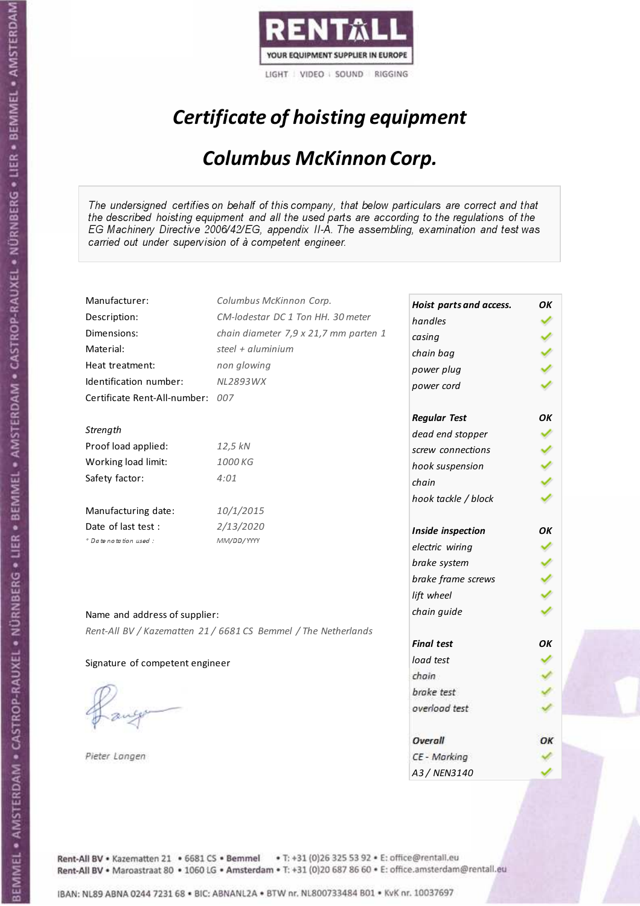RENTALL

YOUR EQUIPMENT SUPPLIER IN EUROPE

LIGHT | VIDEO | SOUND | RIGGING

# *Certificate of hoisting equipment*

## *Columbus McKinnon Corp.*

*The undersigned certifies on behalf of this company, that below particulars are correct and that the described hoisting equipment and all the used parts are according to the regulations of the EG Machinery Directive 2006/42/EG, appendix II-A. The assembling, examination and test was carried out under supervision of à competent engineer.*

| | |
|---|---|
| Manufacturer: | *Columbus McKinnon Corp.* |
| Description: | *CM-lodestar DC 1 Ton HH. 30 meter* |
| Dimensions: | *chain diameter 7,9 x 21,7 mm parten 1* |
| Material: | *steel + aluminium* |
| Heat treatment: | *non glowing* |
| Identification number: | *NL2893WX* |
| Certificate Rent-All-number: | *007* |

*Strength*

| | |
|---|---|
| Proof load applied: | *12,5 kN* |
| Working load limit: | *1000 KG* |
| Safety factor: | *4:01* |

| | |
|---|---|
| Manufacturing date: | *10/1/2015* |
| Date of last test : | *2/13/2020* |
| *\* Date notation used :* | *MM/DD/YYYY* |

Name and address of supplier:

*Rent-All BV / Kazematten 21 / 6681 CS Bemmel / The Netherlands*

Signature of competent engineer

*Pieter Langen*

| ***Hoist parts and access.*** | ***OK*** |
|---|---|
| *handles* | ✓ |
| *casing* | ✓ |
| *chain bag* | ✓ |
| *power plug* | ✓ |
| *power cord* | ✓ |
| ***Regular Test*** | ***OK*** |
| *dead end stopper* | ✓ |
| *screw connections* | ✓ |
| *hook suspension* | ✓ |
| *chain* | ✓ |
| *hook tackle / block* | ✓ |
| ***Inside inspection*** | ***OK*** |
| *electric wiring* | ✓ |
| *brake system* | ✓ |
| *brake frame screws* | ✓ |
| *lift wheel* | ✓ |
| *chain guide* | ✓ |
| ***Final test*** | ***OK*** |
| *load test* | ✓ |
| *chain* | ✓ |
| *brake test* | ✓ |
| *overload test* | ✓ |
| ***Overall*** | ***OK*** |
| *CE - Marking* | ✓ |
| *A3 / NEN3140* | ✓ |

**Rent-All BV** • Kazematten 21 • 6681 CS • **Bemmel** • T: +31 (0)26 325 53 92 • E: office@rentall.eu
**Rent-All BV** • Maroastraat 80 • 1060 LG • **Amsterdam** • T: +31 (0)20 687 86 60 • E: office.amsterdam@rentall.eu

IBAN: NL89 ABNA 0244 7231 68 • BIC: ABNANL2A • BTW nr. NL800733484 B01 • KvK nr. 10037697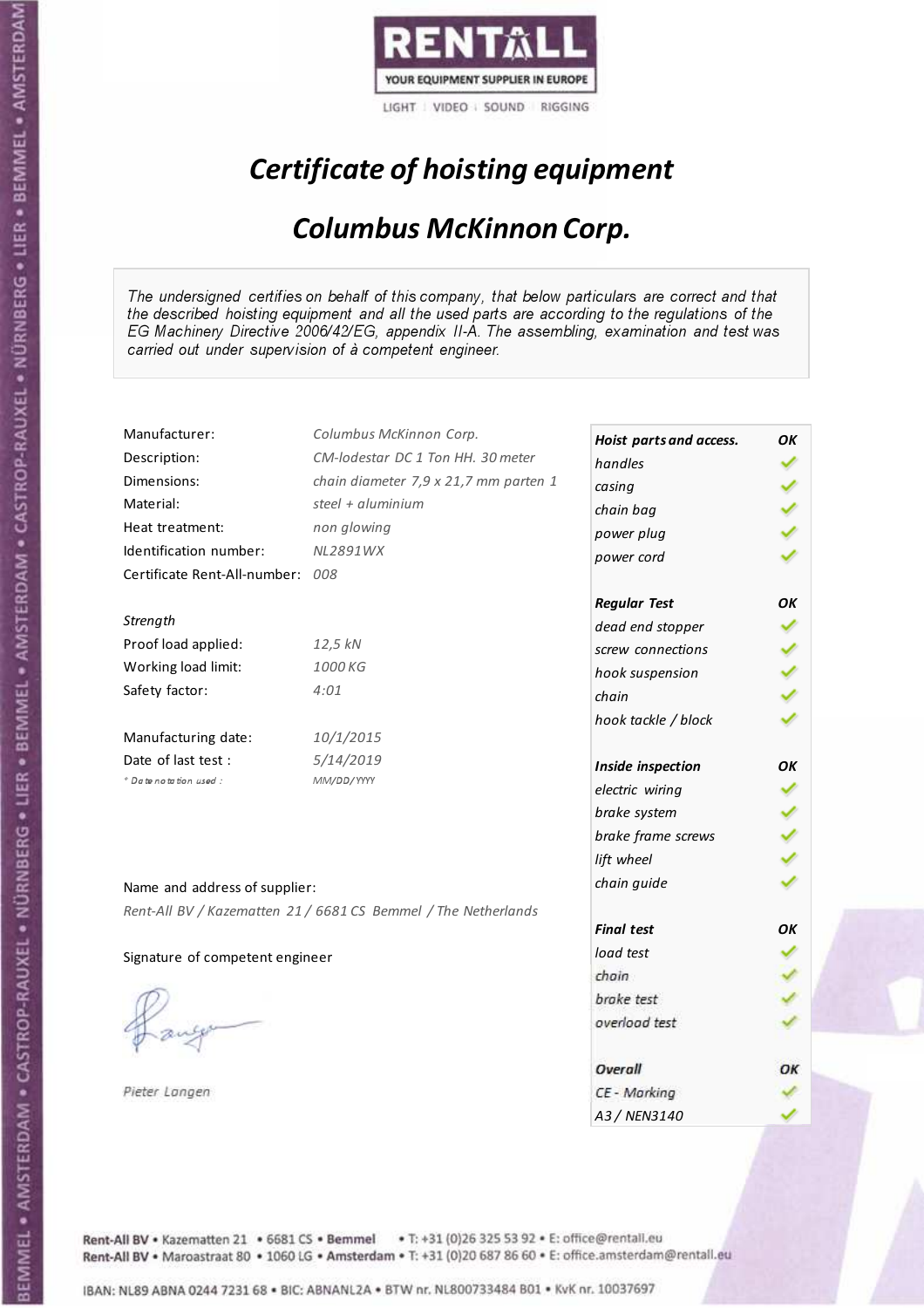RENTALL

YOUR EQUIPMENT SUPPLIER IN EUROPE

LIGHT | VIDEO | SOUND | RIGGING

# *Certificate of hoisting equipment*

## *Columbus McKinnon Corp.*

*The undersigned certifies on behalf of this company, that below particulars are correct and that the described hoisting equipment and all the used parts are according to the regulations of the EG Machinery Directive 2006/42/EG, appendix II-A. The assembling, examination and test was carried out under supervision of à competent engineer.*

| | |
|---|---|
| Manufacturer: | *Columbus McKinnon Corp.* |
| Description: | *CM-lodestar DC 1 Ton HH. 30 meter* |
| Dimensions: | *chain diameter 7,9 x 21,7 mm parten 1* |
| Material: | *steel + aluminium* |
| Heat treatment: | *non glowing* |
| Identification number: | *NL2891WX* |
| Certificate Rent-All-number: | *008* |

*Strength*

| | |
|---|---|
| Proof load applied: | *12,5 kN* |
| Working load limit: | *1000 KG* |
| Safety factor: | *4:01* |

| | |
|---|---|
| Manufacturing date: | *10/1/2015* |
| Date of last test : | *5/14/2019* |
| *\* Date notation used :* | *MM/DD/YYYY* |

| | |
|---|---|
| ***Hoist parts and access.*** | ***OK*** |
| *handles* | ✓ |
| *casing* | ✓ |
| *chain bag* | ✓ |
| *power plug* | ✓ |
| *power cord* | ✓ |
| ***Regular Test*** | ***OK*** |
| *dead end stopper* | ✓ |
| *screw connections* | ✓ |
| *hook suspension* | ✓ |
| *chain* | ✓ |
| *hook tackle / block* | ✓ |
| ***Inside inspection*** | ***OK*** |
| *electric wiring* | ✓ |
| *brake system* | ✓ |
| *brake frame screws* | ✓ |
| *lift wheel* | ✓ |
| *chain guide* | ✓ |
| ***Final test*** | ***OK*** |
| *load test* | ✓ |
| *chain* | ✓ |
| *brake test* | ✓ |
| *overload test* | ✓ |
| ***Overall*** | ***OK*** |
| *CE - Marking* | ✓ |
| *A3 / NEN3140* | ✓ |

Name and address of supplier:

*Rent-All BV / Kazematten 21 / 6681 CS Bemmel / The Netherlands*

Signature of competent engineer

*Pieter Langen*

Rent-All BV • Kazematten 21 • 6681 CS • Bemmel • T: +31 (0)26 325 53 92 • E: office@rentall.eu
Rent-All BV • Maroastraat 80 • 1060 LG • Amsterdam • T: +31 (0)20 687 86 60 • E: office.amsterdam@rentall.eu

IBAN: NL89 ABNA 0244 7231 68 • BIC: ABNANL2A • BTW nr. NL800733484 B01 • KvK nr. 10037697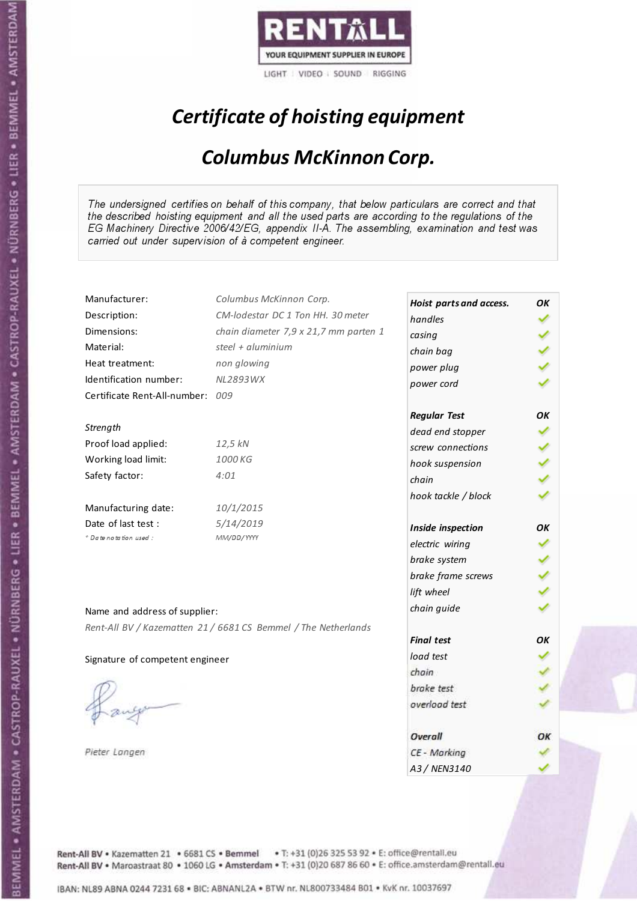RENTALL
YOUR EQUIPMENT SUPPLIER IN EUROPE
LIGHT | VIDEO | SOUND | RIGGING

# *Certificate of hoisting equipment*

## *Columbus McKinnon Corp.*

*The undersigned certifies on behalf of this company, that below particulars are correct and that the described hoisting equipment and all the used parts are according to the regulations of the EG Machinery Directive 2006/42/EG, appendix II-A. The assembling, examination and test was carried out under supervision of à competent engineer.*

| | |
|---|---|
| Manufacturer: | *Columbus McKinnon Corp.* |
| Description: | *CM-lodestar DC 1 Ton HH. 30 meter* |
| Dimensions: | *chain diameter 7,9 x 21,7 mm parten 1* |
| Material: | *steel + aluminium* |
| Heat treatment: | *non glowing* |
| Identification number: | *NL2893WX* |
| Certificate Rent-All-number: | *009* |

*Strength*

| | |
|---|---|
| Proof load applied: | *12,5 kN* |
| Working load limit: | *1000 KG* |
| Safety factor: | *4:01* |

| | |
|---|---|
| Manufacturing date: | *10/1/2015* |
| Date of last test : | *5/14/2019* |
| *\* Date notation used :* | *MM/DD/YYYY* |

Name and address of supplier:

*Rent-All BV / Kazematten 21 / 6681 CS Bemmel / The Netherlands*

Signature of competent engineer

*Pieter Langen*

| ***Hoist parts and access.*** | ***OK*** |
|---|---|
| *handles* | ✓ |
| *casing* | ✓ |
| *chain bag* | ✓ |
| *power plug* | ✓ |
| *power cord* | ✓ |
| ***Regular Test*** | ***OK*** |
| *dead end stopper* | ✓ |
| *screw connections* | ✓ |
| *hook suspension* | ✓ |
| *chain* | ✓ |
| *hook tackle / block* | ✓ |
| ***Inside inspection*** | ***OK*** |
| *electric wiring* | ✓ |
| *brake system* | ✓ |
| *brake frame screws* | ✓ |
| *lift wheel* | ✓ |
| *chain guide* | ✓ |
| ***Final test*** | ***OK*** |
| *load test* | ✓ |
| *chain* | ✓ |
| *brake test* | ✓ |
| *overload test* | ✓ |
| ***Overall*** | ***OK*** |
| *CE - Marking* | ✓ |
| *A3 / NEN3140* | ✓ |

Rent-All BV • Kazematten 21 • 6681 CS • Bemmel • T: +31 (0)26 325 53 92 • E: office@rentall.eu
Rent-All BV • Maroastraat 80 • 1060 LG • Amsterdam • T: +31 (0)20 687 86 60 • E: office.amsterdam@rentall.eu

IBAN: NL89 ABNA 0244 7231 68 • BIC: ABNANL2A • BTW nr. NL800733484 B01 • KvK nr. 10037697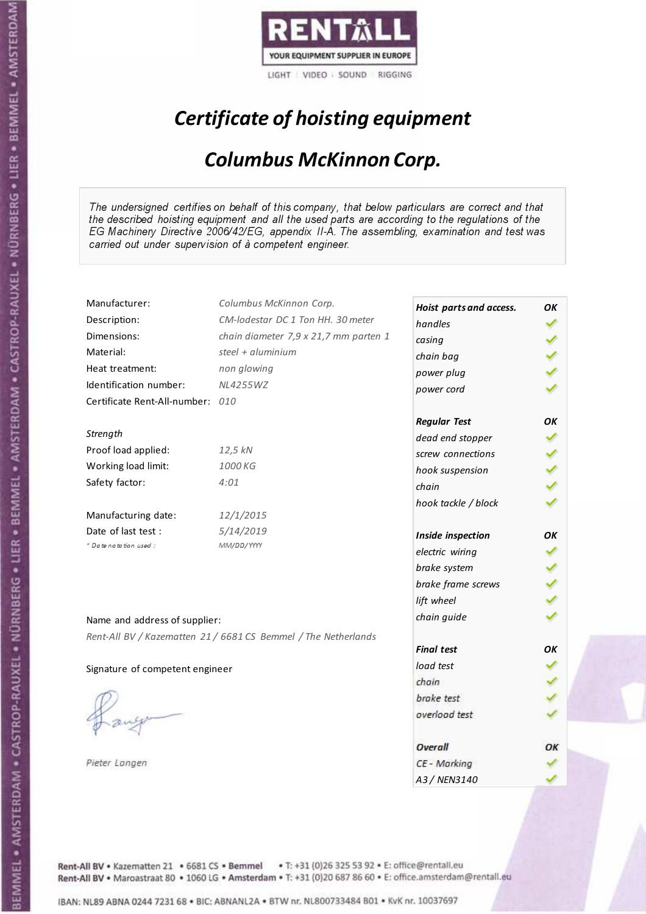RENTALL
YOUR EQUIPMENT SUPPLIER IN EUROPE
LIGHT | VIDEO | SOUND | RIGGING

# *Certificate of hoisting equipment*

## *Columbus McKinnon Corp.*

*The undersigned certifies on behalf of this company, that below particulars are correct and that the described hoisting equipment and all the used parts are according to the regulations of the EG Machinery Directive 2006/42/EG, appendix II-A. The assembling, examination and test was carried out under supervision of à competent engineer.*

| | |
|---|---|
| Manufacturer: | *Columbus McKinnon Corp.* |
| Description: | *CM-lodestar DC 1 Ton HH. 30 meter* |
| Dimensions: | *chain diameter 7,9 x 21,7 mm parten 1* |
| Material: | *steel + aluminium* |
| Heat treatment: | *non glowing* |
| Identification number: | *NL4255WZ* |
| Certificate Rent-All-number: | *010* |

*Strength*

| | |
|---|---|
| Proof load applied: | *12,5 kN* |
| Working load limit: | *1000 KG* |
| Safety factor: | *4:01* |

| | |
|---|---|
| Manufacturing date: | *12/1/2015* |
| Date of last test : | *5/14/2019* |
| * Date notation used : | *MM/DD/YYYY* |

| ***Hoist parts and access.*** | ***OK*** |
|---|---|
| *handles* | ✓ |
| *casing* | ✓ |
| *chain bag* | ✓ |
| *power plug* | ✓ |
| *power cord* | ✓ |
| ***Regular Test*** | ***OK*** |
| *dead end stopper* | ✓ |
| *screw connections* | ✓ |
| *hook suspension* | ✓ |
| *chain* | ✓ |
| *hook tackle / block* | ✓ |
| ***Inside inspection*** | ***OK*** |
| *electric wiring* | ✓ |
| *brake system* | ✓ |
| *brake frame screws* | ✓ |
| *lift wheel* | ✓ |
| *chain guide* | ✓ |
| ***Final test*** | ***OK*** |
| *load test* | ✓ |
| *chain* | ✓ |
| *brake test* | ✓ |
| *overload test* | ✓ |
| ***Overall*** | ***OK*** |
| *CE - Marking* | ✓ |
| *A3 / NEN3140* | ✓ |

Name and address of supplier:

*Rent-All BV / Kazematten 21 / 6681 CS Bemmel / The Netherlands*

Signature of competent engineer

*Pieter Langen*

Rent-All BV • Kazematten 21 • 6681 CS • Bemmel • T: +31 (0)26 325 53 92 • E: office@rentall.eu
Rent-All BV • Maroastraat 80 • 1060 LG • Amsterdam • T: +31 (0)20 687 86 60 • E: office.amsterdam@rentall.eu

IBAN: NL89 ABNA 0244 7231 68 • BIC: ABNANL2A • BTW nr. NL800733484 B01 • KvK nr. 10037697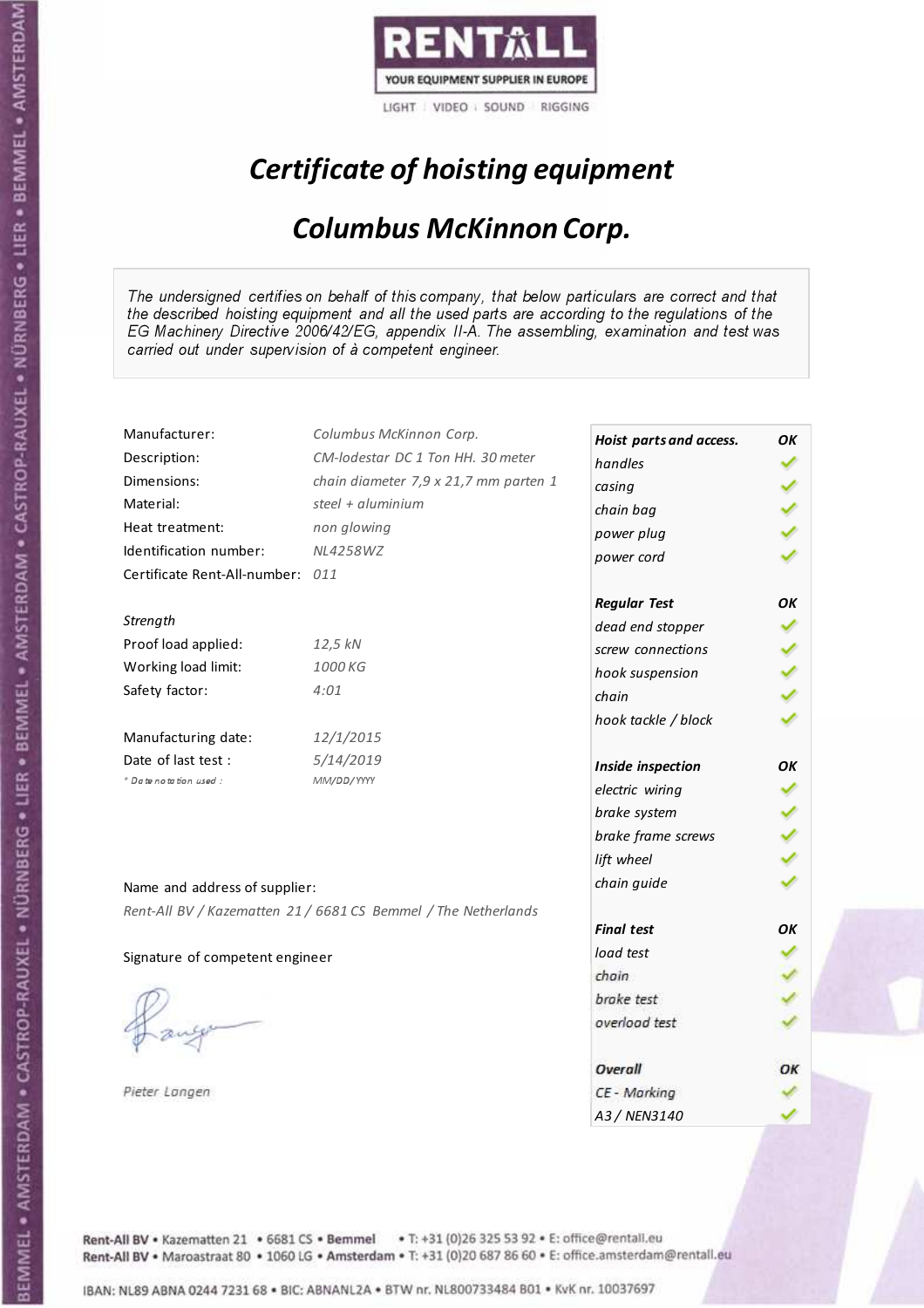RENTALL
YOUR EQUIPMENT SUPPLIER IN EUROPE
LIGHT | VIDEO | SOUND | RIGGING

# *Certificate of hoisting equipment*

## *Columbus McKinnon Corp.*

*The undersigned certifies on behalf of this company, that below particulars are correct and that the described hoisting equipment and all the used parts are according to the regulations of the EG Machinery Directive 2006/42/EG, appendix II-A. The assembling, examination and test was carried out under supervision of à competent engineer.*

| | |
|---|---|
| Manufacturer: | *Columbus McKinnon Corp.* |
| Description: | *CM-lodestar DC 1 Ton HH. 30 meter* |
| Dimensions: | *chain diameter 7,9 x 21,7 mm parten 1* |
| Material: | *steel + aluminium* |
| Heat treatment: | *non glowing* |
| Identification number: | *NL4258WZ* |
| Certificate Rent-All-number: | *011* |

*Strength*

| | |
|---|---|
| Proof load applied: | *12,5 kN* |
| Working load limit: | *1000 KG* |
| Safety factor: | *4:01* |

| | |
|---|---|
| Manufacturing date: | *12/1/2015* |
| Date of last test : | *5/14/2019* |
| * Date notation used : | *MM/DD/YYYY* |

| **Hoist parts and access.** | **OK** |
|---|---|
| *handles* | ✓ |
| *casing* | ✓ |
| *chain bag* | ✓ |
| *power plug* | ✓ |
| *power cord* | ✓ |
| **Regular Test** | **OK** |
| *dead end stopper* | ✓ |
| *screw connections* | ✓ |
| *hook suspension* | ✓ |
| *chain* | ✓ |
| *hook tackle / block* | ✓ |
| **Inside inspection** | **OK** |
| *electric wiring* | ✓ |
| *brake system* | ✓ |
| *brake frame screws* | ✓ |
| *lift wheel* | ✓ |
| *chain guide* | ✓ |
| **Final test** | **OK** |
| *load test* | ✓ |
| *chain* | ✓ |
| *brake test* | ✓ |
| *overload test* | ✓ |
| **Overall** | **OK** |
| *CE - Marking* | ✓ |
| *A3 / NEN3140* | ✓ |

Name and address of supplier:

*Rent-All BV / Kazematten 21 / 6681 CS Bemmel / The Netherlands*

Signature of competent engineer

*Pieter Langen*

Rent-All BV • Kazematten 21 • 6681 CS • Bemmel • T: +31 (0)26 325 53 92 • E: office@rentall.eu
Rent-All BV • Maroastraat 80 • 1060 LG • Amsterdam • T: +31 (0)20 687 86 60 • E: office.amsterdam@rentall.eu

IBAN: NL89 ABNA 0244 7231 68 • BIC: ABNANL2A • BTW nr. NL800733484 B01 • KvK nr. 10037697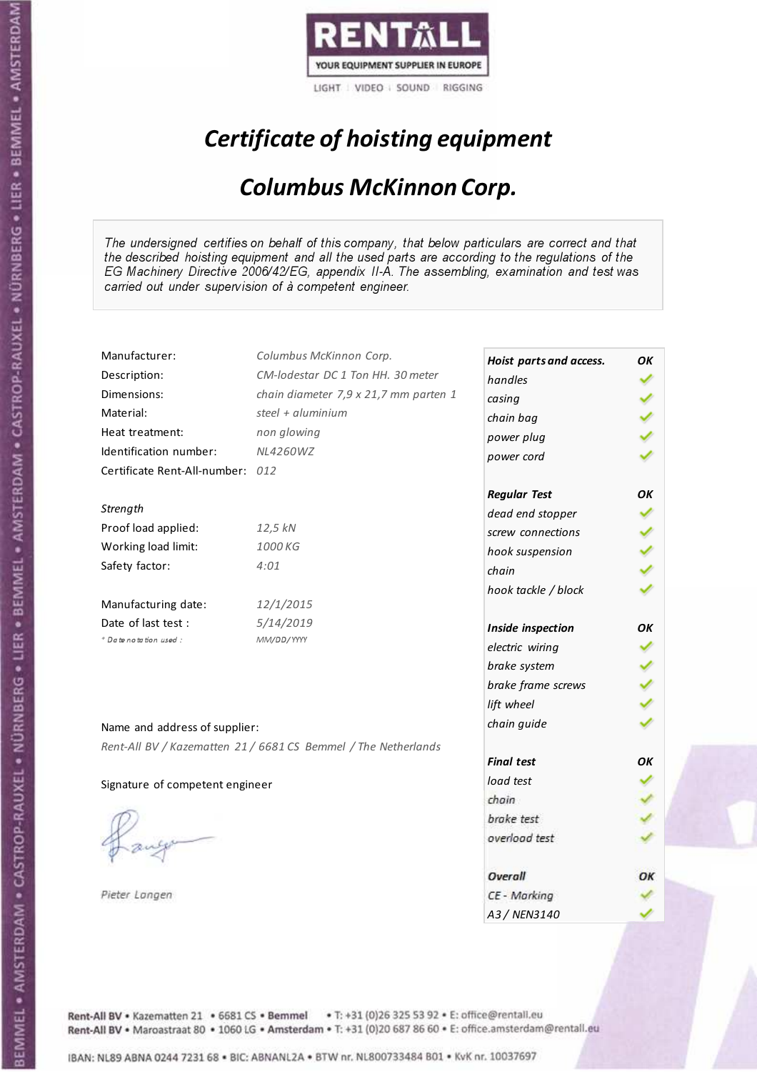RENTALL

YOUR EQUIPMENT SUPPLIER IN EUROPE

LIGHT | VIDEO | SOUND | RIGGING

# *Certificate of hoisting equipment*

## *Columbus McKinnon Corp.*

*The undersigned certifies on behalf of this company, that below particulars are correct and that the described hoisting equipment and all the used parts are according to the regulations of the EG Machinery Directive 2006/42/EG, appendix II-A. The assembling, examination and test was carried out under supervision of à competent engineer.*

| | |
|---|---|
| Manufacturer: | *Columbus McKinnon Corp.* |
| Description: | *CM-lodestar DC 1 Ton HH. 30 meter* |
| Dimensions: | *chain diameter 7,9 x 21,7 mm parten 1* |
| Material: | *steel + aluminium* |
| Heat treatment: | *non glowing* |
| Identification number: | *NL4260WZ* |
| Certificate Rent-All-number: | *012* |

*Strength*

| | |
|---|---|
| Proof load applied: | *12,5 kN* |
| Working load limit: | *1000 KG* |
| Safety factor: | *4:01* |

| | |
|---|---|
| Manufacturing date: | *12/1/2015* |
| Date of last test : | *5/14/2019* |
| * Date notation used : | *MM/DD/YYYY* |

| ***Hoist parts and access.*** | ***OK*** |
|---|---|
| *handles* | ✓ |
| *casing* | ✓ |
| *chain bag* | ✓ |
| *power plug* | ✓ |
| *power cord* | ✓ |
| ***Regular Test*** | ***OK*** |
| *dead end stopper* | ✓ |
| *screw connections* | ✓ |
| *hook suspension* | ✓ |
| *chain* | ✓ |
| *hook tackle / block* | ✓ |
| ***Inside inspection*** | ***OK*** |
| *electric wiring* | ✓ |
| *brake system* | ✓ |
| *brake frame screws* | ✓ |
| *lift wheel* | ✓ |
| *chain guide* | ✓ |
| ***Final test*** | ***OK*** |
| *load test* | ✓ |
| *chain* | ✓ |
| *brake test* | ✓ |
| *overload test* | ✓ |
| ***Overall*** | ***OK*** |
| *CE - Marking* | ✓ |
| *A3 / NEN3140* | ✓ |

Name and address of supplier:

*Rent-All BV / Kazematten 21 / 6681 CS Bemmel / The Netherlands*

Signature of competent engineer

*Pieter Langen*

Rent-All BV • Kazematten 21 • 6681 CS • **Bemmel** • T: +31 (0)26 325 53 92 • E: office@rentall.eu
Rent-All BV • Maroastraat 80 • 1060 LG • **Amsterdam** • T: +31 (0)20 687 86 60 • E: office.amsterdam@rentall.eu

IBAN: NL89 ABNA 0244 7231 68 • BIC: ABNANL2A • BTW nr. NL800733484 B01 • KvK nr. 10037697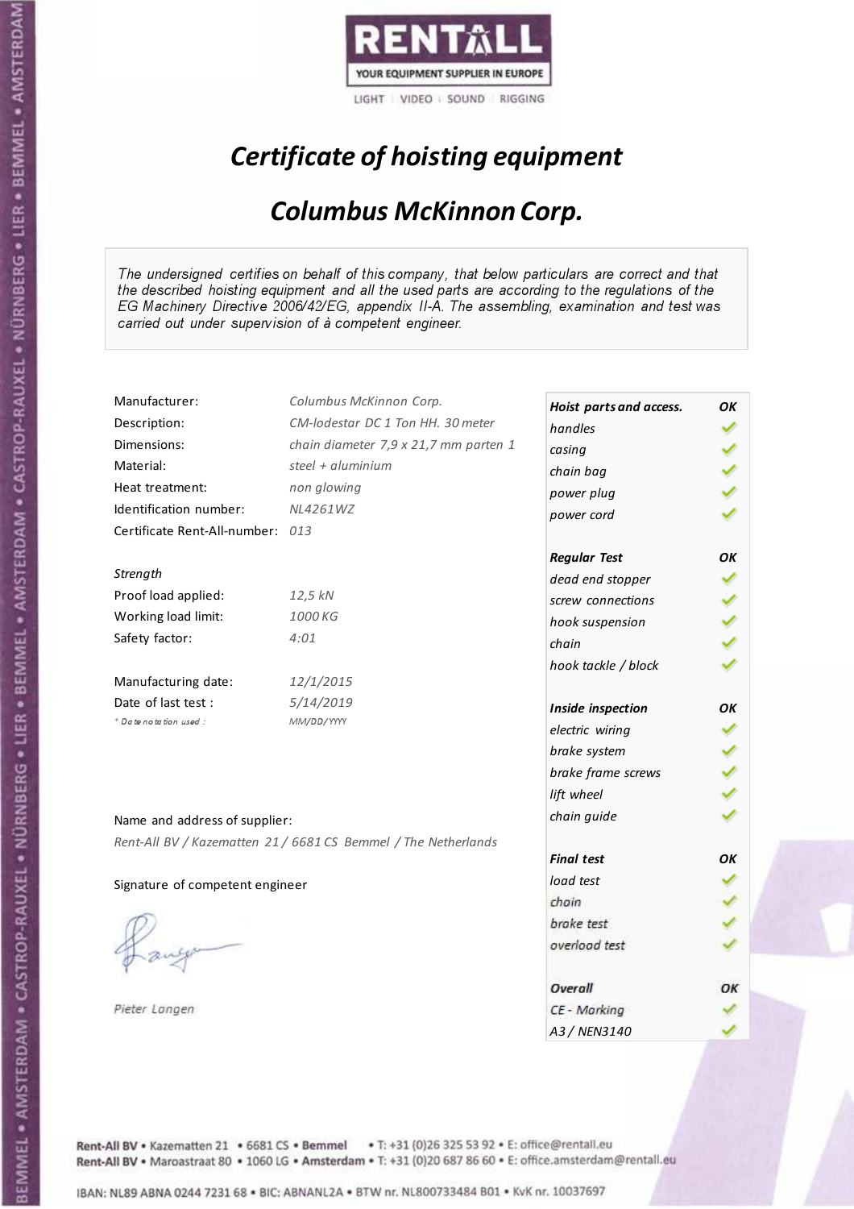RENTALL

YOUR EQUIPMENT SUPPLIER IN EUROPE

LIGHT | VIDEO | SOUND | RIGGING

# *Certificate of hoisting equipment*

## *Columbus McKinnon Corp.*

*The undersigned certifies on behalf of this company, that below particulars are correct and that the described hoisting equipment and all the used parts are according to the regulations of the EG Machinery Directive 2006/42/EG, appendix II-A. The assembling, examination and test was carried out under supervision of à competent engineer.*

| | |
|---|---|
| Manufacturer: | *Columbus McKinnon Corp.* |
| Description: | *CM-lodestar DC 1 Ton HH. 30 meter* |
| Dimensions: | *chain diameter 7,9 x 21,7 mm parten 1* |
| Material: | *steel + aluminium* |
| Heat treatment: | *non glowing* |
| Identification number: | *NL4261WZ* |
| Certificate Rent-All-number: | *013* |
| *Strength* | |
| Proof load applied: | *12,5 kN* |
| Working load limit: | *1000 KG* |
| Safety factor: | *4:01* |
| Manufacturing date: | *12/1/2015* |
| Date of last test : | *5/14/2019* |
| *\* Date notation used :* | *MM/DD/YYYY* |

| | |
|---|---|
| ***Hoist parts and access.*** | ***OK*** |
| *handles* | ✓ |
| *casing* | ✓ |
| *chain bag* | ✓ |
| *power plug* | ✓ |
| *power cord* | ✓ |
| ***Regular Test*** | ***OK*** |
| *dead end stopper* | ✓ |
| *screw connections* | ✓ |
| *hook suspension* | ✓ |
| *chain* | ✓ |
| *hook tackle / block* | ✓ |
| ***Inside inspection*** | ***OK*** |
| *electric wiring* | ✓ |
| *brake system* | ✓ |
| *brake frame screws* | ✓ |
| *lift wheel* | ✓ |
| *chain guide* | ✓ |
| ***Final test*** | ***OK*** |
| *load test* | ✓ |
| *chain* | ✓ |
| *brake test* | ✓ |
| *overload test* | ✓ |
| ***Overall*** | ***OK*** |
| *CE - Marking* | ✓ |
| *A3 / NEN3140* | ✓ |

Name and address of supplier:

*Rent-All BV / Kazematten 21 / 6681 CS Bemmel / The Netherlands*

Signature of competent engineer

*Pieter Langen*

Rent-All BV • Kazematten 21 • 6681 CS • Bemmel • T: +31 (0)26 325 53 92 • E: office@rentall.eu
Rent-All BV • Maroastraat 80 • 1060 LG • Amsterdam • T: +31 (0)20 687 86 60 • E: office.amsterdam@rentall.eu

IBAN: NL89 ABNA 0244 7231 68 • BIC: ABNANL2A • BTW nr. NL800733484 B01 • KvK nr. 10037697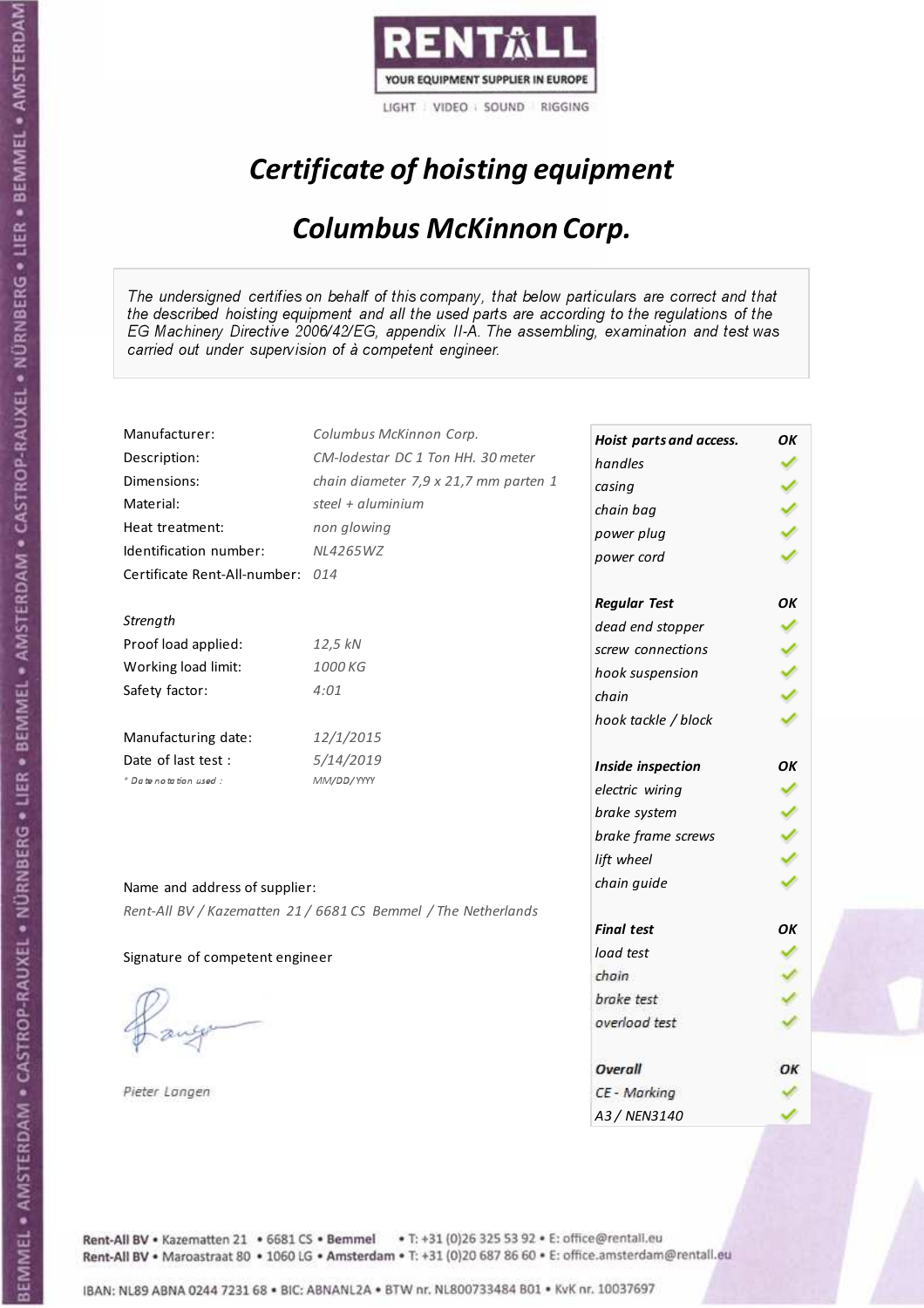RENTALL
YOUR EQUIPMENT SUPPLIER IN EUROPE
LIGHT | VIDEO | SOUND | RIGGING

# *Certificate of hoisting equipment*

## *Columbus McKinnon Corp.*

*The undersigned certifies on behalf of this company, that below particulars are correct and that the described hoisting equipment and all the used parts are according to the regulations of the EG Machinery Directive 2006/42/EG, appendix II-A. The assembling, examination and test was carried out under supervision of à competent engineer.*

| | |
|---|---|
| Manufacturer: | *Columbus McKinnon Corp.* |
| Description: | *CM-lodestar DC 1 Ton HH. 30 meter* |
| Dimensions: | *chain diameter 7,9 x 21,7 mm parten 1* |
| Material: | *steel + aluminium* |
| Heat treatment: | *non glowing* |
| Identification number: | *NL4265WZ* |
| Certificate Rent-All-number: | *014* |

*Strength*

| | |
|---|---|
| Proof load applied: | *12,5 kN* |
| Working load limit: | *1000 KG* |
| Safety factor: | *4:01* |

| | |
|---|---|
| Manufacturing date: | *12/1/2015* |
| Date of last test : | *5/14/2019* |
| *Date notation used :* | *MM/DD/YYYY* |

| ***Hoist parts and access.*** | ***OK*** |
|---|---|
| *handles* | ✓ |
| *casing* | ✓ |
| *chain bag* | ✓ |
| *power plug* | ✓ |
| *power cord* | ✓ |
| ***Regular Test*** | ***OK*** |
| *dead end stopper* | ✓ |
| *screw connections* | ✓ |
| *hook suspension* | ✓ |
| *chain* | ✓ |
| *hook tackle / block* | ✓ |
| ***Inside inspection*** | ***OK*** |
| *electric wiring* | ✓ |
| *brake system* | ✓ |
| *brake frame screws* | ✓ |
| *lift wheel* | ✓ |
| *chain guide* | ✓ |
| ***Final test*** | ***OK*** |
| *load test* | ✓ |
| *chain* | ✓ |
| *brake test* | ✓ |
| *overload test* | ✓ |
| ***Overall*** | ***OK*** |
| *CE - Marking* | ✓ |
| *A3 / NEN3140* | ✓ |

Name and address of supplier:

*Rent-All BV / Kazematten 21 / 6681 CS Bemmel / The Netherlands*

Signature of competent engineer

*Pieter Langen*

Rent-All BV • Kazematten 21 • 6681 CS • Bemmel • T: +31 (0)26 325 53 92 • E: office@rentall.eu
Rent-All BV • Maroastraat 80 • 1060 LG • Amsterdam • T: +31 (0)20 687 86 60 • E: office.amsterdam@rentall.eu

IBAN: NL89 ABNA 0244 7231 68 • BIC: ABNANL2A • BTW nr. NL800733484 B01 • KvK nr. 10037697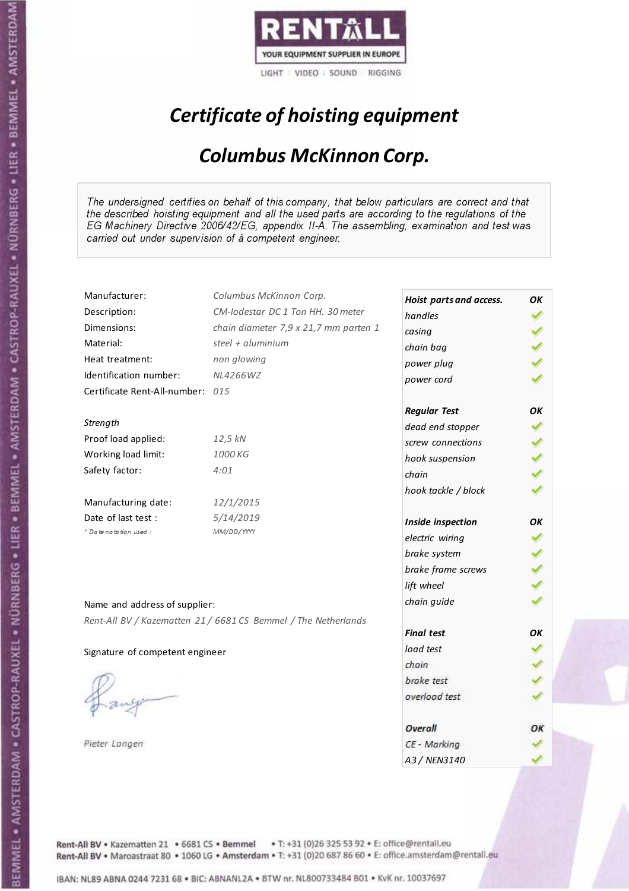RENTALL
YOUR EQUIPMENT SUPPLIER IN EUROPE
LIGHT | VIDEO | SOUND | RIGGING

# *Certificate of hoisting equipment*

## *Columbus McKinnon Corp.*

*The undersigned certifies on behalf of this company, that below particulars are correct and that the described hoisting equipment and all the used parts are according to the regulations of the EG Machinery Directive 2006/42/EG, appendix II-A. The assembling, examination and test was carried out under supervision of à competent engineer.*

| | |
|---|---|
| Manufacturer: | *Columbus McKinnon Corp.* |
| Description: | *CM-lodestar DC 1 Ton HH. 30 meter* |
| Dimensions: | *chain diameter 7,9 x 21,7 mm parten 1* |
| Material: | *steel + aluminium* |
| Heat treatment: | *non glowing* |
| Identification number: | *NL4266WZ* |
| Certificate Rent-All-number: | *015* |

*Strength*

| | |
|---|---|
| Proof load applied: | *12,5 kN* |
| Working load limit: | *1000 KG* |
| Safety factor: | *4:01* |

| | |
|---|---|
| Manufacturing date: | *12/1/2015* |
| Date of last test : | *5/14/2019* |
| *\* Date notation used :* | *MM/DD/YYYY* |

| Check | Result |
|---|---|
| ***Hoist parts and access.*** | ***OK*** |
| *handles* | ✓ |
| *casing* | ✓ |
| *chain bag* | ✓ |
| *power plug* | ✓ |
| *power cord* | ✓ |
| ***Regular Test*** | ***OK*** |
| *dead end stopper* | ✓ |
| *screw connections* | ✓ |
| *hook suspension* | ✓ |
| *chain* | ✓ |
| *hook tackle / block* | ✓ |
| ***Inside inspection*** | ***OK*** |
| *electric wiring* | ✓ |
| *brake system* | ✓ |
| *brake frame screws* | ✓ |
| *lift wheel* | ✓ |
| *chain guide* | ✓ |
| ***Final test*** | ***OK*** |
| *load test* | ✓ |
| *chain* | ✓ |
| *brake test* | ✓ |
| *overload test* | ✓ |
| ***Overall*** | ***OK*** |
| *CE - Marking* | ✓ |
| *A3 / NEN3140* | ✓ |

Name and address of supplier:

*Rent-All BV / Kazematten 21 / 6681 CS Bemmel / The Netherlands*

Signature of competent engineer

*Pieter Langen*

Rent-All BV • Kazematten 21 • 6681 CS • **Bemmel** • T: +31 (0)26 325 53 92 • E: office@rentall.eu
Rent-All BV • Maroastraat 80 • 1060 LG • **Amsterdam** • T: +31 (0)20 687 86 60 • E: office.amsterdam@rentall.eu

IBAN: NL89 ABNA 0244 7231 68 • BIC: ABNANL2A • BTW nr. NL800733484 B01 • KvK nr. 10037697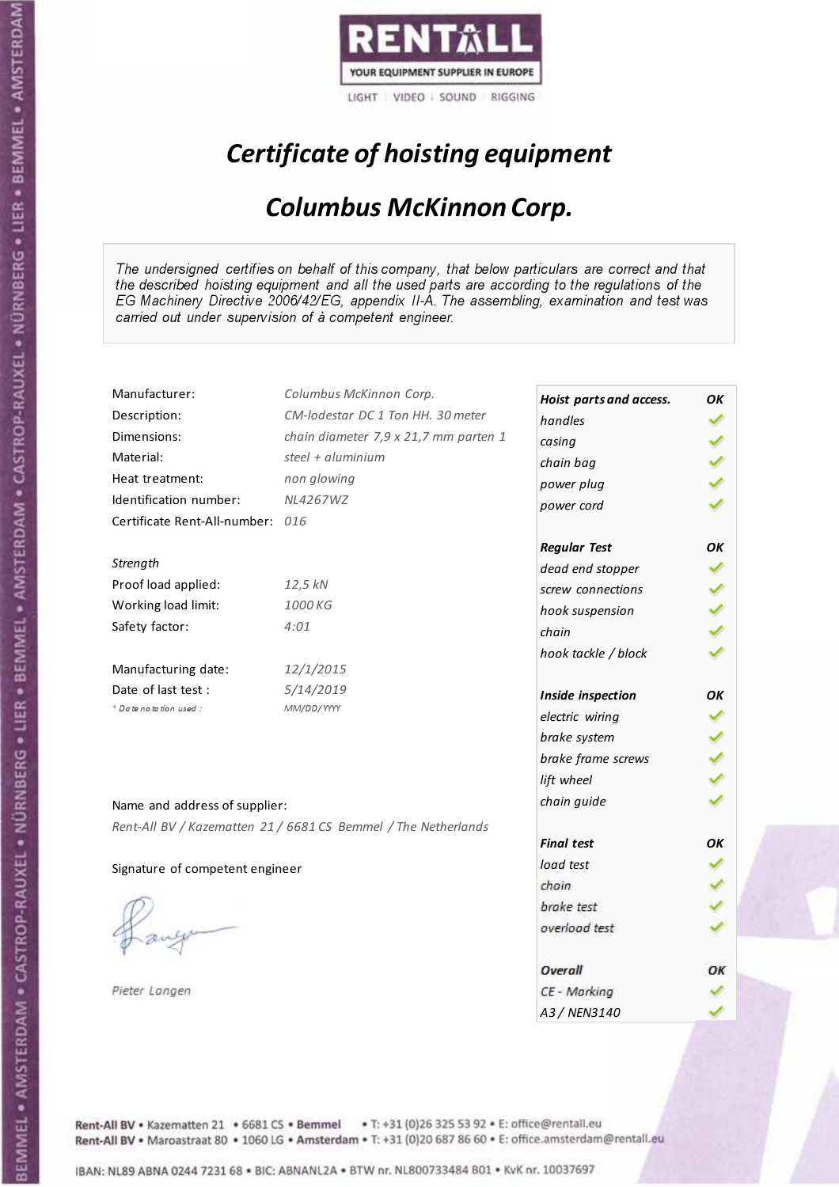RENTALL
YOUR EQUIPMENT SUPPLIER IN EUROPE
LIGHT | VIDEO | SOUND | RIGGING

# *Certificate of hoisting equipment*

## *Columbus McKinnon Corp.*

*The undersigned certifies on behalf of this company, that below particulars are correct and that the described hoisting equipment and all the used parts are according to the regulations of the EG Machinery Directive 2006/42/EG, appendix II-A. The assembling, examination and test was carried out under supervision of à competent engineer.*

| | |
|---|---|
| Manufacturer: | *Columbus McKinnon Corp.* |
| Description: | *CM-lodestar DC 1 Ton HH. 30 meter* |
| Dimensions: | *chain diameter 7,9 x 21,7 mm parten 1* |
| Material: | *steel + aluminium* |
| Heat treatment: | *non glowing* |
| Identification number: | *NL4267WZ* |
| Certificate Rent-All-number: | *016* |

*Strength*

| | |
|---|---|
| Proof load applied: | *12,5 kN* |
| Working load limit: | *1000 KG* |
| Safety factor: | *4:01* |

| | |
|---|---|
| Manufacturing date: | *12/1/2015* |
| Date of last test : | *5/14/2019* |
| *\* Date notation used :* | *MM/DD/YYYY* |

| ***Hoist parts and access.*** | ***OK*** |
|---|---|
| *handles* | ✓ |
| *casing* | ✓ |
| *chain bag* | ✓ |
| *power plug* | ✓ |
| *power cord* | ✓ |
| ***Regular Test*** | ***OK*** |
| *dead end stopper* | ✓ |
| *screw connections* | ✓ |
| *hook suspension* | ✓ |
| *chain* | ✓ |
| *hook tackle / block* | ✓ |
| ***Inside inspection*** | ***OK*** |
| *electric wiring* | ✓ |
| *brake system* | ✓ |
| *brake frame screws* | ✓ |
| *lift wheel* | ✓ |
| *chain guide* | ✓ |
| ***Final test*** | ***OK*** |
| *load test* | ✓ |
| *chain* | ✓ |
| *brake test* | ✓ |
| *overload test* | ✓ |
| ***Overall*** | ***OK*** |
| *CE - Marking* | ✓ |
| *A3 / NEN3140* | ✓ |

Name and address of supplier:

*Rent-All BV / Kazematten 21 / 6681 CS Bemmel / The Netherlands*

Signature of competent engineer

*Pieter Langen*

Rent-All BV • Kazematten 21 • 6681 CS • **Bemmel** • T: +31 (0)26 325 53 92 • E: office@rentall.eu
Rent-All BV • Maroastraat 80 • 1060 LG • **Amsterdam** • T: +31 (0)20 687 86 60 • E: office.amsterdam@rentall.eu

IBAN: NL89 ABNA 0244 7231 68 • BIC: ABNANL2A • BTW nr. NL800733484 B01 • KvK nr. 10037697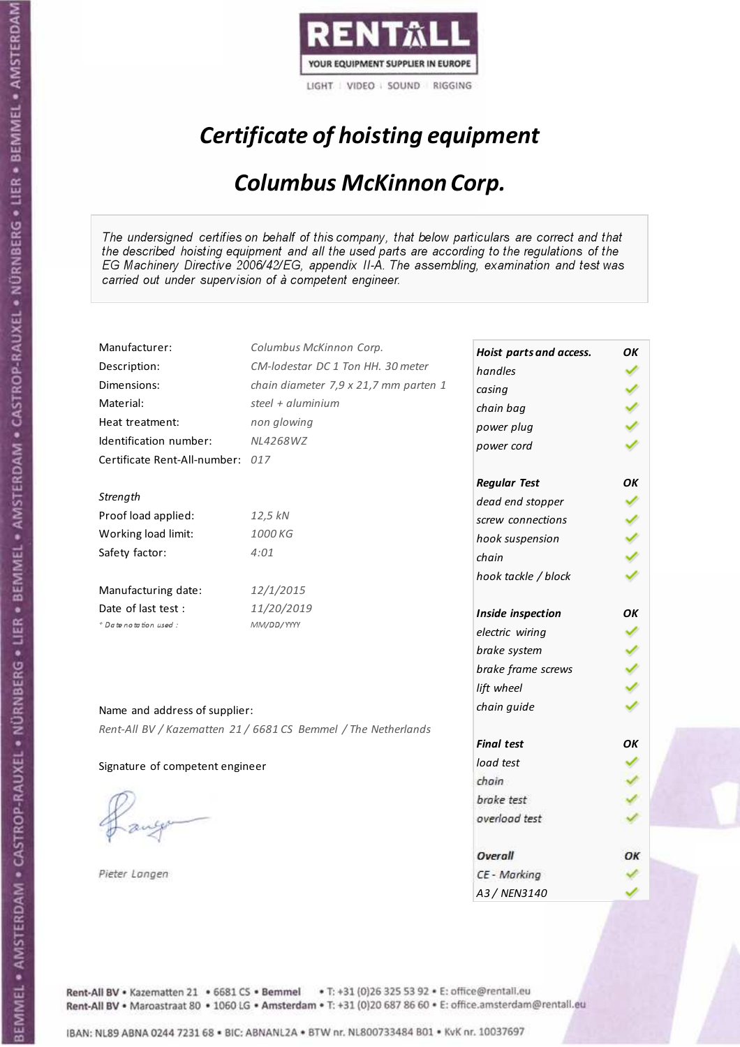RENTALL
YOUR EQUIPMENT SUPPLIER IN EUROPE
LIGHT | VIDEO | SOUND | RIGGING

# *Certificate of hoisting equipment*

## *Columbus McKinnon Corp.*

*The undersigned certifies on behalf of this company, that below particulars are correct and that the described hoisting equipment and all the used parts are according to the regulations of the EG Machinery Directive 2006/42/EG, appendix II-A. The assembling, examination and test was carried out under supervision of à competent engineer.*

| | |
|---|---|
| Manufacturer: | *Columbus McKinnon Corp.* |
| Description: | *CM-lodestar DC 1 Ton HH. 30 meter* |
| Dimensions: | *chain diameter 7,9 x 21,7 mm parten 1* |
| Material: | *steel + aluminium* |
| Heat treatment: | *non glowing* |
| Identification number: | *NL4268WZ* |
| Certificate Rent-All-number: | *017* |

*Strength*

| | |
|---|---|
| Proof load applied: | *12,5 kN* |
| Working load limit: | *1000 KG* |
| Safety factor: | *4:01* |

| | |
|---|---|
| Manufacturing date: | *12/1/2015* |
| Date of last test : | *11/20/2019* |
| *\* Date notation used :* | *MM/DD/YYYY* |

| ***Hoist parts and access.*** | ***OK*** |
|---|---|
| *handles* | ✓ |
| *casing* | ✓ |
| *chain bag* | ✓ |
| *power plug* | ✓ |
| *power cord* | ✓ |
| ***Regular Test*** | ***OK*** |
| *dead end stopper* | ✓ |
| *screw connections* | ✓ |
| *hook suspension* | ✓ |
| *chain* | ✓ |
| *hook tackle / block* | ✓ |
| ***Inside inspection*** | ***OK*** |
| *electric wiring* | ✓ |
| *brake system* | ✓ |
| *brake frame screws* | ✓ |
| *lift wheel* | ✓ |
| *chain guide* | ✓ |
| ***Final test*** | ***OK*** |
| *load test* | ✓ |
| *chain* | ✓ |
| *brake test* | ✓ |
| *overload test* | ✓ |
| ***Overall*** | ***OK*** |
| *CE - Marking* | ✓ |
| *A3 / NEN3140* | ✓ |

Name and address of supplier:

*Rent-All BV / Kazematten 21 / 6681 CS Bemmel / The Netherlands*

Signature of competent engineer

*Pieter Langen*

Rent-All BV • Kazematten 21 • 6681 CS • Bemmel • T: +31 (0)26 325 53 92 • E: office@rentall.eu
Rent-All BV • Maroastraat 80 • 1060 LG • Amsterdam • T: +31 (0)20 687 86 60 • E: office.amsterdam@rentall.eu

IBAN: NL89 ABNA 0244 7231 68 • BIC: ABNANL2A • BTW nr. NL800733484 B01 • KvK nr. 10037697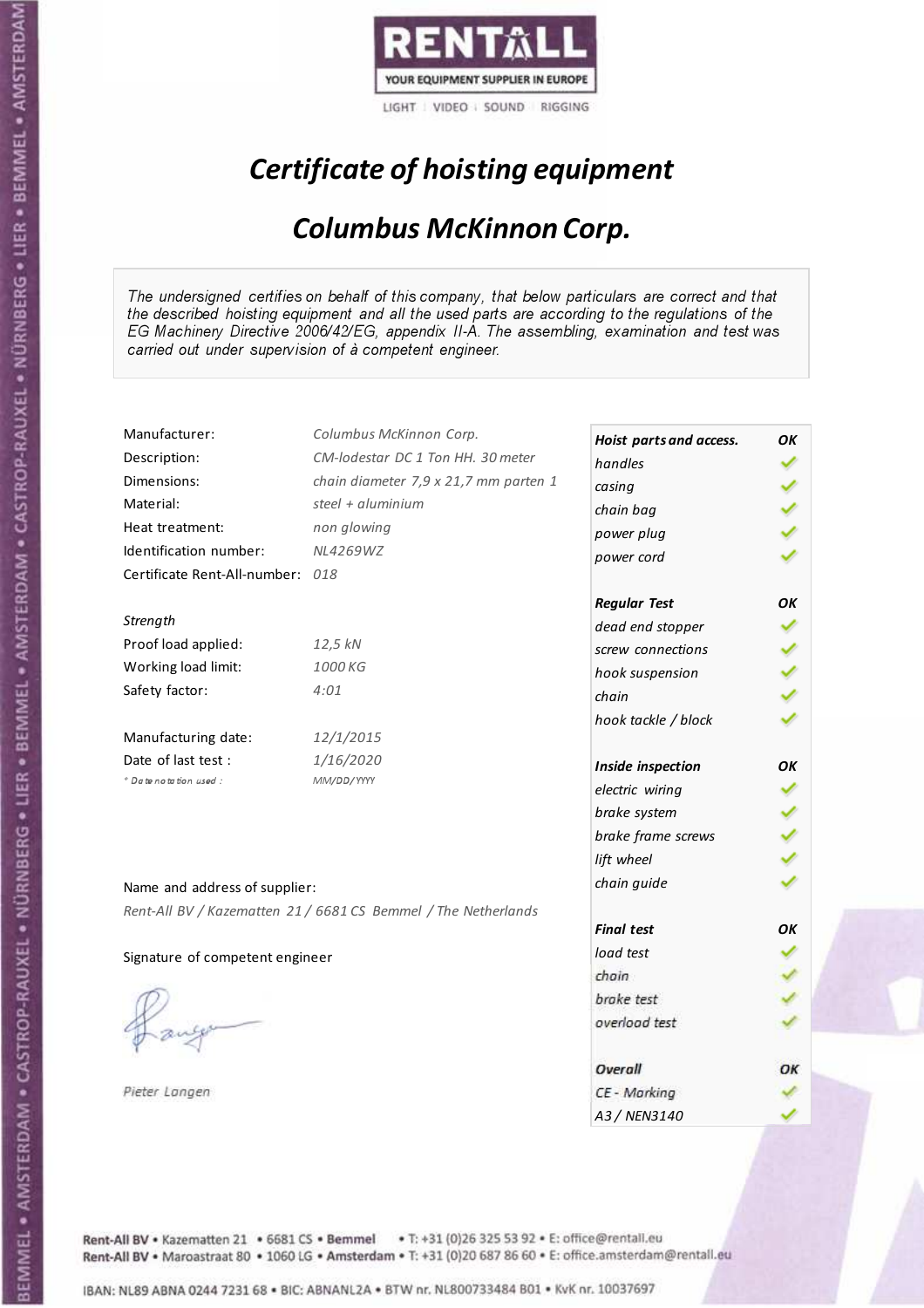RENTALL
YOUR EQUIPMENT SUPPLIER IN EUROPE
LIGHT | VIDEO | SOUND | RIGGING

# *Certificate of hoisting equipment*

## *Columbus McKinnon Corp.*

*The undersigned certifies on behalf of this company, that below particulars are correct and that the described hoisting equipment and all the used parts are according to the regulations of the EG Machinery Directive 2006/42/EG, appendix II-A. The assembling, examination and test was carried out under supervision of à competent engineer.*

| | |
|---|---|
| Manufacturer: | *Columbus McKinnon Corp.* |
| Description: | *CM-lodestar DC 1 Ton HH. 30 meter* |
| Dimensions: | *chain diameter 7,9 x 21,7 mm parten 1* |
| Material: | *steel + aluminium* |
| Heat treatment: | *non glowing* |
| Identification number: | *NL4269WZ* |
| Certificate Rent-All-number: | *018* |

*Strength*

| | |
|---|---|
| Proof load applied: | *12,5 kN* |
| Working load limit: | *1000 KG* |
| Safety factor: | *4:01* |

| | |
|---|---|
| Manufacturing date: | *12/1/2015* |
| Date of last test : | *1/16/2020* |
| * Date notation used : | *MM/DD/YYYY* |

| **Hoist parts and access.** | **OK** |
|---|---|
| *handles* | ✓ |
| *casing* | ✓ |
| *chain bag* | ✓ |
| *power plug* | ✓ |
| *power cord* | ✓ |
| **Regular Test** | **OK** |
| *dead end stopper* | ✓ |
| *screw connections* | ✓ |
| *hook suspension* | ✓ |
| *chain* | ✓ |
| *hook tackle / block* | ✓ |
| **Inside inspection** | **OK** |
| *electric wiring* | ✓ |
| *brake system* | ✓ |
| *brake frame screws* | ✓ |
| *lift wheel* | ✓ |
| *chain guide* | ✓ |
| **Final test** | **OK** |
| *load test* | ✓ |
| *chain* | ✓ |
| *brake test* | ✓ |
| *overload test* | ✓ |
| **Overall** | **OK** |
| *CE - Marking* | ✓ |
| *A3 / NEN3140* | ✓ |

Name and address of supplier:

*Rent-All BV / Kazematten 21 / 6681 CS Bemmel / The Netherlands*

Signature of competent engineer

*Pieter Langen*

Rent-All BV • Kazematten 21 • 6681 CS • Bemmel • T: +31 (0)26 325 53 92 • E: office@rentall.eu
Rent-All BV • Maroastraat 80 • 1060 LG • Amsterdam • T: +31 (0)20 687 86 60 • E: office.amsterdam@rentall.eu

IBAN: NL89 ABNA 0244 7231 68 • BIC: ABNANL2A • BTW nr. NL800733484 B01 • KvK nr. 10037697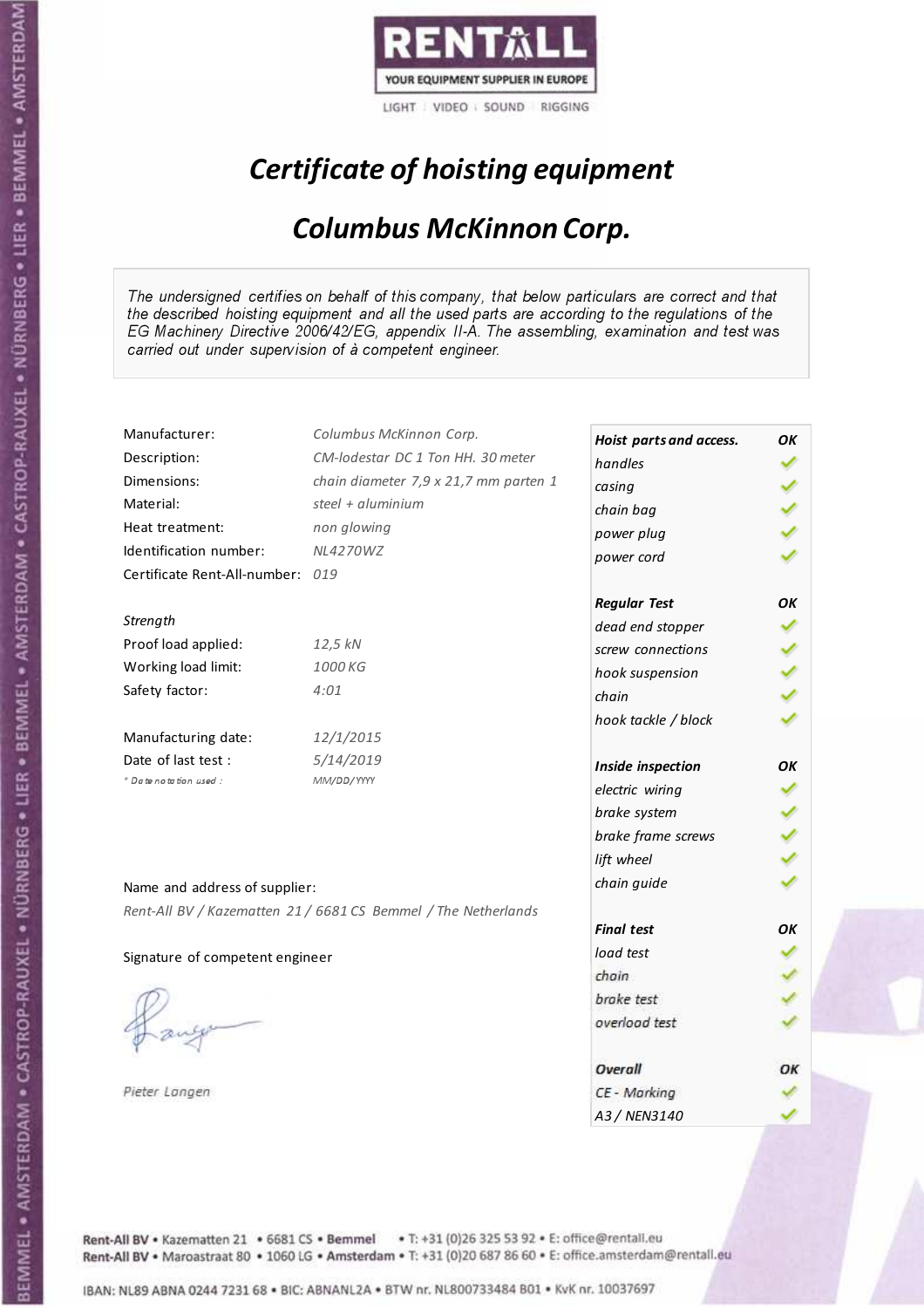RENTALL
YOUR EQUIPMENT SUPPLIER IN EUROPE
LIGHT | VIDEO | SOUND | RIGGING

# *Certificate of hoisting equipment*

## *Columbus McKinnon Corp.*

*The undersigned certifies on behalf of this company, that below particulars are correct and that the described hoisting equipment and all the used parts are according to the regulations of the EG Machinery Directive 2006/42/EG, appendix II-A. The assembling, examination and test was carried out under supervision of à competent engineer.*

| | |
|---|---|
| Manufacturer: | *Columbus McKinnon Corp.* |
| Description: | *CM-lodestar DC 1 Ton HH. 30 meter* |
| Dimensions: | *chain diameter 7,9 x 21,7 mm parten 1* |
| Material: | *steel + aluminium* |
| Heat treatment: | *non glowing* |
| Identification number: | *NL4270WZ* |
| Certificate Rent-All-number: | *019* |

*Strength*

| | |
|---|---|
| Proof load applied: | *12,5 kN* |
| Working load limit: | *1000 KG* |
| Safety factor: | *4:01* |

| | |
|---|---|
| Manufacturing date: | *12/1/2015* |
| Date of last test : | *5/14/2019* |
| * Date notation used : | *MM/DD/YYYY* |

| ***Hoist parts and access.*** | ***OK*** |
|---|---|
| *handles* | ✓ |
| *casing* | ✓ |
| *chain bag* | ✓ |
| *power plug* | ✓ |
| *power cord* | ✓ |
| ***Regular Test*** | ***OK*** |
| *dead end stopper* | ✓ |
| *screw connections* | ✓ |
| *hook suspension* | ✓ |
| *chain* | ✓ |
| *hook tackle / block* | ✓ |
| ***Inside inspection*** | ***OK*** |
| *electric wiring* | ✓ |
| *brake system* | ✓ |
| *brake frame screws* | ✓ |
| *lift wheel* | ✓ |
| *chain guide* | ✓ |
| ***Final test*** | ***OK*** |
| *load test* | ✓ |
| *chain* | ✓ |
| *brake test* | ✓ |
| *overload test* | ✓ |
| ***Overall*** | ***OK*** |
| *CE - Marking* | ✓ |
| *A3 / NEN3140* | ✓ |

Name and address of supplier:

*Rent-All BV / Kazematten 21 / 6681 CS Bemmel / The Netherlands*

Signature of competent engineer

*Pieter Langen*

Rent-All BV • Kazematten 21 • 6681 CS • Bemmel • T: +31 (0)26 325 53 92 • E: office@rentall.eu
Rent-All BV • Maroastraat 80 • 1060 LG • Amsterdam • T: +31 (0)20 687 86 60 • E: office.amsterdam@rentall.eu

IBAN: NL89 ABNA 0244 7231 68 • BIC: ABNANL2A • BTW nr. NL800733484 B01 • KvK nr. 10037697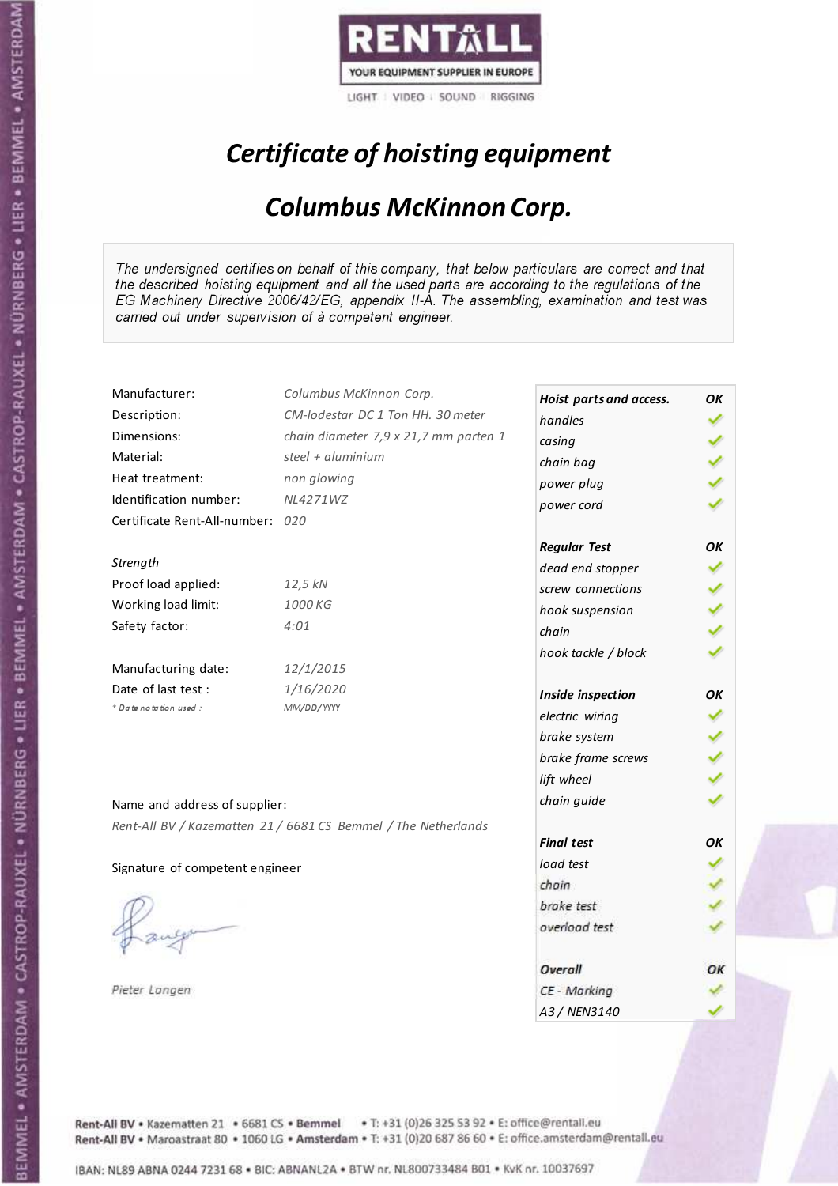RENTALL
YOUR EQUIPMENT SUPPLIER IN EUROPE
LIGHT | VIDEO | SOUND | RIGGING

# *Certificate of hoisting equipment*

## *Columbus McKinnon Corp.*

*The undersigned certifies on behalf of this company, that below particulars are correct and that the described hoisting equipment and all the used parts are according to the regulations of the EG Machinery Directive 2006/42/EG, appendix II-A. The assembling, examination and test was carried out under supervision of à competent engineer.*

| | |
|---|---|
| Manufacturer: | *Columbus McKinnon Corp.* |
| Description: | *CM-lodestar DC 1 Ton HH. 30 meter* |
| Dimensions: | *chain diameter 7,9 x 21,7 mm parten 1* |
| Material: | *steel + aluminium* |
| Heat treatment: | *non glowing* |
| Identification number: | *NL4271WZ* |
| Certificate Rent-All-number: | *020* |

*Strength*

| | |
|---|---|
| Proof load applied: | *12,5 kN* |
| Working load limit: | *1000 KG* |
| Safety factor: | *4:01* |

| | |
|---|---|
| Manufacturing date: | *12/1/2015* |
| Date of last test : | *1/16/2020* |
| *\* Date notation used :* | *MM/DD/YYYY* |

| ***Hoist parts and access.*** | ***OK*** |
|---|---|
| *handles* | ✓ |
| *casing* | ✓ |
| *chain bag* | ✓ |
| *power plug* | ✓ |
| *power cord* | ✓ |
| ***Regular Test*** | ***OK*** |
| *dead end stopper* | ✓ |
| *screw connections* | ✓ |
| *hook suspension* | ✓ |
| *chain* | ✓ |
| *hook tackle / block* | ✓ |
| ***Inside inspection*** | ***OK*** |
| *electric wiring* | ✓ |
| *brake system* | ✓ |
| *brake frame screws* | ✓ |
| *lift wheel* | ✓ |
| *chain guide* | ✓ |
| ***Final test*** | ***OK*** |
| *load test* | ✓ |
| *chain* | ✓ |
| *brake test* | ✓ |
| *overload test* | ✓ |
| ***Overall*** | ***OK*** |
| *CE - Marking* | ✓ |
| *A3 / NEN3140* | ✓ |

Name and address of supplier:

*Rent-All BV / Kazematten 21 / 6681 CS Bemmel / The Netherlands*

Signature of competent engineer

*Pieter Langen*

Rent-All BV • Kazematten 21 • 6681 CS • **Bemmel** • T: +31 (0)26 325 53 92 • E: office@rentall.eu
Rent-All BV • Maroastraat 80 • 1060 LG • **Amsterdam** • T: +31 (0)20 687 86 60 • E: office.amsterdam@rentall.eu

IBAN: NL89 ABNA 0244 7231 68 • BIC: ABNANL2A • BTW nr. NL800733484 B01 • KvK nr. 10037697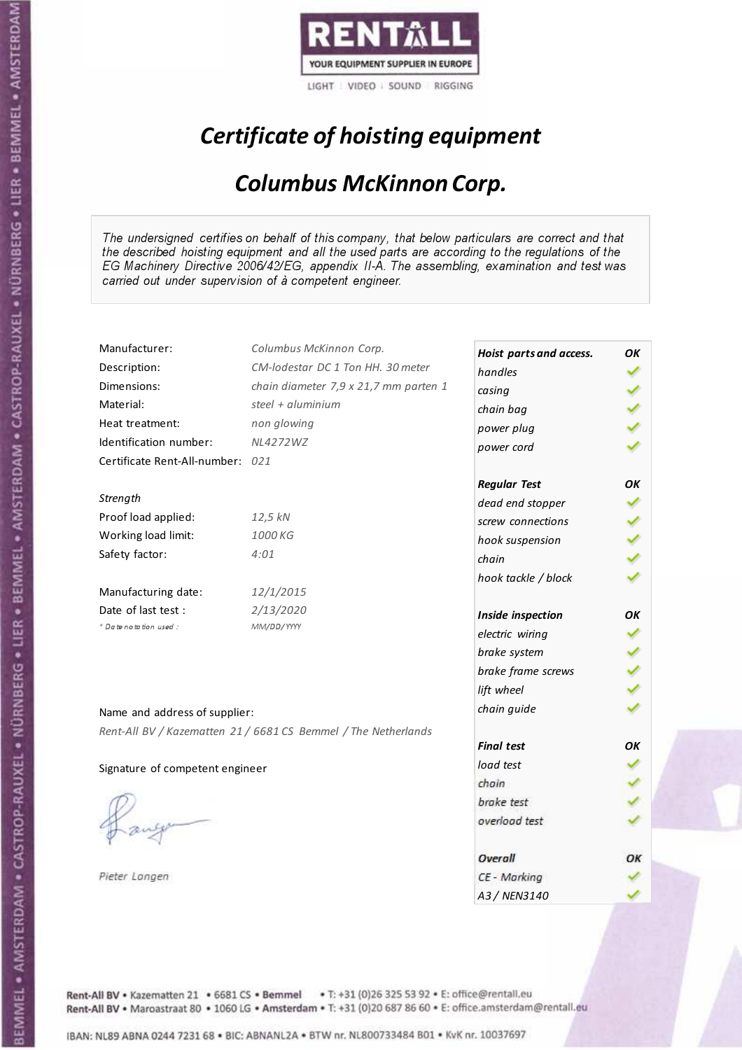RENTALL
YOUR EQUIPMENT SUPPLIER IN EUROPE
LIGHT | VIDEO | SOUND | RIGGING

# *Certificate of hoisting equipment*

## *Columbus McKinnon Corp.*

*The undersigned certifies on behalf of this company, that below particulars are correct and that the described hoisting equipment and all the used parts are according to the regulations of the EG Machinery Directive 2006/42/EG, appendix II-A. The assembling, examination and test was carried out under supervision of à competent engineer.*

| | |
|---|---|
| Manufacturer: | *Columbus McKinnon Corp.* |
| Description: | *CM-lodestar DC 1 Ton HH. 30 meter* |
| Dimensions: | *chain diameter 7,9 x 21,7 mm parten 1* |
| Material: | *steel + aluminium* |
| Heat treatment: | *non glowing* |
| Identification number: | *NL4272WZ* |
| Certificate Rent-All-number: | *021* |

*Strength*

| | |
|---|---|
| Proof load applied: | *12,5 kN* |
| Working load limit: | *1000 KG* |
| Safety factor: | *4:01* |

| | |
|---|---|
| Manufacturing date: | *12/1/2015* |
| Date of last test : | *2/13/2020* |
| *\* Date notation used :* | *MM/DD/YYYY* |

| **Hoist parts and access.** | **OK** |
|---|---|
| *handles* | ✓ |
| *casing* | ✓ |
| *chain bag* | ✓ |
| *power plug* | ✓ |
| *power cord* | ✓ |
| **Regular Test** | **OK** |
| *dead end stopper* | ✓ |
| *screw connections* | ✓ |
| *hook suspension* | ✓ |
| *chain* | ✓ |
| *hook tackle / block* | ✓ |
| **Inside inspection** | **OK** |
| *electric wiring* | ✓ |
| *brake system* | ✓ |
| *brake frame screws* | ✓ |
| *lift wheel* | ✓ |
| *chain guide* | ✓ |
| **Final test** | **OK** |
| *load test* | ✓ |
| *chain* | ✓ |
| *brake test* | ✓ |
| *overload test* | ✓ |
| **Overall** | **OK** |
| *CE - Marking* | ✓ |
| *A3 / NEN3140* | ✓ |

Name and address of supplier:

*Rent-All BV / Kazematten 21 / 6681 CS Bemmel / The Netherlands*

Signature of competent engineer

*Pieter Langen*

Rent-All BV • Kazematten 21 • 6681 CS • **Bemmel** • T: +31 (0)26 325 53 92 • E: office@rentall.eu
Rent-All BV • Maroastraat 80 • 1060 LG • **Amsterdam** • T: +31 (0)20 687 86 60 • E: office.amsterdam@rentall.eu

IBAN: NL89 ABNA 0244 7231 68 • BIC: ABNANL2A • BTW nr. NL800733484 B01 • KvK nr. 10037697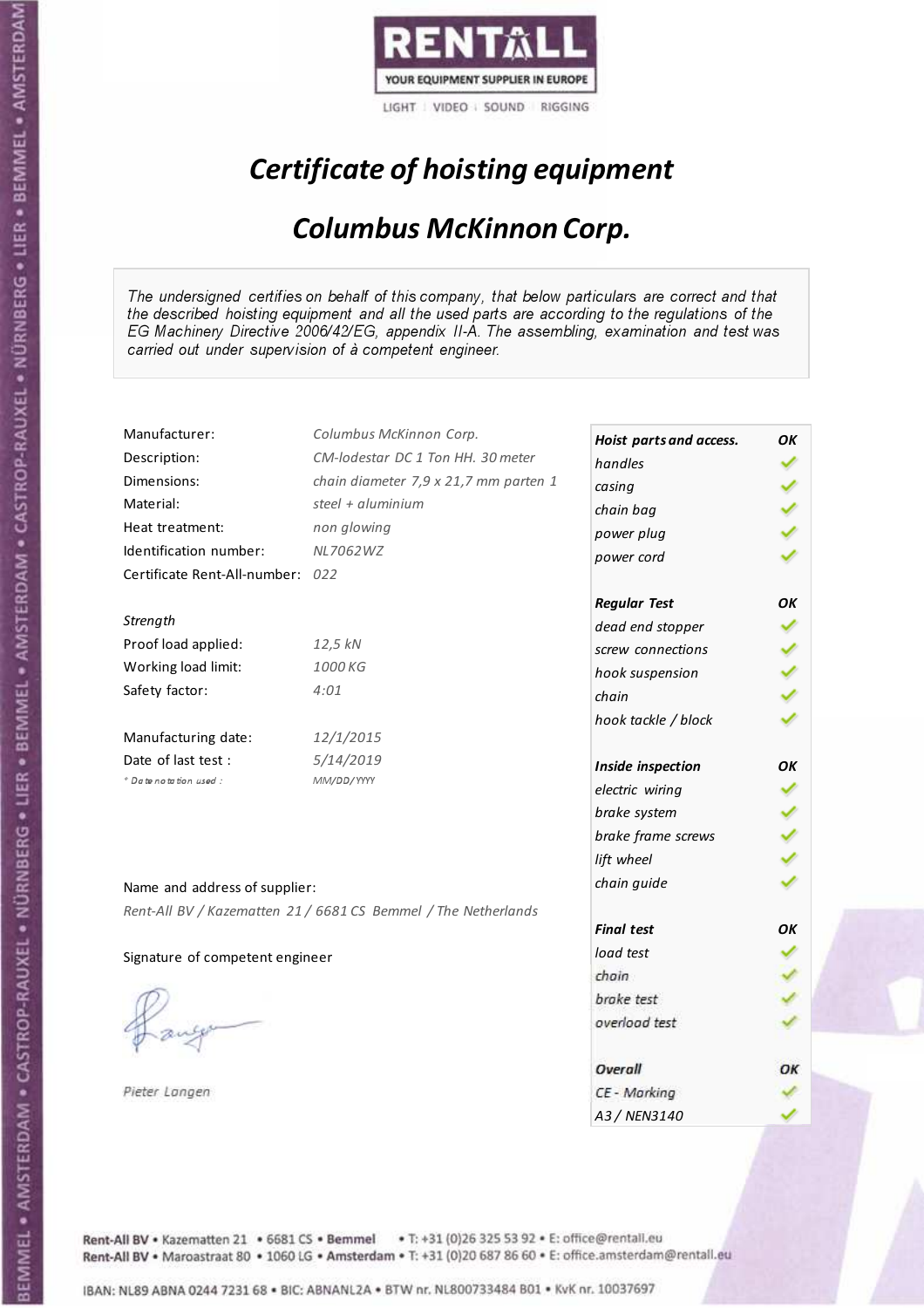RENTALL

YOUR EQUIPMENT SUPPLIER IN EUROPE

LIGHT | VIDEO | SOUND | RIGGING

# *Certificate of hoisting equipment*

## *Columbus McKinnon Corp.*

*The undersigned certifies on behalf of this company, that below particulars are correct and that the described hoisting equipment and all the used parts are according to the regulations of the EG Machinery Directive 2006/42/EG, appendix II-A. The assembling, examination and test was carried out under supervision of à competent engineer.*

| | |
|---|---|
| Manufacturer: | *Columbus McKinnon Corp.* |
| Description: | *CM-lodestar DC 1 Ton HH. 30 meter* |
| Dimensions: | *chain diameter 7,9 x 21,7 mm parten 1* |
| Material: | *steel + aluminium* |
| Heat treatment: | *non glowing* |
| Identification number: | *NL7062WZ* |
| Certificate Rent-All-number: | *022* |

*Strength*

| | |
|---|---|
| Proof load applied: | *12,5 kN* |
| Working load limit: | *1000 KG* |
| Safety factor: | *4:01* |

| | |
|---|---|
| Manufacturing date: | *12/1/2015* |
| Date of last test : | *5/14/2019* |
| *\* Date notation used :* | *MM/DD/YYYY* |

| **Hoist parts and access.** | **OK** |
|---|---|
| *handles* | ✓ |
| *casing* | ✓ |
| *chain bag* | ✓ |
| *power plug* | ✓ |
| *power cord* | ✓ |
| **Regular Test** | **OK** |
| *dead end stopper* | ✓ |
| *screw connections* | ✓ |
| *hook suspension* | ✓ |
| *chain* | ✓ |
| *hook tackle / block* | ✓ |
| **Inside inspection** | **OK** |
| *electric wiring* | ✓ |
| *brake system* | ✓ |
| *brake frame screws* | ✓ |
| *lift wheel* | ✓ |
| *chain guide* | ✓ |
| **Final test** | **OK** |
| *load test* | ✓ |
| *chain* | ✓ |
| *brake test* | ✓ |
| *overload test* | ✓ |
| **Overall** | **OK** |
| *CE - Marking* | ✓ |
| *A3 / NEN3140* | ✓ |

Name and address of supplier:

*Rent-All BV / Kazematten 21 / 6681 CS Bemmel / The Netherlands*

Signature of competent engineer

*Pieter Langen*

Rent-All BV • Kazematten 21 • 6681 CS • Bemmel • T: +31 (0)26 325 53 92 • E: office@rentall.eu
Rent-All BV • Maroastraat 80 • 1060 LG • Amsterdam • T: +31 (0)20 687 86 60 • E: office.amsterdam@rentall.eu

IBAN: NL89 ABNA 0244 7231 68 • BIC: ABNANL2A • BTW nr. NL800733484 B01 • KvK nr. 10037697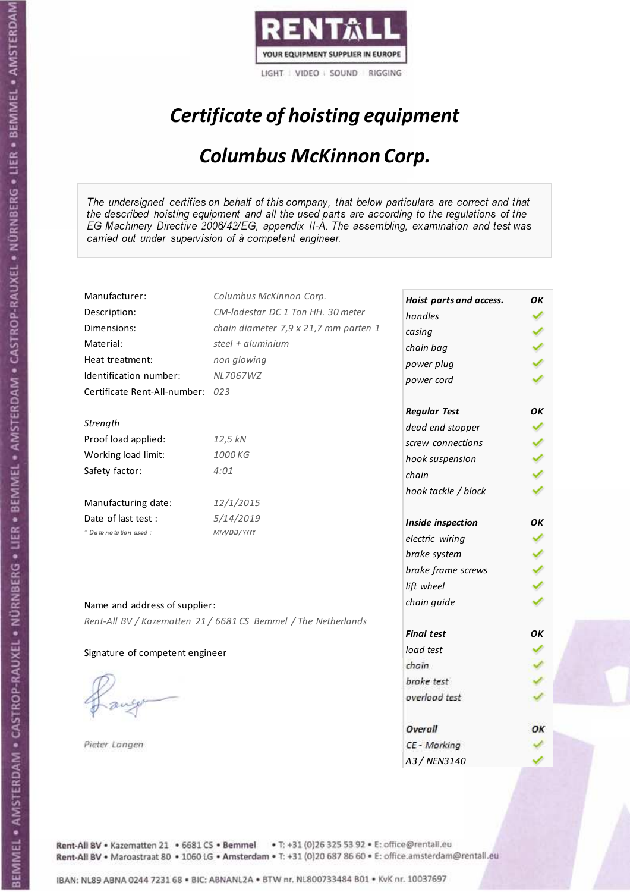RENTALL

YOUR EQUIPMENT SUPPLIER IN EUROPE

LIGHT | VIDEO | SOUND | RIGGING

# *Certificate of hoisting equipment*

## *Columbus McKinnon Corp.*

*The undersigned certifies on behalf of this company, that below particulars are correct and that the described hoisting equipment and all the used parts are according to the regulations of the EG Machinery Directive 2006/42/EG, appendix II-A. The assembling, examination and test was carried out under supervision of à competent engineer.*

| | |
|---|---|
| Manufacturer: | *Columbus McKinnon Corp.* |
| Description: | *CM-lodestar DC 1 Ton HH. 30 meter* |
| Dimensions: | *chain diameter 7,9 x 21,7 mm parten 1* |
| Material: | *steel + aluminium* |
| Heat treatment: | *non glowing* |
| Identification number: | *NL7067WZ* |
| Certificate Rent-All-number: | *023* |

*Strength*

| | |
|---|---|
| Proof load applied: | *12,5 kN* |
| Working load limit: | *1000 KG* |
| Safety factor: | *4:01* |

| | |
|---|---|
| Manufacturing date: | *12/1/2015* |
| Date of last test : | *5/14/2019* |
| *\* Date notation used :* | *MM/DD/YYYY* |

| ***Hoist parts and access.*** | ***OK*** |
|---|---|
| *handles* | ✓ |
| *casing* | ✓ |
| *chain bag* | ✓ |
| *power plug* | ✓ |
| *power cord* | ✓ |
| ***Regular Test*** | ***OK*** |
| *dead end stopper* | ✓ |
| *screw connections* | ✓ |
| *hook suspension* | ✓ |
| *chain* | ✓ |
| *hook tackle / block* | ✓ |
| ***Inside inspection*** | ***OK*** |
| *electric wiring* | ✓ |
| *brake system* | ✓ |
| *brake frame screws* | ✓ |
| *lift wheel* | ✓ |
| *chain guide* | ✓ |
| ***Final test*** | ***OK*** |
| *load test* | ✓ |
| *chain* | ✓ |
| *brake test* | ✓ |
| *overload test* | ✓ |
| ***Overall*** | ***OK*** |
| *CE - Marking* | ✓ |
| *A3 / NEN3140* | ✓ |

Name and address of supplier:

*Rent-All BV / Kazematten 21 / 6681 CS Bemmel / The Netherlands*

Signature of competent engineer

*Pieter Langen*

Rent-All BV • Kazematten 21 • 6681 CS • Bemmel • T: +31 (0)26 325 53 92 • E: office@rentall.eu
Rent-All BV • Maroastraat 80 • 1060 LG • Amsterdam • T: +31 (0)20 687 86 60 • E: office.amsterdam@rentall.eu

IBAN: NL89 ABNA 0244 7231 68 • BIC: ABNANL2A • BTW nr. NL800733484 B01 • KvK nr. 10037697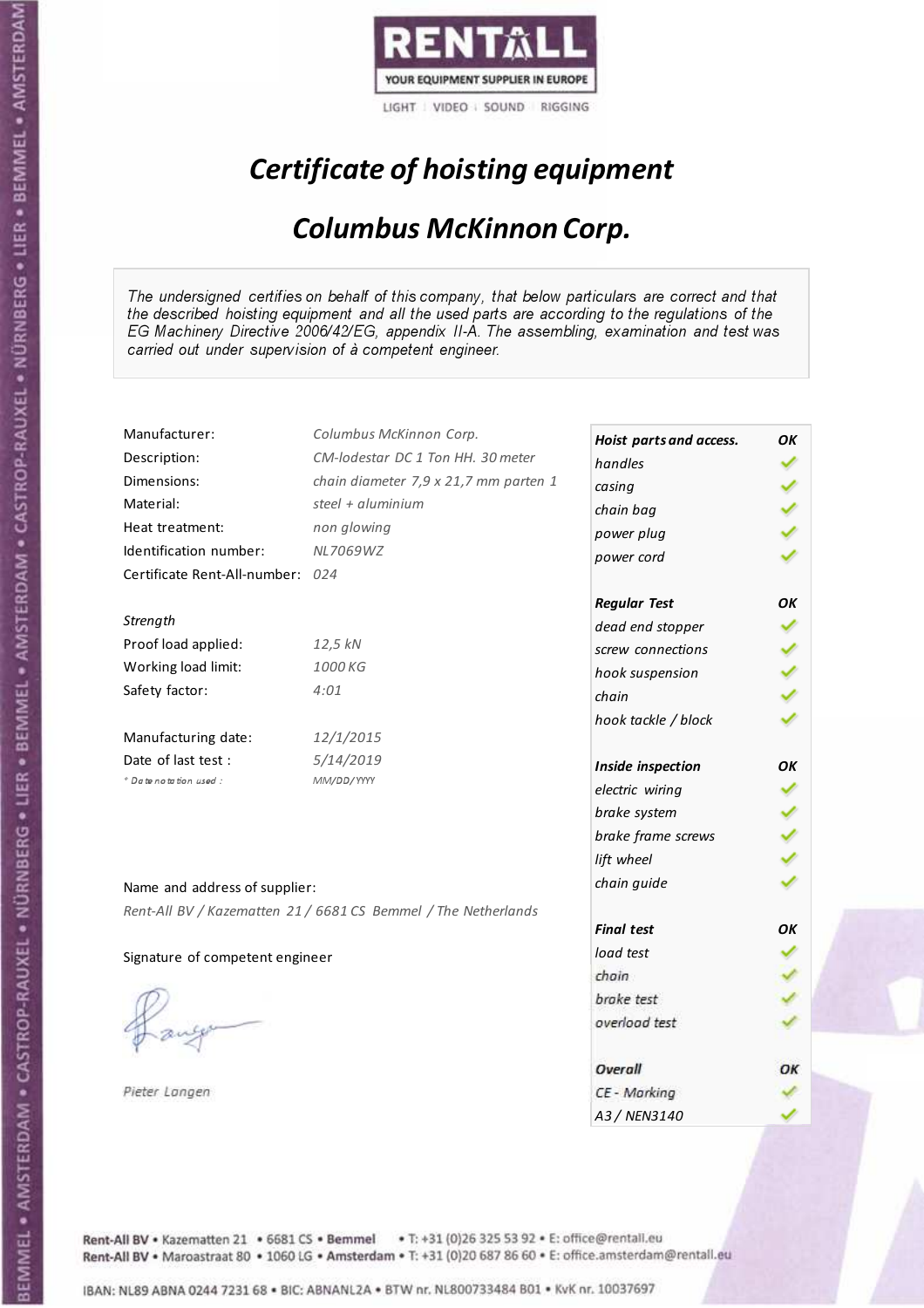RENTALL
YOUR EQUIPMENT SUPPLIER IN EUROPE
LIGHT | VIDEO | SOUND | RIGGING

# *Certificate of hoisting equipment*

## *Columbus McKinnon Corp.*

*The undersigned certifies on behalf of this company, that below particulars are correct and that the described hoisting equipment and all the used parts are according to the regulations of the EG Machinery Directive 2006/42/EG, appendix II-A. The assembling, examination and test was carried out under supervision of à competent engineer.*

| | |
|---|---|
| Manufacturer: | *Columbus McKinnon Corp.* |
| Description: | *CM-lodestar DC 1 Ton HH. 30 meter* |
| Dimensions: | *chain diameter 7,9 x 21,7 mm parten 1* |
| Material: | *steel + aluminium* |
| Heat treatment: | *non glowing* |
| Identification number: | *NL7069WZ* |
| Certificate Rent-All-number: | *024* |

*Strength*

| | |
|---|---|
| Proof load applied: | *12,5 kN* |
| Working load limit: | *1000 KG* |
| Safety factor: | *4:01* |

| | |
|---|---|
| Manufacturing date: | *12/1/2015* |
| Date of last test : | *5/14/2019* |
| *\* Date notation used :* | *MM/DD/YYYY* |

| ***Hoist parts and access.*** | ***OK*** |
|---|---|
| *handles* | ✓ |
| *casing* | ✓ |
| *chain bag* | ✓ |
| *power plug* | ✓ |
| *power cord* | ✓ |
| ***Regular Test*** | ***OK*** |
| *dead end stopper* | ✓ |
| *screw connections* | ✓ |
| *hook suspension* | ✓ |
| *chain* | ✓ |
| *hook tackle / block* | ✓ |
| ***Inside inspection*** | ***OK*** |
| *electric wiring* | ✓ |
| *brake system* | ✓ |
| *brake frame screws* | ✓ |
| *lift wheel* | ✓ |
| *chain guide* | ✓ |
| ***Final test*** | ***OK*** |
| *load test* | ✓ |
| *chain* | ✓ |
| *brake test* | ✓ |
| *overload test* | ✓ |
| ***Overall*** | ***OK*** |
| *CE - Marking* | ✓ |
| *A3 / NEN3140* | ✓ |

Name and address of supplier:

*Rent-All BV / Kazematten 21 / 6681 CS Bemmel / The Netherlands*

Signature of competent engineer

*Pieter Langen*

Rent-All BV • Kazematten 21 • 6681 CS • Bemmel • T: +31 (0)26 325 53 92 • E: office@rentall.eu
Rent-All BV • Maroastraat 80 • 1060 LG • Amsterdam • T: +31 (0)20 687 86 60 • E: office.amsterdam@rentall.eu

IBAN: NL89 ABNA 0244 7231 68 • BIC: ABNANL2A • BTW nr. NL800733484 B01 • KvK nr. 10037697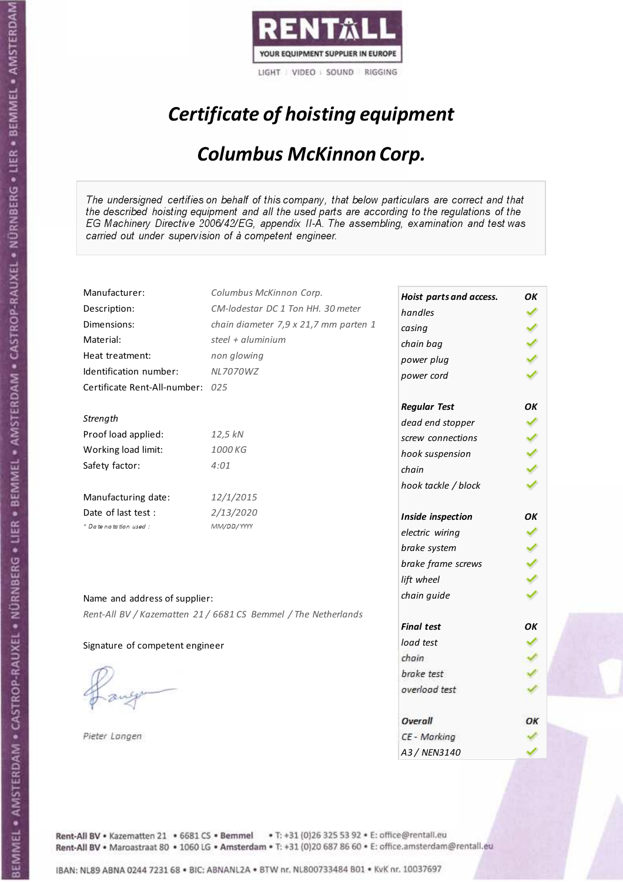RENTALL

YOUR EQUIPMENT SUPPLIER IN EUROPE

LIGHT | VIDEO | SOUND | RIGGING

# *Certificate of hoisting equipment*

## *Columbus McKinnon Corp.*

*The undersigned certifies on behalf of this company, that below particulars are correct and that the described hoisting equipment and all the used parts are according to the regulations of the EG Machinery Directive 2006/42/EG, appendix II-A. The assembling, examination and test was carried out under supervision of à competent engineer.*

| | |
|---|---|
| Manufacturer: | *Columbus McKinnon Corp.* |
| Description: | *CM-lodestar DC 1 Ton HH. 30 meter* |
| Dimensions: | *chain diameter 7,9 x 21,7 mm parten 1* |
| Material: | *steel + aluminium* |
| Heat treatment: | *non glowing* |
| Identification number: | *NL7070WZ* |
| Certificate Rent-All-number: | *025* |
| *Strength* | |
| Proof load applied: | *12,5 kN* |
| Working load limit: | *1000 KG* |
| Safety factor: | *4:01* |
| Manufacturing date: | *12/1/2015* |
| Date of last test : | *2/13/2020* |
| *\* Date notation used :* | *MM/DD/YYYY* |

| **Hoist parts and access.** | **OK** |
|---|---|
| *handles* | ✓ |
| *casing* | ✓ |
| *chain bag* | ✓ |
| *power plug* | ✓ |
| *power cord* | ✓ |
| **Regular Test** | **OK** |
| *dead end stopper* | ✓ |
| *screw connections* | ✓ |
| *hook suspension* | ✓ |
| *chain* | ✓ |
| *hook tackle / block* | ✓ |
| **Inside inspection** | **OK** |
| *electric wiring* | ✓ |
| *brake system* | ✓ |
| *brake frame screws* | ✓ |
| *lift wheel* | ✓ |
| *chain guide* | ✓ |
| **Final test** | **OK** |
| *load test* | ✓ |
| *chain* | ✓ |
| *brake test* | ✓ |
| *overload test* | ✓ |
| **Overall** | **OK** |
| *CE - Marking* | ✓ |
| *A3 / NEN3140* | ✓ |

Name and address of supplier:

*Rent-All BV / Kazematten 21 / 6681 CS Bemmel / The Netherlands*

Signature of competent engineer

*Pieter Langen*

Rent-All BV • Kazematten 21 • 6681 CS • Bemmel • T: +31 (0)26 325 53 92 • E: office@rentall.eu
Rent-All BV • Maroastraat 80 • 1060 LG • Amsterdam • T: +31 (0)20 687 86 60 • E: office.amsterdam@rentall.eu

IBAN: NL89 ABNA 0244 7231 68 • BIC: ABNANL2A • BTW nr. NL800733484 B01 • KvK nr. 10037697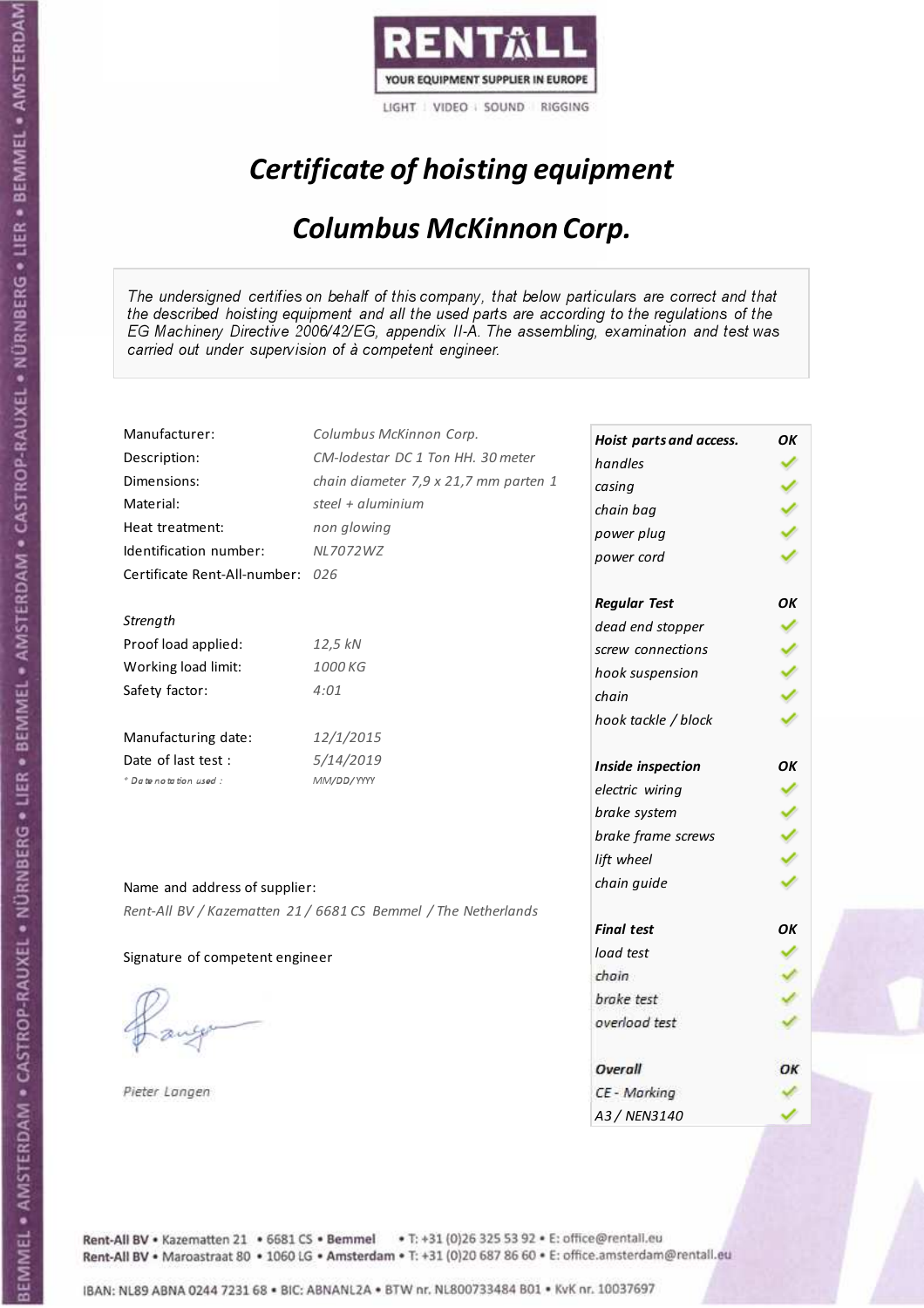RENTALL
YOUR EQUIPMENT SUPPLIER IN EUROPE
LIGHT | VIDEO | SOUND | RIGGING

# *Certificate of hoisting equipment*

## *Columbus McKinnon Corp.*

*The undersigned certifies on behalf of this company, that below particulars are correct and that the described hoisting equipment and all the used parts are according to the regulations of the EG Machinery Directive 2006/42/EG, appendix II-A. The assembling, examination and test was carried out under supervision of à competent engineer.*

| | |
|---|---|
| Manufacturer: | *Columbus McKinnon Corp.* |
| Description: | *CM-lodestar DC 1 Ton HH. 30 meter* |
| Dimensions: | *chain diameter 7,9 x 21,7 mm parten 1* |
| Material: | *steel + aluminium* |
| Heat treatment: | *non glowing* |
| Identification number: | *NL7072WZ* |
| Certificate Rent-All-number: | *026* |
| *Strength* | |
| Proof load applied: | *12,5 kN* |
| Working load limit: | *1000 KG* |
| Safety factor: | *4:01* |
| Manufacturing date: | *12/1/2015* |
| Date of last test : | *5/14/2019* |
| *\* Date notation used :* | *MM/DD/YYYY* |

| | |
|---|---|
| ***Hoist parts and access.*** | ***OK*** |
| *handles* | ✓ |
| *casing* | ✓ |
| *chain bag* | ✓ |
| *power plug* | ✓ |
| *power cord* | ✓ |
| ***Regular Test*** | ***OK*** |
| *dead end stopper* | ✓ |
| *screw connections* | ✓ |
| *hook suspension* | ✓ |
| *chain* | ✓ |
| *hook tackle / block* | ✓ |
| ***Inside inspection*** | ***OK*** |
| *electric wiring* | ✓ |
| *brake system* | ✓ |
| *brake frame screws* | ✓ |
| *lift wheel* | ✓ |
| *chain guide* | ✓ |
| ***Final test*** | ***OK*** |
| *load test* | ✓ |
| *chain* | ✓ |
| *brake test* | ✓ |
| *overload test* | ✓ |
| ***Overall*** | ***OK*** |
| *CE - Marking* | ✓ |
| *A3 / NEN3140* | ✓ |

Name and address of supplier:

*Rent-All BV / Kazematten 21 / 6681 CS Bemmel / The Netherlands*

Signature of competent engineer

*Pieter Langen*

Rent-All BV • Kazematten 21 • 6681 CS • Bemmel • T: +31 (0)26 325 53 92 • E: office@rentall.eu
Rent-All BV • Maroastraat 80 • 1060 LG • Amsterdam • T: +31 (0)20 687 86 60 • E: office.amsterdam@rentall.eu

IBAN: NL89 ABNA 0244 7231 68 • BIC: ABNANL2A • BTW nr. NL800733484 B01 • KvK nr. 10037697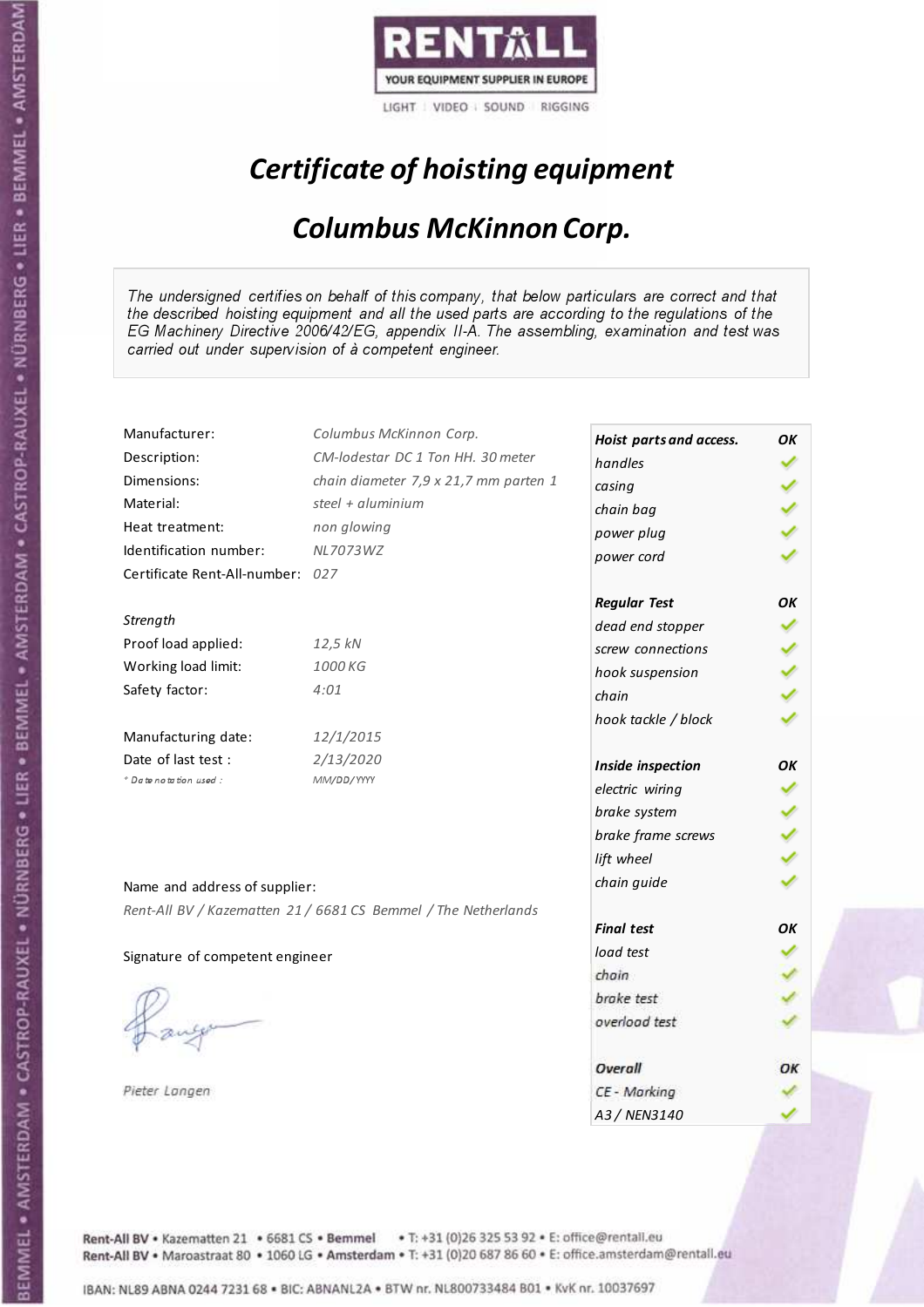RENTALL
YOUR EQUIPMENT SUPPLIER IN EUROPE
LIGHT | VIDEO | SOUND | RIGGING

# *Certificate of hoisting equipment*

## *Columbus McKinnon Corp.*

*The undersigned certifies on behalf of this company, that below particulars are correct and that the described hoisting equipment and all the used parts are according to the regulations of the EG Machinery Directive 2006/42/EG, appendix II-A. The assembling, examination and test was carried out under supervision of à competent engineer.*

| | |
|---|---|
| Manufacturer: | *Columbus McKinnon Corp.* |
| Description: | *CM-lodestar DC 1 Ton HH. 30 meter* |
| Dimensions: | *chain diameter 7,9 x 21,7 mm parten 1* |
| Material: | *steel + aluminium* |
| Heat treatment: | *non glowing* |
| Identification number: | *NL7073WZ* |
| Certificate Rent-All-number: | *027* |

*Strength*

| | |
|---|---|
| Proof load applied: | *12,5 kN* |
| Working load limit: | *1000 KG* |
| Safety factor: | *4:01* |

| | |
|---|---|
| Manufacturing date: | *12/1/2015* |
| Date of last test : | *2/13/2020* |
| * Date notation used : | *MM/DD/YYYY* |

| ***Hoist parts and access.*** | ***OK*** |
|---|---|
| *handles* | ✓ |
| *casing* | ✓ |
| *chain bag* | ✓ |
| *power plug* | ✓ |
| *power cord* | ✓ |
| ***Regular Test*** | ***OK*** |
| *dead end stopper* | ✓ |
| *screw connections* | ✓ |
| *hook suspension* | ✓ |
| *chain* | ✓ |
| *hook tackle / block* | ✓ |
| ***Inside inspection*** | ***OK*** |
| *electric wiring* | ✓ |
| *brake system* | ✓ |
| *brake frame screws* | ✓ |
| *lift wheel* | ✓ |
| *chain guide* | ✓ |
| ***Final test*** | ***OK*** |
| *load test* | ✓ |
| *chain* | ✓ |
| *brake test* | ✓ |
| *overload test* | ✓ |
| ***Overall*** | ***OK*** |
| *CE - Marking* | ✓ |
| *A3 / NEN3140* | ✓ |

Name and address of supplier:

*Rent-All BV / Kazematten 21 / 6681 CS Bemmel / The Netherlands*

Signature of competent engineer

*Pieter Langen*

Rent-All BV • Kazematten 21 • 6681 CS • Bemmel • T: +31 (0)26 325 53 92 • E: office@rentall.eu
Rent-All BV • Maroastraat 80 • 1060 LG • Amsterdam • T: +31 (0)20 687 86 60 • E: office.amsterdam@rentall.eu

IBAN: NL89 ABNA 0244 7231 68 • BIC: ABNANL2A • BTW nr. NL800733484 B01 • KvK nr. 10037697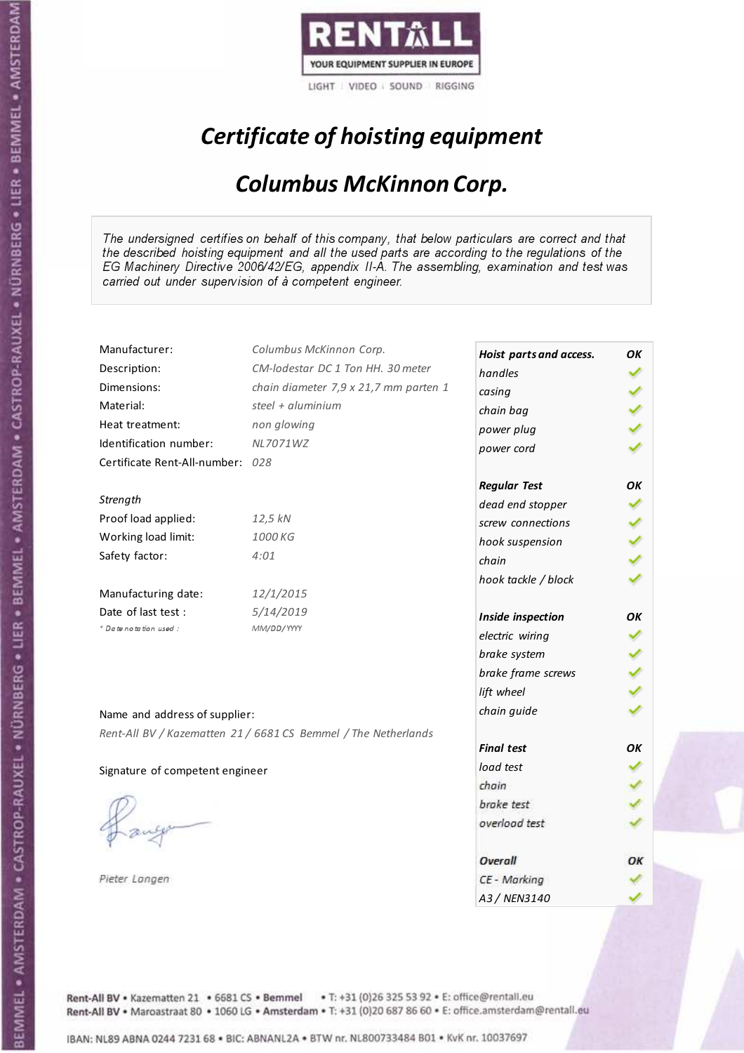RENTALL

YOUR EQUIPMENT SUPPLIER IN EUROPE

LIGHT | VIDEO | SOUND | RIGGING

# *Certificate of hoisting equipment*

## *Columbus McKinnon Corp.*

*The undersigned certifies on behalf of this company, that below particulars are correct and that the described hoisting equipment and all the used parts are according to the regulations of the EG Machinery Directive 2006/42/EG, appendix II-A. The assembling, examination and test was carried out under supervision of à competent engineer.*

| | |
|---|---|
| Manufacturer: | *Columbus McKinnon Corp.* |
| Description: | *CM-lodestar DC 1 Ton HH. 30 meter* |
| Dimensions: | *chain diameter 7,9 x 21,7 mm parten 1* |
| Material: | *steel + aluminium* |
| Heat treatment: | *non glowing* |
| Identification number: | *NL7071WZ* |
| Certificate Rent-All-number: | *028* |

*Strength*

| | |
|---|---|
| Proof load applied: | *12,5 kN* |
| Working load limit: | *1000 KG* |
| Safety factor: | *4:01* |

| | |
|---|---|
| Manufacturing date: | *12/1/2015* |
| Date of last test : | *5/14/2019* |
| *\* Date notation used :* | *MM/DD/YYYY* |

| ***Hoist parts and access.*** | ***OK*** |
|---|---|
| *handles* | ✓ |
| *casing* | ✓ |
| *chain bag* | ✓ |
| *power plug* | ✓ |
| *power cord* | ✓ |
| ***Regular Test*** | ***OK*** |
| *dead end stopper* | ✓ |
| *screw connections* | ✓ |
| *hook suspension* | ✓ |
| *chain* | ✓ |
| *hook tackle / block* | ✓ |
| ***Inside inspection*** | ***OK*** |
| *electric wiring* | ✓ |
| *brake system* | ✓ |
| *brake frame screws* | ✓ |
| *lift wheel* | ✓ |
| *chain guide* | ✓ |
| ***Final test*** | ***OK*** |
| *load test* | ✓ |
| *chain* | ✓ |
| *brake test* | ✓ |
| *overload test* | ✓ |
| ***Overall*** | ***OK*** |
| *CE - Marking* | ✓ |
| *A3 / NEN3140* | ✓ |

Name and address of supplier:

*Rent-All BV / Kazematten 21 / 6681 CS Bemmel / The Netherlands*

Signature of competent engineer

*Pieter Langen*

Rent-All BV • Kazematten 21 • 6681 CS • **Bemmel** • T: +31 (0)26 325 53 92 • E: office@rentall.eu
Rent-All BV • Maroastraat 80 • 1060 LG • **Amsterdam** • T: +31 (0)20 687 86 60 • E: office.amsterdam@rentall.eu

IBAN: NL89 ABNA 0244 7231 68 • BIC: ABNANL2A • BTW nr. NL800733484 B01 • KvK nr. 10037697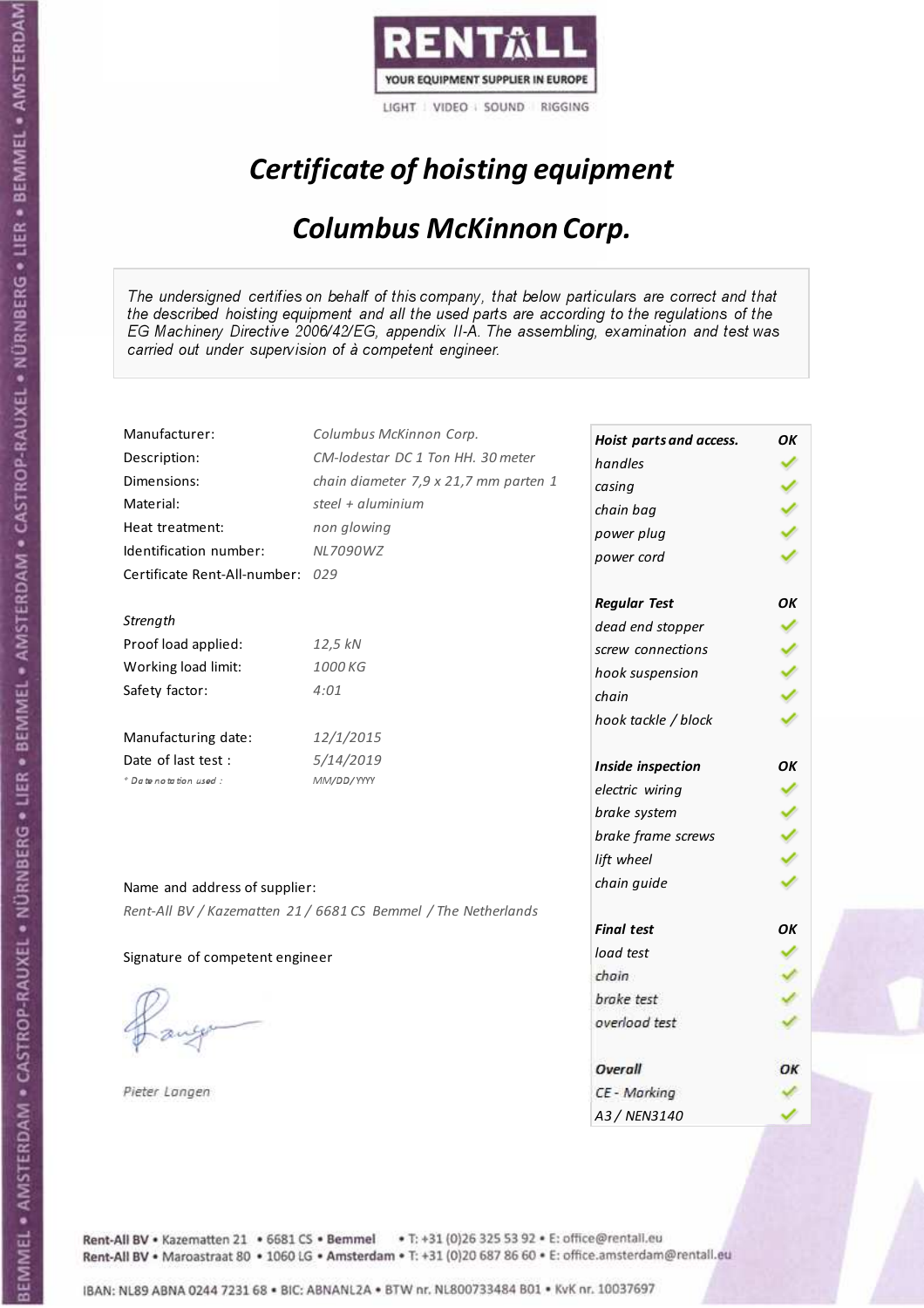RENTALL

YOUR EQUIPMENT SUPPLIER IN EUROPE

LIGHT | VIDEO | SOUND | RIGGING

# *Certificate of hoisting equipment*

## *Columbus McKinnon Corp.*

*The undersigned certifies on behalf of this company, that below particulars are correct and that the described hoisting equipment and all the used parts are according to the regulations of the EG Machinery Directive 2006/42/EG, appendix II-A. The assembling, examination and test was carried out under supervision of à competent engineer.*

| | |
|---|---|
| Manufacturer: | *Columbus McKinnon Corp.* |
| Description: | *CM-lodestar DC 1 Ton HH. 30 meter* |
| Dimensions: | *chain diameter 7,9 x 21,7 mm parten 1* |
| Material: | *steel + aluminium* |
| Heat treatment: | *non glowing* |
| Identification number: | *NL7090WZ* |
| Certificate Rent-All-number: | *029* |

*Strength*

| | |
|---|---|
| Proof load applied: | *12,5 kN* |
| Working load limit: | *1000 KG* |
| Safety factor: | *4:01* |

| | |
|---|---|
| Manufacturing date: | *12/1/2015* |
| Date of last test : | *5/14/2019* |
| * *Date notation used :* | *MM/DD/YYYY* |

Name and address of supplier:

*Rent-All BV / Kazematten 21 / 6681 CS Bemmel / The Netherlands*

Signature of competent engineer

*Pieter Langen*

| ***Hoist parts and access.*** | ***OK*** |
|---|---|
| *handles* | ✓ |
| *casing* | ✓ |
| *chain bag* | ✓ |
| *power plug* | ✓ |
| *power cord* | ✓ |
| ***Regular Test*** | ***OK*** |
| *dead end stopper* | ✓ |
| *screw connections* | ✓ |
| *hook suspension* | ✓ |
| *chain* | ✓ |
| *hook tackle / block* | ✓ |
| ***Inside inspection*** | ***OK*** |
| *electric wiring* | ✓ |
| *brake system* | ✓ |
| *brake frame screws* | ✓ |
| *lift wheel* | ✓ |
| *chain guide* | ✓ |
| ***Final test*** | ***OK*** |
| *load test* | ✓ |
| *chain* | ✓ |
| *brake test* | ✓ |
| *overload test* | ✓ |
| ***Overall*** | ***OK*** |
| *CE - Marking* | ✓ |
| *A3 / NEN3140* | ✓ |

**Rent-All BV** • Kazematten 21 • 6681 CS • **Bemmel** • T: +31 (0)26 325 53 92 • E: office@rentall.eu
**Rent-All BV** • Maroastraat 80 • 1060 LG • **Amsterdam** • T: +31 (0)20 687 86 60 • E: office.amsterdam@rentall.eu

IBAN: NL89 ABNA 0244 7231 68 • BIC: ABNANL2A • BTW nr. NL800733484 B01 • KvK nr. 10037697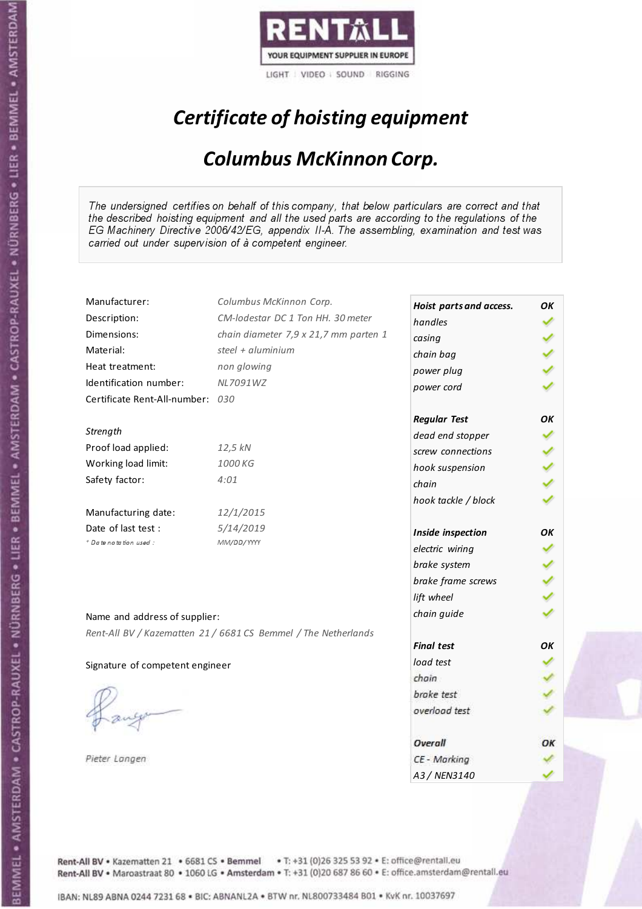RENTALL
YOUR EQUIPMENT SUPPLIER IN EUROPE
LIGHT | VIDEO | SOUND | RIGGING

# *Certificate of hoisting equipment*

## *Columbus McKinnon Corp.*

*The undersigned certifies on behalf of this company, that below particulars are correct and that the described hoisting equipment and all the used parts are according to the regulations of the EG Machinery Directive 2006/42/EG, appendix II-A. The assembling, examination and test was carried out under supervision of à competent engineer.*

| | |
|---|---|
| Manufacturer: | *Columbus McKinnon Corp.* |
| Description: | *CM-lodestar DC 1 Ton HH. 30 meter* |
| Dimensions: | *chain diameter 7,9 x 21,7 mm parten 1* |
| Material: | *steel + aluminium* |
| Heat treatment: | *non glowing* |
| Identification number: | *NL7091WZ* |
| Certificate Rent-All-number: | *030* |

*Strength*

| | |
|---|---|
| Proof load applied: | *12,5 kN* |
| Working load limit: | *1000 KG* |
| Safety factor: | *4:01* |

| | |
|---|---|
| Manufacturing date: | *12/1/2015* |
| Date of last test : | *5/14/2019* |
| * Date notation used : | *MM/DD/YYYY* |

| | |
|---|---|
| ***Hoist parts and access.*** | ***OK*** |
| *handles* | ✓ |
| *casing* | ✓ |
| *chain bag* | ✓ |
| *power plug* | ✓ |
| *power cord* | ✓ |
| ***Regular Test*** | ***OK*** |
| *dead end stopper* | ✓ |
| *screw connections* | ✓ |
| *hook suspension* | ✓ |
| *chain* | ✓ |
| *hook tackle / block* | ✓ |
| ***Inside inspection*** | ***OK*** |
| *electric wiring* | ✓ |
| *brake system* | ✓ |
| *brake frame screws* | ✓ |
| *lift wheel* | ✓ |
| *chain guide* | ✓ |
| ***Final test*** | ***OK*** |
| *load test* | ✓ |
| *chain* | ✓ |
| *brake test* | ✓ |
| *overload test* | ✓ |
| ***Overall*** | ***OK*** |
| *CE - Marking* | ✓ |
| *A3 / NEN3140* | ✓ |

Name and address of supplier:

*Rent-All BV / Kazematten 21 / 6681 CS Bemmel / The Netherlands*

Signature of competent engineer

*Pieter Langen*

Rent-All BV • Kazematten 21 • 6681 CS • **Bemmel** • T: +31 (0)26 325 53 92 • E: office@rentall.eu
Rent-All BV • Maroastraat 80 • 1060 LG • **Amsterdam** • T: +31 (0)20 687 86 60 • E: office.amsterdam@rentall.eu

IBAN: NL89 ABNA 0244 7231 68 • BIC: ABNANL2A • BTW nr. NL800733484 B01 • KvK nr. 10037697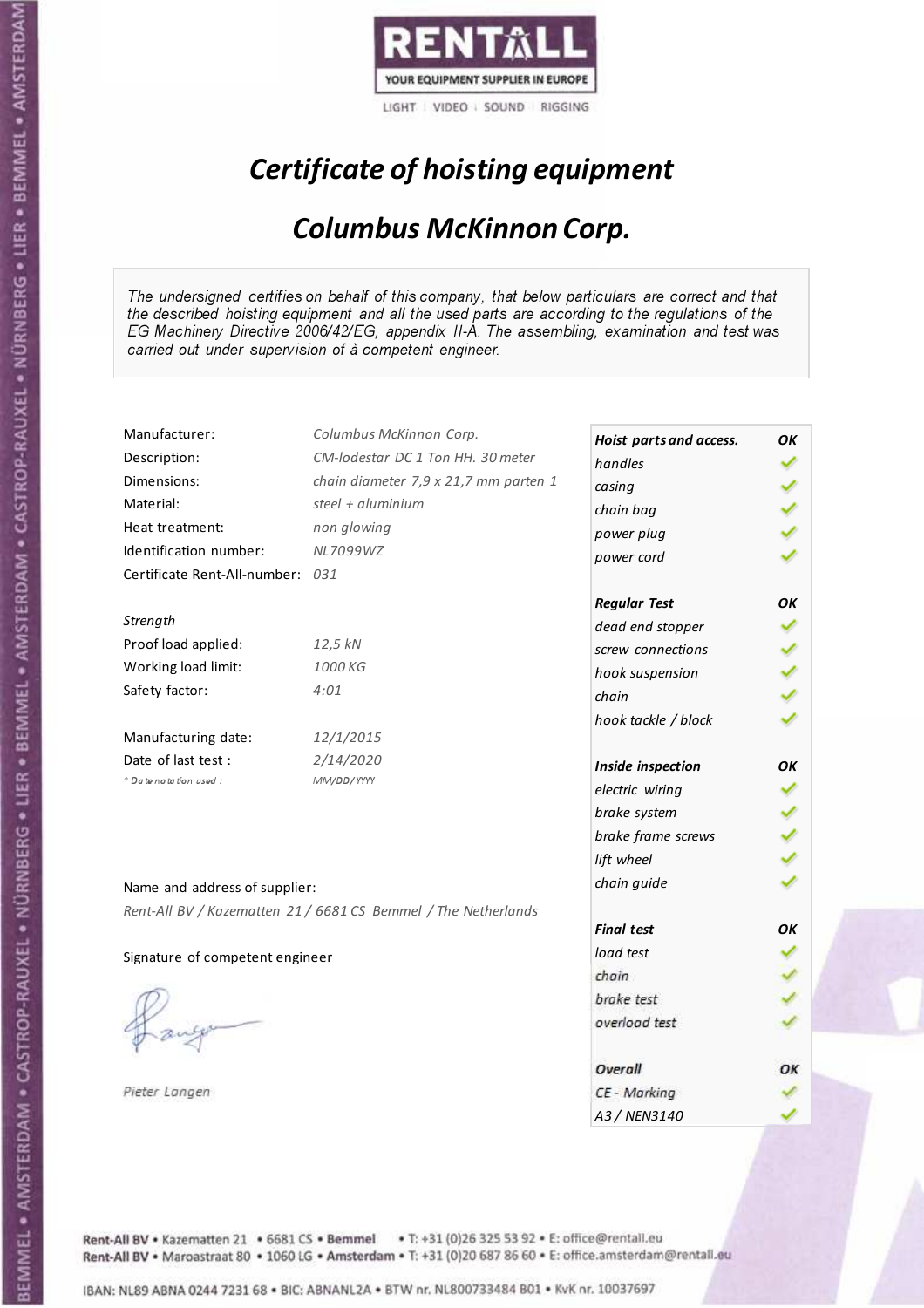RENTALL

YOUR EQUIPMENT SUPPLIER IN EUROPE

LIGHT | VIDEO | SOUND | RIGGING

# *Certificate of hoisting equipment*

## *Columbus McKinnon Corp.*

*The undersigned certifies on behalf of this company, that below particulars are correct and that the described hoisting equipment and all the used parts are according to the regulations of the EG Machinery Directive 2006/42/EG, appendix II-A. The assembling, examination and test was carried out under supervision of à competent engineer.*

| | |
|---|---|
| Manufacturer: | *Columbus McKinnon Corp.* |
| Description: | *CM-lodestar DC 1 Ton HH. 30 meter* |
| Dimensions: | *chain diameter 7,9 x 21,7 mm parten 1* |
| Material: | *steel + aluminium* |
| Heat treatment: | *non glowing* |
| Identification number: | *NL7099WZ* |
| Certificate Rent-All-number: | *031* |

*Strength*

| | |
|---|---|
| Proof load applied: | *12,5 kN* |
| Working load limit: | *1000 KG* |
| Safety factor: | *4:01* |

| | |
|---|---|
| Manufacturing date: | *12/1/2015* |
| Date of last test : | *2/14/2020* |
| *\* Date notation used :* | *MM/DD/YYYY* |

| **Hoist parts and access.** | **OK** |
|---|---|
| *handles* | ✓ |
| *casing* | ✓ |
| *chain bag* | ✓ |
| *power plug* | ✓ |
| *power cord* | ✓ |
| **Regular Test** | **OK** |
| *dead end stopper* | ✓ |
| *screw connections* | ✓ |
| *hook suspension* | ✓ |
| *chain* | ✓ |
| *hook tackle / block* | ✓ |
| **Inside inspection** | **OK** |
| *electric wiring* | ✓ |
| *brake system* | ✓ |
| *brake frame screws* | ✓ |
| *lift wheel* | ✓ |
| *chain guide* | ✓ |
| **Final test** | **OK** |
| *load test* | ✓ |
| *chain* | ✓ |
| *brake test* | ✓ |
| *overload test* | ✓ |
| **Overall** | **OK** |
| *CE - Marking* | ✓ |
| *A3 / NEN3140* | ✓ |

Name and address of supplier:

*Rent-All BV / Kazematten 21 / 6681 CS Bemmel / The Netherlands*

Signature of competent engineer

*Pieter Langen*

Rent-All BV • Kazematten 21 • 6681 CS • Bemmel • T: +31 (0)26 325 53 92 • E: office@rentall.eu
Rent-All BV • Maroastraat 80 • 1060 LG • Amsterdam • T: +31 (0)20 687 86 60 • E: office.amsterdam@rentall.eu

IBAN: NL89 ABNA 0244 7231 68 • BIC: ABNANL2A • BTW nr. NL800733484 B01 • KvK nr. 10037697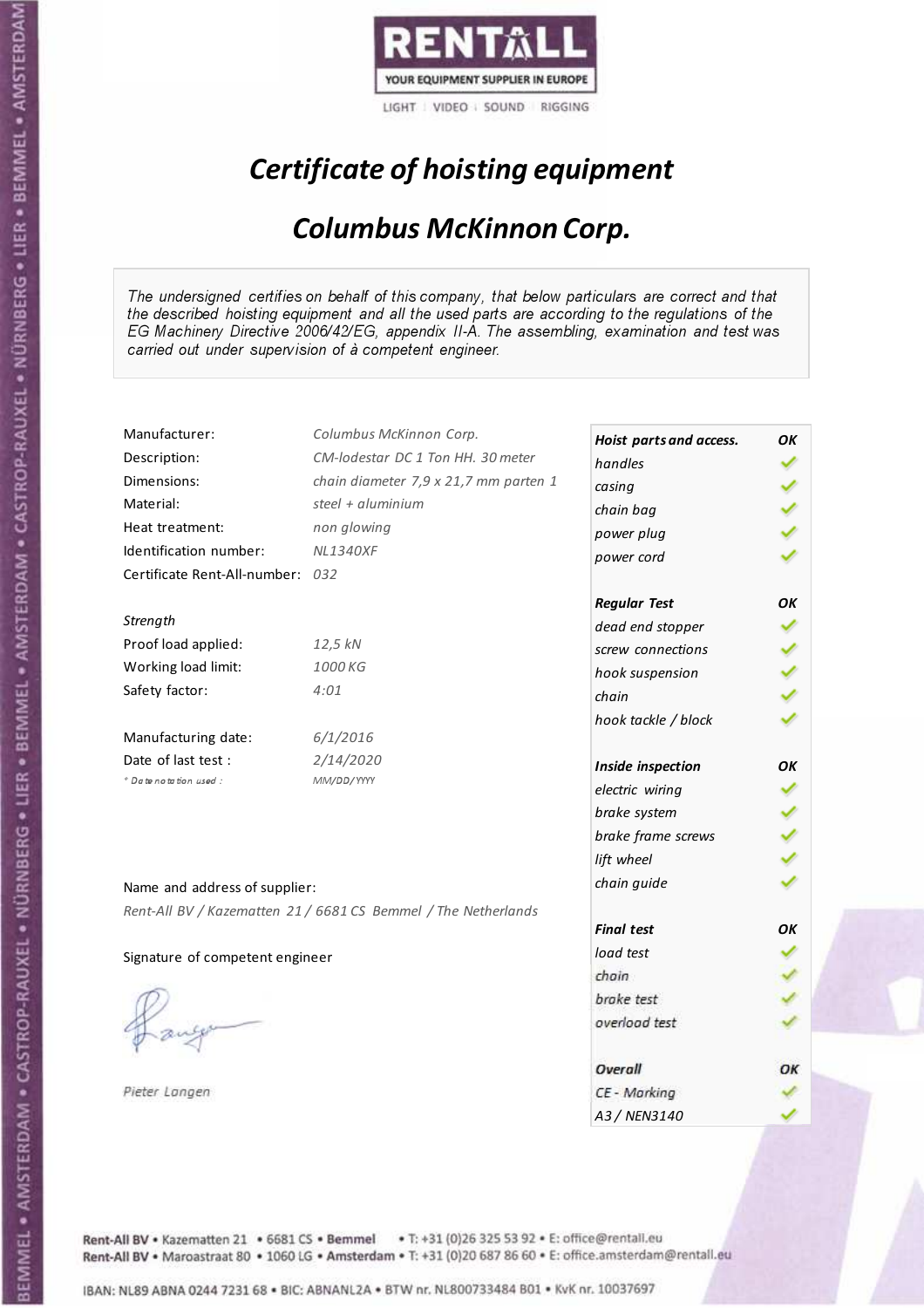RENTALL

YOUR EQUIPMENT SUPPLIER IN EUROPE

LIGHT | VIDEO | SOUND | RIGGING

# *Certificate of hoisting equipment*

## *Columbus McKinnon Corp.*

*The undersigned certifies on behalf of this company, that below particulars are correct and that the described hoisting equipment and all the used parts are according to the regulations of the EG Machinery Directive 2006/42/EG, appendix II-A. The assembling, examination and test was carried out under supervision of à competent engineer.*

| | |
|---|---|
| Manufacturer: | *Columbus McKinnon Corp.* |
| Description: | *CM-lodestar DC 1 Ton HH. 30 meter* |
| Dimensions: | *chain diameter 7,9 x 21,7 mm parten 1* |
| Material: | *steel + aluminium* |
| Heat treatment: | *non glowing* |
| Identification number: | *NL1340XF* |
| Certificate Rent-All-number: | *032* |

*Strength*

| | |
|---|---|
| Proof load applied: | *12,5 kN* |
| Working load limit: | *1000 KG* |
| Safety factor: | *4:01* |

| | |
|---|---|
| Manufacturing date: | *6/1/2016* |
| Date of last test : | *2/14/2020* |
| *\* Date notation used :* | *MM/DD/YYYY* |

Name and address of supplier:

*Rent-All BV / Kazematten 21 / 6681 CS Bemmel / The Netherlands*

Signature of competent engineer

*Pieter Langen*

| ***Hoist parts and access.*** | ***OK*** |
|---|---|
| *handles* | ✓ |
| *casing* | ✓ |
| *chain bag* | ✓ |
| *power plug* | ✓ |
| *power cord* | ✓ |
| ***Regular Test*** | ***OK*** |
| *dead end stopper* | ✓ |
| *screw connections* | ✓ |
| *hook suspension* | ✓ |
| *chain* | ✓ |
| *hook tackle / block* | ✓ |
| ***Inside inspection*** | ***OK*** |
| *electric wiring* | ✓ |
| *brake system* | ✓ |
| *brake frame screws* | ✓ |
| *lift wheel* | ✓ |
| *chain guide* | ✓ |
| ***Final test*** | ***OK*** |
| *load test* | ✓ |
| *chain* | ✓ |
| *brake test* | ✓ |
| *overload test* | ✓ |
| ***Overall*** | ***OK*** |
| *CE - Marking* | ✓ |
| *A3 / NEN3140* | ✓ |

Rent-All BV • Kazematten 21 • 6681 CS • Bemmel • T: +31 (0)26 325 53 92 • E: office@rentall.eu
Rent-All BV • Maroastraat 80 • 1060 LG • Amsterdam • T: +31 (0)20 687 86 60 • E: office.amsterdam@rentall.eu

IBAN: NL89 ABNA 0244 7231 68 • BIC: ABNANL2A • BTW nr. NL800733484 B01 • KvK nr. 10037697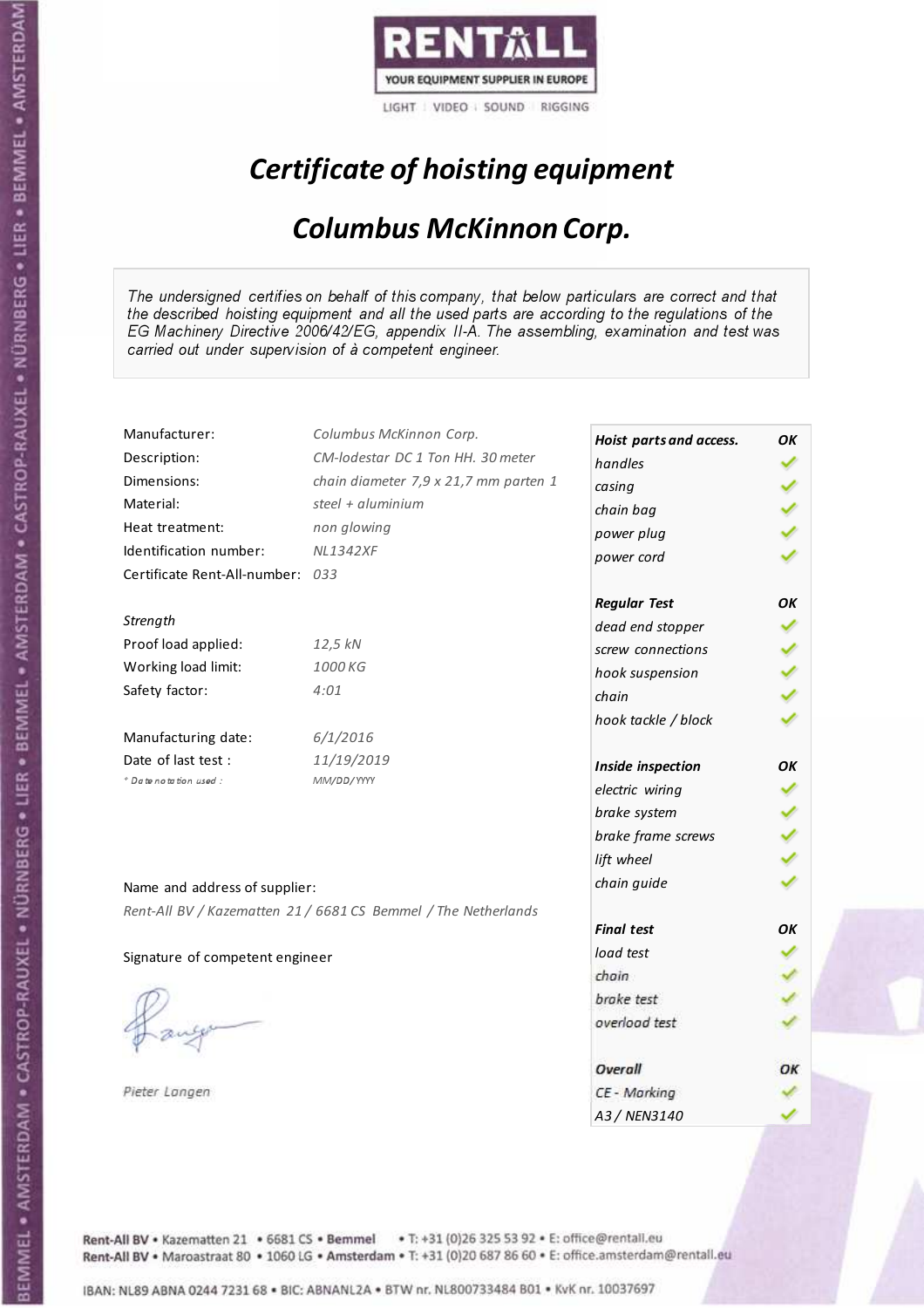RENTALL

YOUR EQUIPMENT SUPPLIER IN EUROPE

LIGHT | VIDEO | SOUND | RIGGING

# *Certificate of hoisting equipment*

## *Columbus McKinnon Corp.*

*The undersigned certifies on behalf of this company, that below particulars are correct and that the described hoisting equipment and all the used parts are according to the regulations of the EG Machinery Directive 2006/42/EG, appendix II-A. The assembling, examination and test was carried out under supervision of à competent engineer.*

| | |
|---|---|
| Manufacturer: | *Columbus McKinnon Corp.* |
| Description: | *CM-lodestar DC 1 Ton HH. 30 meter* |
| Dimensions: | *chain diameter 7,9 x 21,7 mm parten 1* |
| Material: | *steel + aluminium* |
| Heat treatment: | *non glowing* |
| Identification number: | *NL1342XF* |
| Certificate Rent-All-number: | *033* |

*Strength*

| | |
|---|---|
| Proof load applied: | *12,5 kN* |
| Working load limit: | *1000 KG* |
| Safety factor: | *4:01* |

| | |
|---|---|
| Manufacturing date: | *6/1/2016* |
| Date of last test : | *11/19/2019* |
| *\* Date notation used :* | *MM/DD/YYYY* |

| **Hoist parts and access.** | **OK** |
|---|---|
| *handles* | ✓ |
| *casing* | ✓ |
| *chain bag* | ✓ |
| *power plug* | ✓ |
| *power cord* | ✓ |
| **Regular Test** | **OK** |
| *dead end stopper* | ✓ |
| *screw connections* | ✓ |
| *hook suspension* | ✓ |
| *chain* | ✓ |
| *hook tackle / block* | ✓ |
| **Inside inspection** | **OK** |
| *electric wiring* | ✓ |
| *brake system* | ✓ |
| *brake frame screws* | ✓ |
| *lift wheel* | ✓ |
| *chain guide* | ✓ |
| **Final test** | **OK** |
| *load test* | ✓ |
| *chain* | ✓ |
| *brake test* | ✓ |
| *overload test* | ✓ |
| **Overall** | **OK** |
| *CE - Marking* | ✓ |
| *A3 / NEN3140* | ✓ |

Name and address of supplier:

*Rent-All BV / Kazematten 21 / 6681 CS Bemmel / The Netherlands*

Signature of competent engineer

*Pieter Langen*

Rent-All BV • Kazematten 21 • 6681 CS • **Bemmel** • T: +31 (0)26 325 53 92 • E: office@rentall.eu
Rent-All BV • Maroastraat 80 • 1060 LG • **Amsterdam** • T: +31 (0)20 687 86 60 • E: office.amsterdam@rentall.eu

IBAN: NL89 ABNA 0244 7231 68 • BIC: ABNANL2A • BTW nr. NL800733484 B01 • KvK nr. 10037697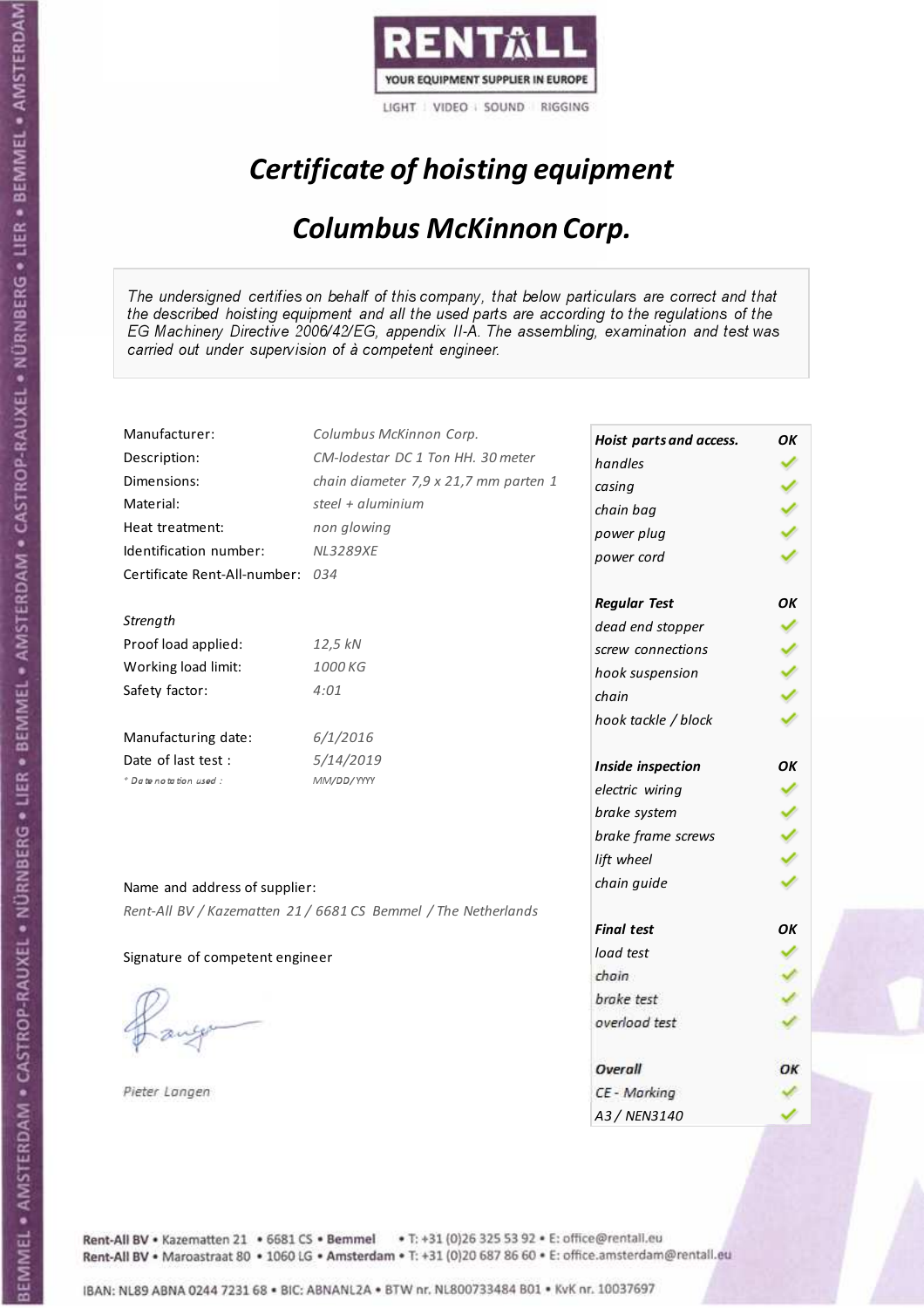RENTALL
YOUR EQUIPMENT SUPPLIER IN EUROPE
LIGHT | VIDEO | SOUND | RIGGING

# *Certificate of hoisting equipment*

## *Columbus McKinnon Corp.*

*The undersigned certifies on behalf of this company, that below particulars are correct and that the described hoisting equipment and all the used parts are according to the regulations of the EG Machinery Directive 2006/42/EG, appendix II-A. The assembling, examination and test was carried out under supervision of à competent engineer.*

| | |
|---|---|
| Manufacturer: | *Columbus McKinnon Corp.* |
| Description: | *CM-lodestar DC 1 Ton HH. 30 meter* |
| Dimensions: | *chain diameter 7,9 x 21,7 mm parten 1* |
| Material: | *steel + aluminium* |
| Heat treatment: | *non glowing* |
| Identification number: | *NL3289XE* |
| Certificate Rent-All-number: | *034* |

*Strength*

| | |
|---|---|
| Proof load applied: | *12,5 kN* |
| Working load limit: | *1000 KG* |
| Safety factor: | *4:01* |

| | |
|---|---|
| Manufacturing date: | *6/1/2016* |
| Date of last test : | *5/14/2019* |
| *\* Date notation used :* | *MM/DD/YYYY* |

| ***Hoist parts and access.*** | ***OK*** |
|---|---|
| *handles* | ✓ |
| *casing* | ✓ |
| *chain bag* | ✓ |
| *power plug* | ✓ |
| *power cord* | ✓ |
| ***Regular Test*** | ***OK*** |
| *dead end stopper* | ✓ |
| *screw connections* | ✓ |
| *hook suspension* | ✓ |
| *chain* | ✓ |
| *hook tackle / block* | ✓ |
| ***Inside inspection*** | ***OK*** |
| *electric wiring* | ✓ |
| *brake system* | ✓ |
| *brake frame screws* | ✓ |
| *lift wheel* | ✓ |
| *chain guide* | ✓ |
| ***Final test*** | ***OK*** |
| *load test* | ✓ |
| *chain* | ✓ |
| *brake test* | ✓ |
| *overload test* | ✓ |
| ***Overall*** | ***OK*** |
| *CE - Marking* | ✓ |
| *A3 / NEN3140* | ✓ |

Name and address of supplier:

*Rent-All BV / Kazematten 21 / 6681 CS Bemmel / The Netherlands*

Signature of competent engineer

*Pieter Langen*

Rent-All BV • Kazematten 21 • 6681 CS • **Bemmel** • T: +31 (0)26 325 53 92 • E: office@rentall.eu
Rent-All BV • Maroastraat 80 • 1060 LG • **Amsterdam** • T: +31 (0)20 687 86 60 • E: office.amsterdam@rentall.eu

IBAN: NL89 ABNA 0244 7231 68 • BIC: ABNANL2A • BTW nr. NL800733484 B01 • KvK nr. 10037697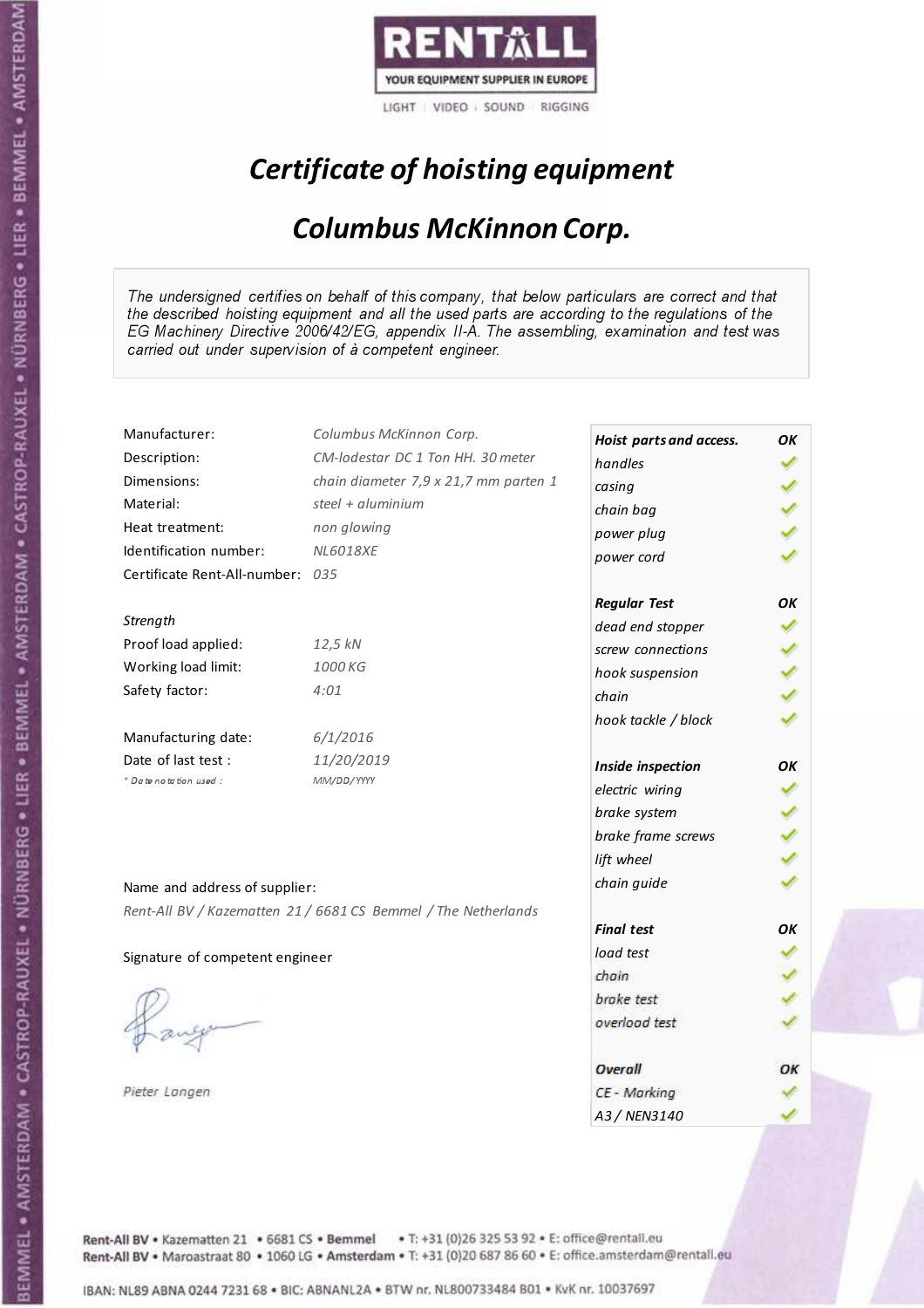RENTALL

YOUR EQUIPMENT SUPPLIER IN EUROPE

LIGHT | VIDEO | SOUND | RIGGING

# *Certificate of hoisting equipment*

## *Columbus McKinnon Corp.*

*The undersigned certifies on behalf of this company, that below particulars are correct and that the described hoisting equipment and all the used parts are according to the regulations of the EG Machinery Directive 2006/42/EG, appendix II-A. The assembling, examination and test was carried out under supervision of à competent engineer.*

| | |
|---|---|
| Manufacturer: | *Columbus McKinnon Corp.* |
| Description: | *CM-lodestar DC 1 Ton HH. 30 meter* |
| Dimensions: | *chain diameter 7,9 x 21,7 mm parten 1* |
| Material: | *steel + aluminium* |
| Heat treatment: | *non glowing* |
| Identification number: | *NL6018XE* |
| Certificate Rent-All-number: | *035* |

*Strength*

| | |
|---|---|
| Proof load applied: | *12,5 kN* |
| Working load limit: | *1000 KG* |
| Safety factor: | *4:01* |

| | |
|---|---|
| Manufacturing date: | *6/1/2016* |
| Date of last test : | *11/20/2019* |
| *\* Date notation used :* | *MM/DD/YYYY* |

Name and address of supplier:

*Rent-All BV / Kazematten 21 / 6681 CS Bemmel / The Netherlands*

Signature of competent engineer

*Pieter Langen*

| ***Hoist parts and access.*** | ***OK*** |
|---|---|
| *handles* | ✓ |
| *casing* | ✓ |
| *chain bag* | ✓ |
| *power plug* | ✓ |
| *power cord* | ✓ |
| ***Regular Test*** | ***OK*** |
| *dead end stopper* | ✓ |
| *screw connections* | ✓ |
| *hook suspension* | ✓ |
| *chain* | ✓ |
| *hook tackle / block* | ✓ |
| ***Inside inspection*** | ***OK*** |
| *electric wiring* | ✓ |
| *brake system* | ✓ |
| *brake frame screws* | ✓ |
| *lift wheel* | ✓ |
| *chain guide* | ✓ |
| ***Final test*** | ***OK*** |
| *load test* | ✓ |
| *chain* | ✓ |
| *brake test* | ✓ |
| *overload test* | ✓ |
| ***Overall*** | ***OK*** |
| *CE - Marking* | ✓ |
| *A3 / NEN3140* | ✓ |

Rent-All BV • Kazematten 21 • 6681 CS • Bemmel • T: +31 (0)26 325 53 92 • E: office@rentall.eu
Rent-All BV • Maroastraat 80 • 1060 LG • Amsterdam • T: +31 (0)20 687 86 60 • E: office.amsterdam@rentall.eu

IBAN: NL89 ABNA 0244 7231 68 • BIC: ABNANL2A • BTW nr. NL800733484 B01 • KvK nr. 10037697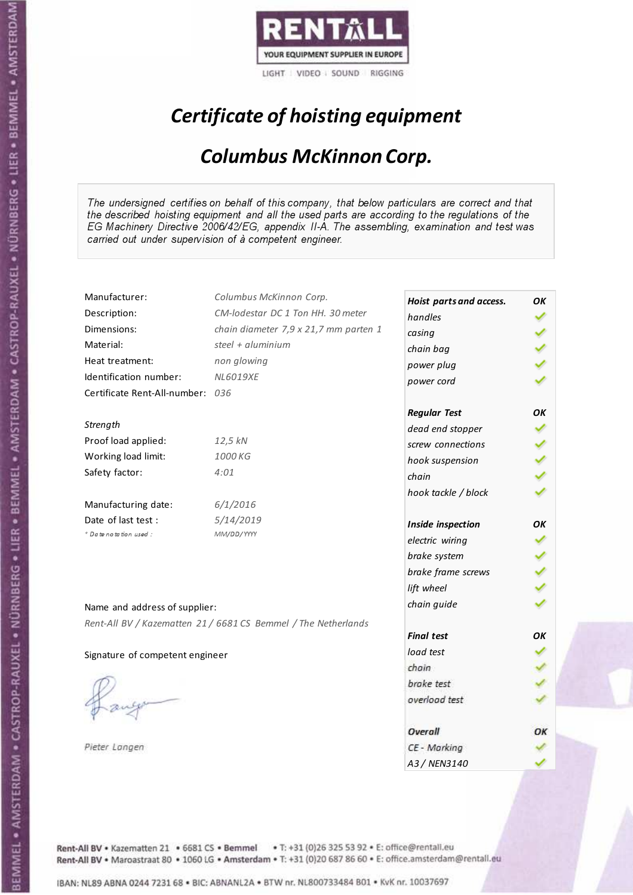RENTALL
YOUR EQUIPMENT SUPPLIER IN EUROPE
LIGHT | VIDEO | SOUND | RIGGING

# *Certificate of hoisting equipment*

## *Columbus McKinnon Corp.*

*The undersigned certifies on behalf of this company, that below particulars are correct and that the described hoisting equipment and all the used parts are according to the regulations of the EG Machinery Directive 2006/42/EG, appendix II-A. The assembling, examination and test was carried out under supervision of à competent engineer.*

| | |
|---|---|
| Manufacturer: | *Columbus McKinnon Corp.* |
| Description: | *CM-lodestar DC 1 Ton HH. 30 meter* |
| Dimensions: | *chain diameter 7,9 x 21,7 mm parten 1* |
| Material: | *steel + aluminium* |
| Heat treatment: | *non glowing* |
| Identification number: | *NL6019XE* |
| Certificate Rent-All-number: | *036* |

*Strength*

| | |
|---|---|
| Proof load applied: | *12,5 kN* |
| Working load limit: | *1000 KG* |
| Safety factor: | *4:01* |

| | |
|---|---|
| Manufacturing date: | *6/1/2016* |
| Date of last test : | *5/14/2019* |
| *\* Date notation used :* | *MM/DD/YYYY* |

| Check | Result |
|---|---|
| ***Hoist parts and access.*** | ***OK*** |
| *handles* | ✓ |
| *casing* | ✓ |
| *chain bag* | ✓ |
| *power plug* | ✓ |
| *power cord* | ✓ |
| ***Regular Test*** | ***OK*** |
| *dead end stopper* | ✓ |
| *screw connections* | ✓ |
| *hook suspension* | ✓ |
| *chain* | ✓ |
| *hook tackle / block* | ✓ |
| ***Inside inspection*** | ***OK*** |
| *electric wiring* | ✓ |
| *brake system* | ✓ |
| *brake frame screws* | ✓ |
| *lift wheel* | ✓ |
| *chain guide* | ✓ |
| ***Final test*** | ***OK*** |
| *load test* | ✓ |
| *chain* | ✓ |
| *brake test* | ✓ |
| *overload test* | ✓ |
| ***Overall*** | ***OK*** |
| *CE - Marking* | ✓ |
| *A3 / NEN3140* | ✓ |

Name and address of supplier:

*Rent-All BV / Kazematten 21 / 6681 CS Bemmel / The Netherlands*

Signature of competent engineer

*Pieter Langen*

Rent-All BV • Kazematten 21 • 6681 CS • **Bemmel** • T: +31 (0)26 325 53 92 • E: office@rentall.eu
Rent-All BV • Maroastraat 80 • 1060 LG • **Amsterdam** • T: +31 (0)20 687 86 60 • E: office.amsterdam@rentall.eu

IBAN: NL89 ABNA 0244 7231 68 • BIC: ABNANL2A • BTW nr. NL800733484 B01 • KvK nr. 10037697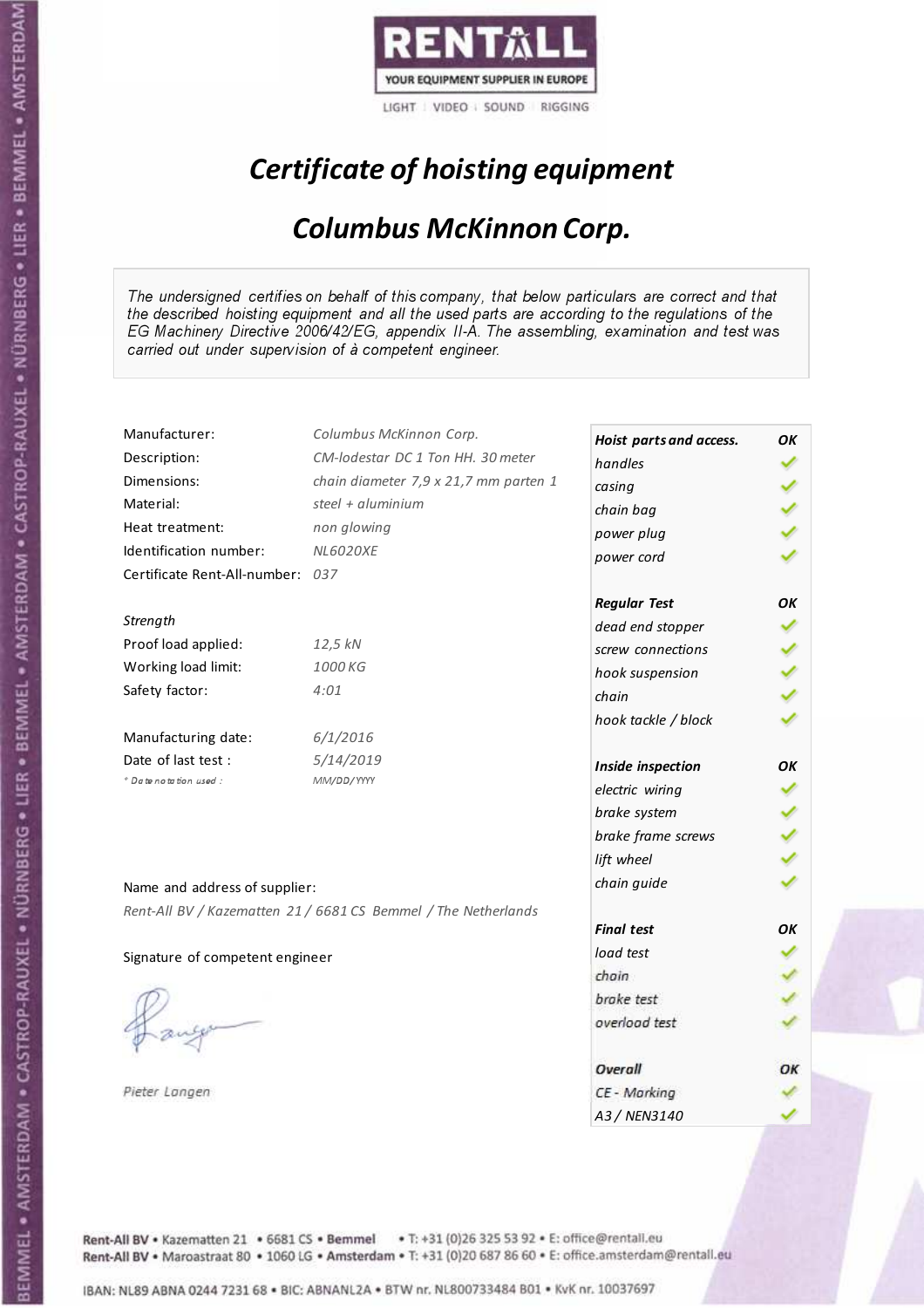RENTALL

YOUR EQUIPMENT SUPPLIER IN EUROPE

LIGHT | VIDEO | SOUND | RIGGING

# *Certificate of hoisting equipment*

## *Columbus McKinnon Corp.*

*The undersigned certifies on behalf of this company, that below particulars are correct and that the described hoisting equipment and all the used parts are according to the regulations of the EG Machinery Directive 2006/42/EG, appendix II-A. The assembling, examination and test was carried out under supervision of à competent engineer.*

| | |
|---|---|
| Manufacturer: | *Columbus McKinnon Corp.* |
| Description: | *CM-lodestar DC 1 Ton HH. 30 meter* |
| Dimensions: | *chain diameter 7,9 x 21,7 mm parten 1* |
| Material: | *steel + aluminium* |
| Heat treatment: | *non glowing* |
| Identification number: | *NL6020XE* |
| Certificate Rent-All-number: | *037* |

*Strength*

| | |
|---|---|
| Proof load applied: | *12,5 kN* |
| Working load limit: | *1000 KG* |
| Safety factor: | *4:01* |

| | |
|---|---|
| Manufacturing date: | *6/1/2016* |
| Date of last test : | *5/14/2019* |
| * *Date notation used :* | *MM/DD/YYYY* |

Name and address of supplier:

*Rent-All BV / Kazematten 21 / 6681 CS Bemmel / The Netherlands*

Signature of competent engineer

*Pieter Langen*

| ***Hoist parts and access.*** | ***OK*** |
|---|---|
| *handles* | ✓ |
| *casing* | ✓ |
| *chain bag* | ✓ |
| *power plug* | ✓ |
| *power cord* | ✓ |
| ***Regular Test*** | ***OK*** |
| *dead end stopper* | ✓ |
| *screw connections* | ✓ |
| *hook suspension* | ✓ |
| *chain* | ✓ |
| *hook tackle / block* | ✓ |
| ***Inside inspection*** | ***OK*** |
| *electric wiring* | ✓ |
| *brake system* | ✓ |
| *brake frame screws* | ✓ |
| *lift wheel* | ✓ |
| *chain guide* | ✓ |
| ***Final test*** | ***OK*** |
| *load test* | ✓ |
| *chain* | ✓ |
| *brake test* | ✓ |
| *overload test* | ✓ |
| ***Overall*** | ***OK*** |
| *CE - Marking* | ✓ |
| *A3 / NEN3140* | ✓ |

Rent-All BV • Kazematten 21 • 6681 CS • Bemmel • T: +31 (0)26 325 53 92 • E: office@rentall.eu
Rent-All BV • Maroastraat 80 • 1060 LG • Amsterdam • T: +31 (0)20 687 86 60 • E: office.amsterdam@rentall.eu

IBAN: NL89 ABNA 0244 7231 68 • BIC: ABNANL2A • BTW nr. NL800733484 B01 • KvK nr. 10037697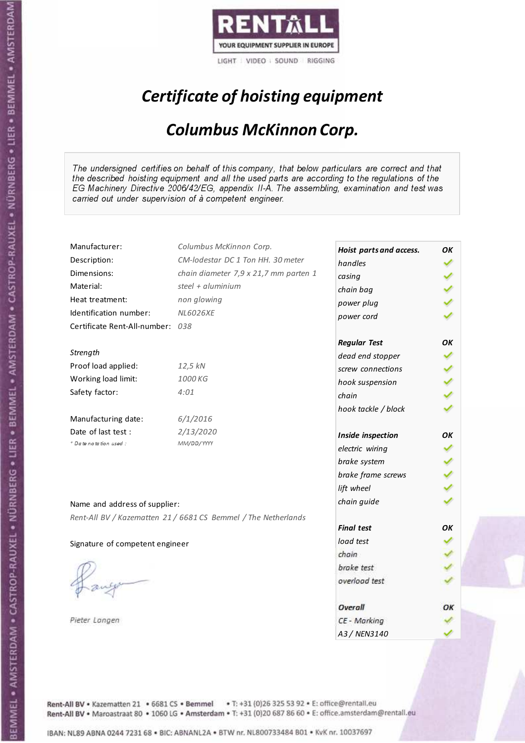RENTALL
YOUR EQUIPMENT SUPPLIER IN EUROPE
LIGHT | VIDEO | SOUND | RIGGING

# *Certificate of hoisting equipment*

## *Columbus McKinnon Corp.*

*The undersigned certifies on behalf of this company, that below particulars are correct and that the described hoisting equipment and all the used parts are according to the regulations of the EG Machinery Directive 2006/42/EG, appendix II-A. The assembling, examination and test was carried out under supervision of à competent engineer.*

| | |
|---|---|
| Manufacturer: | *Columbus McKinnon Corp.* |
| Description: | *CM-lodestar DC 1 Ton HH. 30 meter* |
| Dimensions: | *chain diameter 7,9 x 21,7 mm parten 1* |
| Material: | *steel + aluminium* |
| Heat treatment: | *non glowing* |
| Identification number: | *NL6026XE* |
| Certificate Rent-All-number: | *038* |

*Strength*

| | |
|---|---|
| Proof load applied: | *12,5 kN* |
| Working load limit: | *1000 KG* |
| Safety factor: | *4:01* |

| | |
|---|---|
| Manufacturing date: | *6/1/2016* |
| Date of last test : | *2/13/2020* |
| * Date notation used : | *MM/DD/YYYY* |

Name and address of supplier:

*Rent-All BV / Kazematten 21 / 6681 CS Bemmel / The Netherlands*

Signature of competent engineer

*Pieter Langen*

| ***Hoist parts and access.*** | ***OK*** |
|---|---|
| *handles* | ✓ |
| *casing* | ✓ |
| *chain bag* | ✓ |
| *power plug* | ✓ |
| *power cord* | ✓ |
| ***Regular Test*** | ***OK*** |
| *dead end stopper* | ✓ |
| *screw connections* | ✓ |
| *hook suspension* | ✓ |
| *chain* | ✓ |
| *hook tackle / block* | ✓ |
| ***Inside inspection*** | ***OK*** |
| *electric wiring* | ✓ |
| *brake system* | ✓ |
| *brake frame screws* | ✓ |
| *lift wheel* | ✓ |
| *chain guide* | ✓ |
| ***Final test*** | ***OK*** |
| *load test* | ✓ |
| *chain* | ✓ |
| *brake test* | ✓ |
| *overload test* | ✓ |
| ***Overall*** | ***OK*** |
| *CE - Marking* | ✓ |
| *A3 / NEN3140* | ✓ |

Rent-All BV • Kazematten 21 • 6681 CS • **Bemmel** • T: +31 (0)26 325 53 92 • E: office@rentall.eu
Rent-All BV • Maroastraat 80 • 1060 LG • **Amsterdam** • T: +31 (0)20 687 86 60 • E: office.amsterdam@rentall.eu

IBAN: NL89 ABNA 0244 7231 68 • BIC: ABNANL2A • BTW nr. NL800733484 B01 • KvK nr. 10037697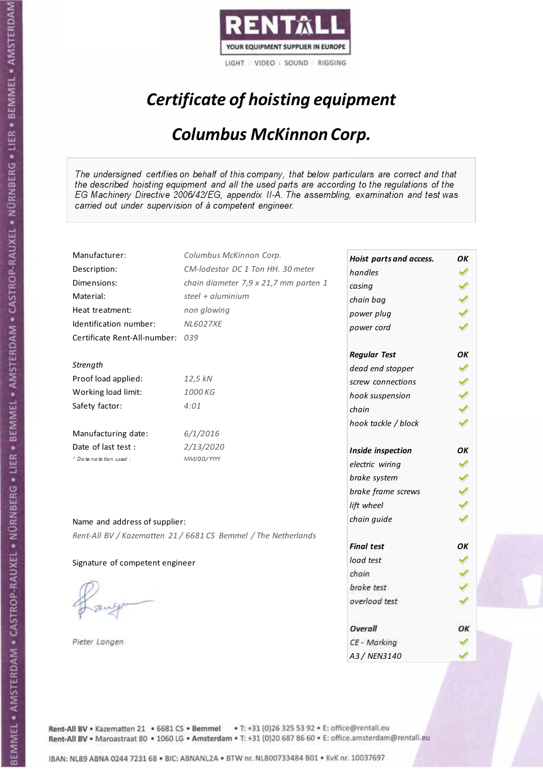RENTALL
YOUR EQUIPMENT SUPPLIER IN EUROPE
LIGHT | VIDEO | SOUND | RIGGING

# *Certificate of hoisting equipment*

## *Columbus McKinnon Corp.*

*The undersigned certifies on behalf of this company, that below particulars are correct and that the described hoisting equipment and all the used parts are according to the regulations of the EG Machinery Directive 2006/42/EG, appendix II-A. The assembling, examination and test was carried out under supervision of à competent engineer.*

| | |
|---|---|
| Manufacturer: | *Columbus McKinnon Corp.* |
| Description: | *CM-lodestar DC 1 Ton HH. 30 meter* |
| Dimensions: | *chain diameter 7,9 x 21,7 mm parten 1* |
| Material: | *steel + aluminium* |
| Heat treatment: | *non glowing* |
| Identification number: | *NL6027XE* |
| Certificate Rent-All-number: | *039* |

*Strength*

| | |
|---|---|
| Proof load applied: | *12,5 kN* |
| Working load limit: | *1000 KG* |
| Safety factor: | *4:01* |

| | |
|---|---|
| Manufacturing date: | *6/1/2016* |
| Date of last test : | *2/13/2020* |
| * Date notation used : | *MM/DD/YYYY* |

| ***Hoist parts and access.*** | ***OK*** |
|---|---|
| *handles* | ✓ |
| *casing* | ✓ |
| *chain bag* | ✓ |
| *power plug* | ✓ |
| *power cord* | ✓ |
| ***Regular Test*** | ***OK*** |
| *dead end stopper* | ✓ |
| *screw connections* | ✓ |
| *hook suspension* | ✓ |
| *chain* | ✓ |
| *hook tackle / block* | ✓ |
| ***Inside inspection*** | ***OK*** |
| *electric wiring* | ✓ |
| *brake system* | ✓ |
| *brake frame screws* | ✓ |
| *lift wheel* | ✓ |
| *chain guide* | ✓ |
| ***Final test*** | ***OK*** |
| *load test* | ✓ |
| *chain* | ✓ |
| *brake test* | ✓ |
| *overload test* | ✓ |
| ***Overall*** | ***OK*** |
| *CE - Marking* | ✓ |
| *A3 / NEN3140* | ✓ |

Name and address of supplier:

*Rent-All BV / Kazematten 21 / 6681 CS Bemmel / The Netherlands*

Signature of competent engineer

*Pieter Langen*

Rent-All BV • Kazematten 21 • 6681 CS • **Bemmel** • T: +31 (0)26 325 53 92 • E: office@rentall.eu
Rent-All BV • Maroastraat 80 • 1060 LG • **Amsterdam** • T: +31 (0)20 687 86 60 • E: office.amsterdam@rentall.eu

IBAN: NL89 ABNA 0244 7231 68 • BIC: ABNANL2A • BTW nr. NL800733484 B01 • KvK nr. 10037697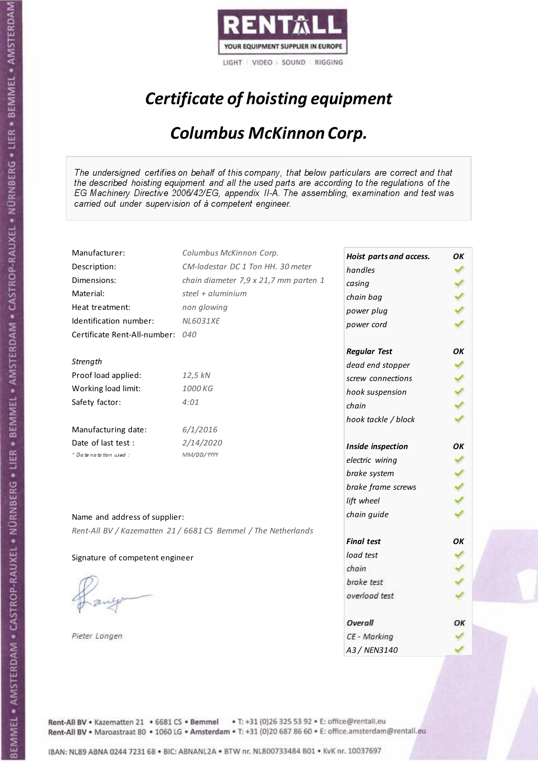RENTALL
YOUR EQUIPMENT SUPPLIER IN EUROPE
LIGHT | VIDEO | SOUND | RIGGING

# *Certificate of hoisting equipment*

## *Columbus McKinnon Corp.*

*The undersigned certifies on behalf of this company, that below particulars are correct and that the described hoisting equipment and all the used parts are according to the regulations of the EG Machinery Directive 2006/42/EG, appendix II-A. The assembling, examination and test was carried out under supervision of à competent engineer.*

| | |
|---|---|
| Manufacturer: | *Columbus McKinnon Corp.* |
| Description: | *CM-lodestar DC 1 Ton HH. 30 meter* |
| Dimensions: | *chain diameter 7,9 x 21,7 mm parten 1* |
| Material: | *steel + aluminium* |
| Heat treatment: | *non glowing* |
| Identification number: | *NL6031XE* |
| Certificate Rent-All-number: | *040* |

*Strength*

| | |
|---|---|
| Proof load applied: | *12,5 kN* |
| Working load limit: | *1000 KG* |
| Safety factor: | *4:01* |

| | |
|---|---|
| Manufacturing date: | *6/1/2016* |
| Date of last test : | *2/14/2020* |
| * Date notation used : | *MM/DD/YYYY* |

| ***Hoist parts and access.*** | ***OK*** |
|---|---|
| *handles* | ✓ |
| *casing* | ✓ |
| *chain bag* | ✓ |
| *power plug* | ✓ |
| *power cord* | ✓ |
| ***Regular Test*** | ***OK*** |
| *dead end stopper* | ✓ |
| *screw connections* | ✓ |
| *hook suspension* | ✓ |
| *chain* | ✓ |
| *hook tackle / block* | ✓ |
| ***Inside inspection*** | ***OK*** |
| *electric wiring* | ✓ |
| *brake system* | ✓ |
| *brake frame screws* | ✓ |
| *lift wheel* | ✓ |
| *chain guide* | ✓ |
| ***Final test*** | ***OK*** |
| *load test* | ✓ |
| *chain* | ✓ |
| *brake test* | ✓ |
| *overload test* | ✓ |
| ***Overall*** | ***OK*** |
| *CE - Marking* | ✓ |
| *A3 / NEN3140* | ✓ |

Name and address of supplier:

*Rent-All BV / Kazematten 21 / 6681 CS Bemmel / The Netherlands*

Signature of competent engineer

*Pieter Langen*

Rent-All BV • Kazematten 21 • 6681 CS • **Bemmel** • T: +31 (0)26 325 53 92 • E: office@rentall.eu
Rent-All BV • Maroastraat 80 • 1060 LG • **Amsterdam** • T: +31 (0)20 687 86 60 • E: office.amsterdam@rentall.eu

IBAN: NL89 ABNA 0244 7231 68 • BIC: ABNANL2A • BTW nr. NL800733484 B01 • KvK nr. 10037697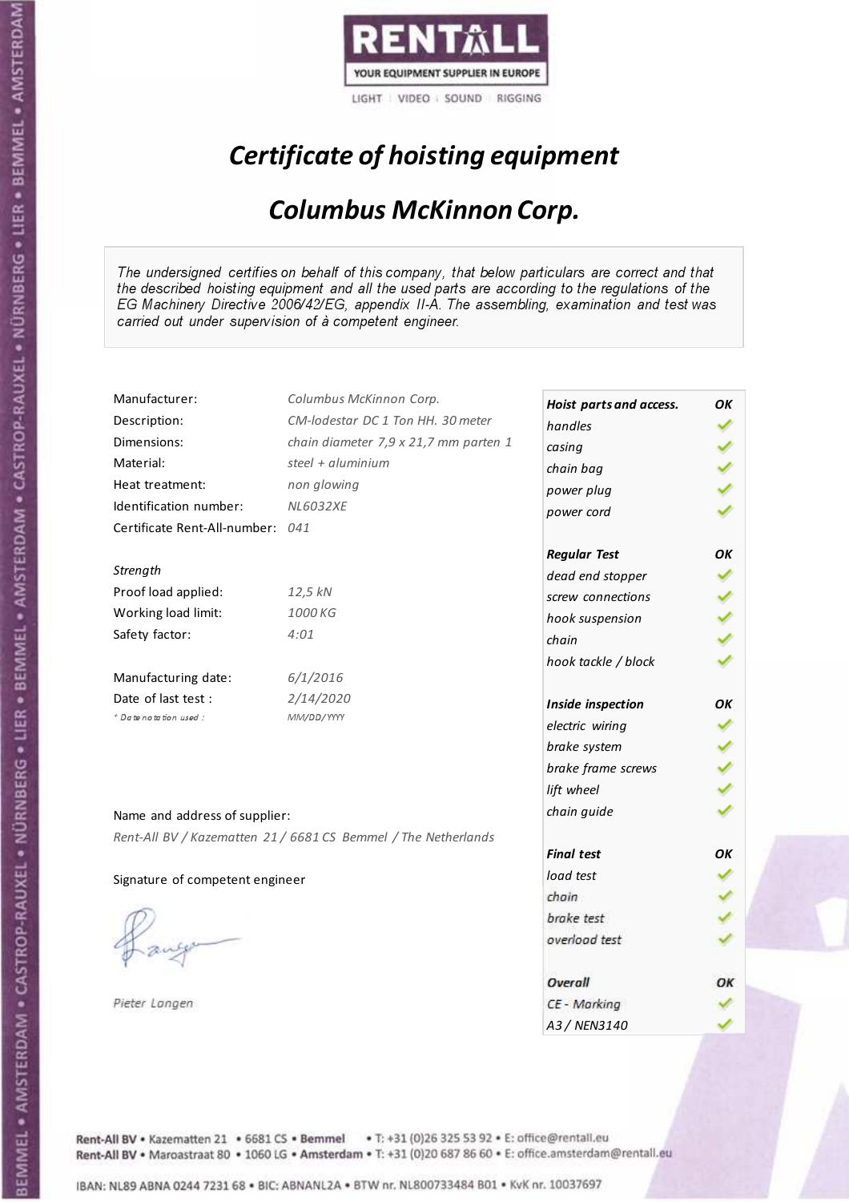RENTALL

YOUR EQUIPMENT SUPPLIER IN EUROPE

LIGHT | VIDEO | SOUND | RIGGING

# *Certificate of hoisting equipment*

## *Columbus McKinnon Corp.*

*The undersigned certifies on behalf of this company, that below particulars are correct and that the described hoisting equipment and all the used parts are according to the regulations of the EG Machinery Directive 2006/42/EG, appendix II-A. The assembling, examination and test was carried out under supervision of à competent engineer.*

| | |
|---|---|
| Manufacturer: | *Columbus McKinnon Corp.* |
| Description: | *CM-lodestar DC 1 Ton HH. 30 meter* |
| Dimensions: | *chain diameter 7,9 x 21,7 mm parten 1* |
| Material: | *steel + aluminium* |
| Heat treatment: | *non glowing* |
| Identification number: | *NL6032XE* |
| Certificate Rent-All-number: | *041* |

*Strength*

| | |
|---|---|
| Proof load applied: | *12,5 kN* |
| Working load limit: | *1000 KG* |
| Safety factor: | *4:01* |

| | |
|---|---|
| Manufacturing date: | *6/1/2016* |
| Date of last test : | *2/14/2020* |
| *\* Date notation used :* | *MM/DD/YYYY* |

| | |
|---|---|
| ***Hoist parts and access.*** | ***OK*** |
| *handles* | ✓ |
| *casing* | ✓ |
| *chain bag* | ✓ |
| *power plug* | ✓ |
| *power cord* | ✓ |
| ***Regular Test*** | ***OK*** |
| *dead end stopper* | ✓ |
| *screw connections* | ✓ |
| *hook suspension* | ✓ |
| *chain* | ✓ |
| *hook tackle / block* | ✓ |
| ***Inside inspection*** | ***OK*** |
| *electric wiring* | ✓ |
| *brake system* | ✓ |
| *brake frame screws* | ✓ |
| *lift wheel* | ✓ |
| *chain guide* | ✓ |
| ***Final test*** | ***OK*** |
| *load test* | ✓ |
| *chain* | ✓ |
| *brake test* | ✓ |
| *overload test* | ✓ |
| ***Overall*** | ***OK*** |
| *CE - Marking* | ✓ |
| *A3 / NEN3140* | ✓ |

Name and address of supplier:

*Rent-All BV / Kazematten 21 / 6681 CS Bemmel / The Netherlands*

Signature of competent engineer

*Pieter Langen*

Rent-All BV • Kazematten 21 • 6681 CS • Bemmel • T: +31 (0)26 325 53 92 • E: office@rentall.eu
Rent-All BV • Maroastraat 80 • 1060 LG • Amsterdam • T: +31 (0)20 687 86 60 • E: office.amsterdam@rentall.eu

IBAN: NL89 ABNA 0244 7231 68 • BIC: ABNANL2A • BTW nr. NL800733484 B01 • KvK nr. 10037697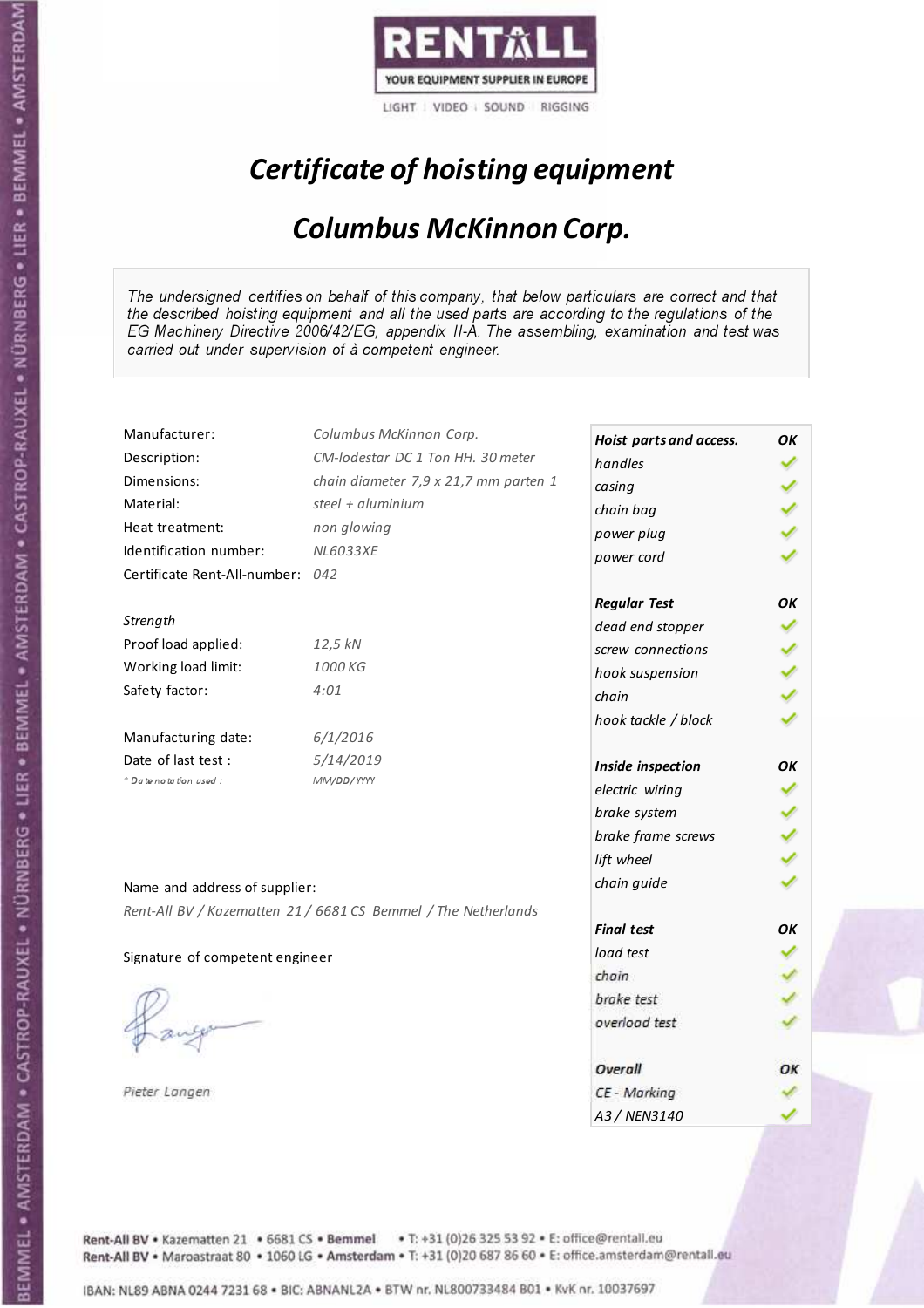RENTALL

YOUR EQUIPMENT SUPPLIER IN EUROPE

LIGHT | VIDEO | SOUND | RIGGING

# *Certificate of hoisting equipment*

## *Columbus McKinnon Corp.*

*The undersigned certifies on behalf of this company, that below particulars are correct and that the described hoisting equipment and all the used parts are according to the regulations of the EG Machinery Directive 2006/42/EG, appendix II-A. The assembling, examination and test was carried out under supervision of à competent engineer.*

| | |
|---|---|
| Manufacturer: | *Columbus McKinnon Corp.* |
| Description: | *CM-lodestar DC 1 Ton HH. 30 meter* |
| Dimensions: | *chain diameter 7,9 x 21,7 mm parten 1* |
| Material: | *steel + aluminium* |
| Heat treatment: | *non glowing* |
| Identification number: | *NL6033XE* |
| Certificate Rent-All-number: | *042* |

*Strength*

| | |
|---|---|
| Proof load applied: | *12,5 kN* |
| Working load limit: | *1000 KG* |
| Safety factor: | *4:01* |

| | |
|---|---|
| Manufacturing date: | *6/1/2016* |
| Date of last test : | *5/14/2019* |
| *\* Date notation used :* | *MM/DD/YYYY* |

| **Hoist parts and access.** | **OK** |
|---|---|
| *handles* | ✓ |
| *casing* | ✓ |
| *chain bag* | ✓ |
| *power plug* | ✓ |
| *power cord* | ✓ |
| **Regular Test** | **OK** |
| *dead end stopper* | ✓ |
| *screw connections* | ✓ |
| *hook suspension* | ✓ |
| *chain* | ✓ |
| *hook tackle / block* | ✓ |
| **Inside inspection** | **OK** |
| *electric wiring* | ✓ |
| *brake system* | ✓ |
| *brake frame screws* | ✓ |
| *lift wheel* | ✓ |
| *chain guide* | ✓ |
| **Final test** | **OK** |
| *load test* | ✓ |
| *chain* | ✓ |
| *brake test* | ✓ |
| *overload test* | ✓ |
| **Overall** | **OK** |
| *CE - Marking* | ✓ |
| *A3 / NEN3140* | ✓ |

Name and address of supplier:

*Rent-All BV / Kazematten 21 / 6681 CS Bemmel / The Netherlands*

Signature of competent engineer

*Pieter Langen*

Rent-All BV • Kazematten 21 • 6681 CS • Bemmel • T: +31 (0)26 325 53 92 • E: office@rentall.eu
Rent-All BV • Maroastraat 80 • 1060 LG • Amsterdam • T: +31 (0)20 687 86 60 • E: office.amsterdam@rentall.eu

IBAN: NL89 ABNA 0244 7231 68 • BIC: ABNANL2A • BTW nr. NL800733484 B01 • KvK nr. 10037697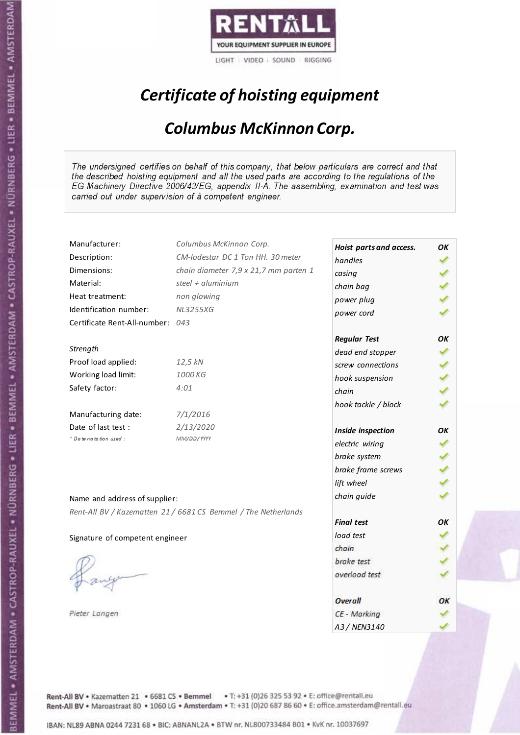RENTALL
YOUR EQUIPMENT SUPPLIER IN EUROPE
LIGHT | VIDEO | SOUND | RIGGING

# *Certificate of hoisting equipment*

## *Columbus McKinnon Corp.*

*The undersigned certifies on behalf of this company, that below particulars are correct and that the described hoisting equipment and all the used parts are according to the regulations of the EG Machinery Directive 2006/42/EG, appendix II-A. The assembling, examination and test was carried out under supervision of à competent engineer.*

| | |
|---|---|
| Manufacturer: | *Columbus McKinnon Corp.* |
| Description: | *CM-lodestar DC 1 Ton HH. 30 meter* |
| Dimensions: | *chain diameter 7,9 x 21,7 mm parten 1* |
| Material: | *steel + aluminium* |
| Heat treatment: | *non glowing* |
| Identification number: | *NL3255XG* |
| Certificate Rent-All-number: | *043* |

*Strength*

| | |
|---|---|
| Proof load applied: | *12,5 kN* |
| Working load limit: | *1000 KG* |
| Safety factor: | *4:01* |

| | |
|---|---|
| Manufacturing date: | *7/1/2016* |
| Date of last test : | *2/13/2020* |
| *\* Date notation used :* | *MM/DD/YYYY* |

| *Hoist parts and access.* | *OK* |
|---|---|
| *handles* | ✓ |
| *casing* | ✓ |
| *chain bag* | ✓ |
| *power plug* | ✓ |
| *power cord* | ✓ |
| ***Regular Test*** | ***OK*** |
| *dead end stopper* | ✓ |
| *screw connections* | ✓ |
| *hook suspension* | ✓ |
| *chain* | ✓ |
| *hook tackle / block* | ✓ |
| ***Inside inspection*** | ***OK*** |
| *electric wiring* | ✓ |
| *brake system* | ✓ |
| *brake frame screws* | ✓ |
| *lift wheel* | ✓ |
| *chain guide* | ✓ |
| ***Final test*** | ***OK*** |
| *load test* | ✓ |
| *chain* | ✓ |
| *brake test* | ✓ |
| *overload test* | ✓ |
| ***Overall*** | ***OK*** |
| *CE - Marking* | ✓ |
| *A3 / NEN3140* | ✓ |

Name and address of supplier:

*Rent-All BV / Kazematten 21 / 6681 CS Bemmel / The Netherlands*

Signature of competent engineer

*Pieter Langen*

Rent-All BV • Kazematten 21 • 6681 CS • Bemmel • T: +31 (0)26 325 53 92 • E: office@rentall.eu
Rent-All BV • Maroastraat 80 • 1060 LG • Amsterdam • T: +31 (0)20 687 86 60 • E: office.amsterdam@rentall.eu

IBAN: NL89 ABNA 0244 7231 68 • BIC: ABNANL2A • BTW nr. NL800733484 B01 • KvK nr. 10037697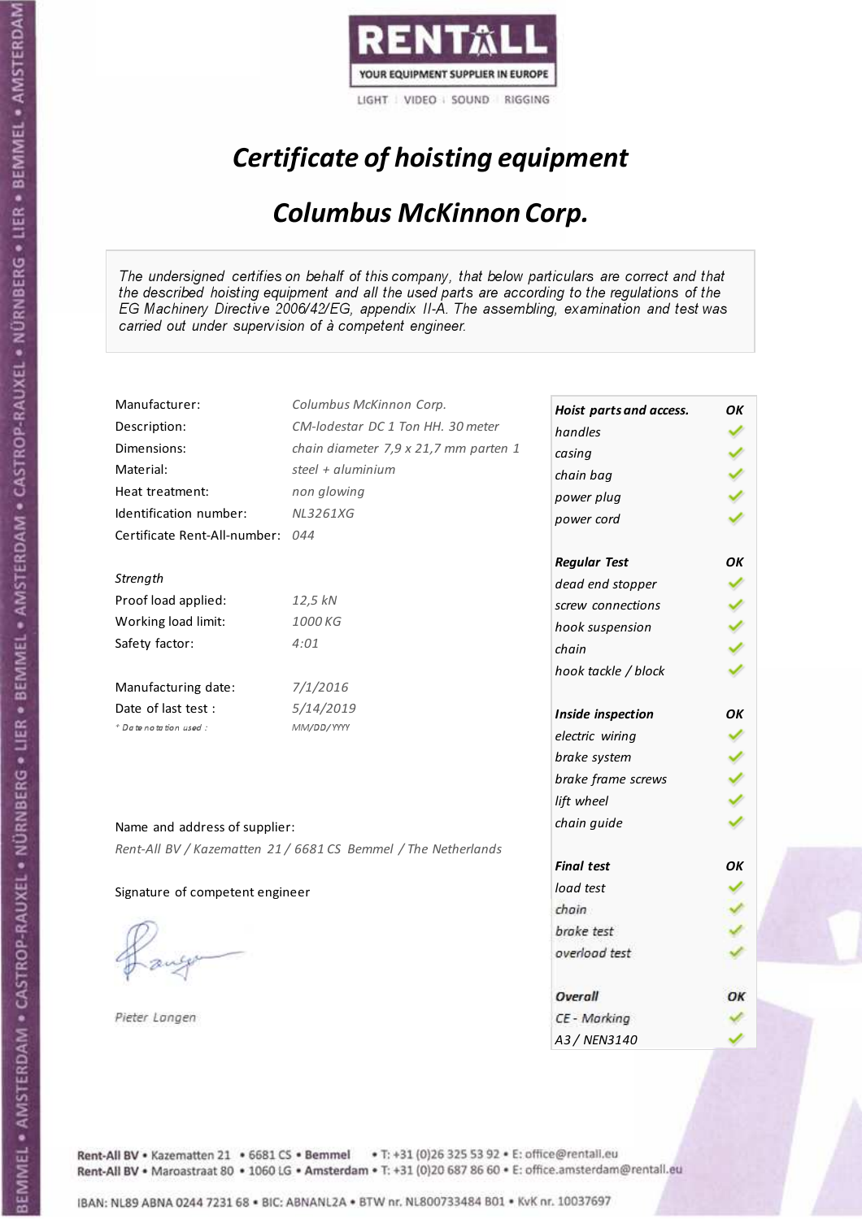RENTALL
YOUR EQUIPMENT SUPPLIER IN EUROPE
LIGHT | VIDEO | SOUND | RIGGING

# *Certificate of hoisting equipment*

## *Columbus McKinnon Corp.*

*The undersigned certifies on behalf of this company, that below particulars are correct and that the described hoisting equipment and all the used parts are according to the regulations of the EG Machinery Directive 2006/42/EG, appendix II-A. The assembling, examination and test was carried out under supervision of à competent engineer.*

| | |
|---|---|
| Manufacturer: | *Columbus McKinnon Corp.* |
| Description: | *CM-lodestar DC 1 Ton HH. 30 meter* |
| Dimensions: | *chain diameter 7,9 x 21,7 mm parten 1* |
| Material: | *steel + aluminium* |
| Heat treatment: | *non glowing* |
| Identification number: | *NL3261XG* |
| Certificate Rent-All-number: | *044* |

*Strength*

| | |
|---|---|
| Proof load applied: | *12,5 kN* |
| Working load limit: | *1000 KG* |
| Safety factor: | *4:01* |

| | |
|---|---|
| Manufacturing date: | *7/1/2016* |
| Date of last test : | *5/14/2019* |
| *\* Date notation used :* | *MM/DD/YYYY* |

Name and address of supplier:

*Rent-All BV / Kazematten 21 / 6681 CS Bemmel / The Netherlands*

Signature of competent engineer

*Pieter Langen*

| ***Hoist parts and access.*** | ***OK*** |
|---|---|
| *handles* | ✓ |
| *casing* | ✓ |
| *chain bag* | ✓ |
| *power plug* | ✓ |
| *power cord* | ✓ |
| ***Regular Test*** | ***OK*** |
| *dead end stopper* | ✓ |
| *screw connections* | ✓ |
| *hook suspension* | ✓ |
| *chain* | ✓ |
| *hook tackle / block* | ✓ |
| ***Inside inspection*** | ***OK*** |
| *electric wiring* | ✓ |
| *brake system* | ✓ |
| *brake frame screws* | ✓ |
| *lift wheel* | ✓ |
| *chain guide* | ✓ |
| ***Final test*** | ***OK*** |
| *load test* | ✓ |
| *chain* | ✓ |
| *brake test* | ✓ |
| *overload test* | ✓ |
| ***Overall*** | ***OK*** |
| *CE - Marking* | ✓ |
| *A3 / NEN3140* | ✓ |

**Rent-All BV** • Kazematten 21 • 6681 CS • **Bemmel** • T: +31 (0)26 325 53 92 • E: office@rentall.eu
**Rent-All BV** • Maroastraat 80 • 1060 LG • **Amsterdam** • T: +31 (0)20 687 86 60 • E: office.amsterdam@rentall.eu

IBAN: NL89 ABNA 0244 7231 68 • BIC: ABNANL2A • BTW nr. NL800733484 B01 • KvK nr. 10037697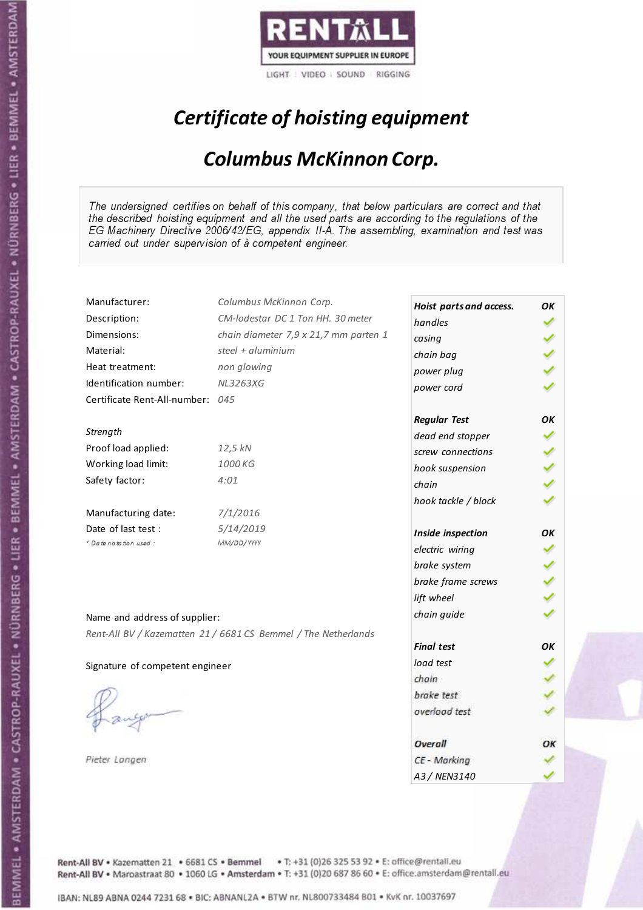RENTALL

YOUR EQUIPMENT SUPPLIER IN EUROPE

LIGHT | VIDEO | SOUND | RIGGING

# *Certificate of hoisting equipment*

## *Columbus McKinnon Corp.*

*The undersigned certifies on behalf of this company, that below particulars are correct and that the described hoisting equipment and all the used parts are according to the regulations of the EG Machinery Directive 2006/42/EG, appendix II-A. The assembling, examination and test was carried out under supervision of à competent engineer.*

| | |
|---|---|
| Manufacturer: | *Columbus McKinnon Corp.* |
| Description: | *CM-lodestar DC 1 Ton HH. 30 meter* |
| Dimensions: | *chain diameter 7,9 x 21,7 mm parten 1* |
| Material: | *steel + aluminium* |
| Heat treatment: | *non glowing* |
| Identification number: | *NL3263XG* |
| Certificate Rent-All-number: | *045* |

*Strength*

| | |
|---|---|
| Proof load applied: | *12,5 kN* |
| Working load limit: | *1000 KG* |
| Safety factor: | *4:01* |

| | |
|---|---|
| Manufacturing date: | *7/1/2016* |
| Date of last test : | *5/14/2019* |
| *\* Date notation used :* | *MM/DD/YYYY* |

| ***Hoist parts and access.*** | ***OK*** |
|---|---|
| *handles* | ✓ |
| *casing* | ✓ |
| *chain bag* | ✓ |
| *power plug* | ✓ |
| *power cord* | ✓ |
| ***Regular Test*** | ***OK*** |
| *dead end stopper* | ✓ |
| *screw connections* | ✓ |
| *hook suspension* | ✓ |
| *chain* | ✓ |
| *hook tackle / block* | ✓ |
| ***Inside inspection*** | ***OK*** |
| *electric wiring* | ✓ |
| *brake system* | ✓ |
| *brake frame screws* | ✓ |
| *lift wheel* | ✓ |
| *chain guide* | ✓ |
| ***Final test*** | ***OK*** |
| *load test* | ✓ |
| *chain* | ✓ |
| *brake test* | ✓ |
| *overload test* | ✓ |
| ***Overall*** | ***OK*** |
| *CE - Marking* | ✓ |
| *A3 / NEN3140* | ✓ |

Name and address of supplier:

*Rent-All BV / Kazematten 21 / 6681 CS Bemmel / The Netherlands*

Signature of competent engineer

*Pieter Langen*

Rent-All BV • Kazematten 21 • 6681 CS • **Bemmel** • T: +31 (0)26 325 53 92 • E: office@rentall.eu
Rent-All BV • Maroastraat 80 • 1060 LG • **Amsterdam** • T: +31 (0)20 687 86 60 • E: office.amsterdam@rentall.eu

IBAN: NL89 ABNA 0244 7231 68 • BIC: ABNANL2A • BTW nr. NL800733484 B01 • KvK nr. 10037697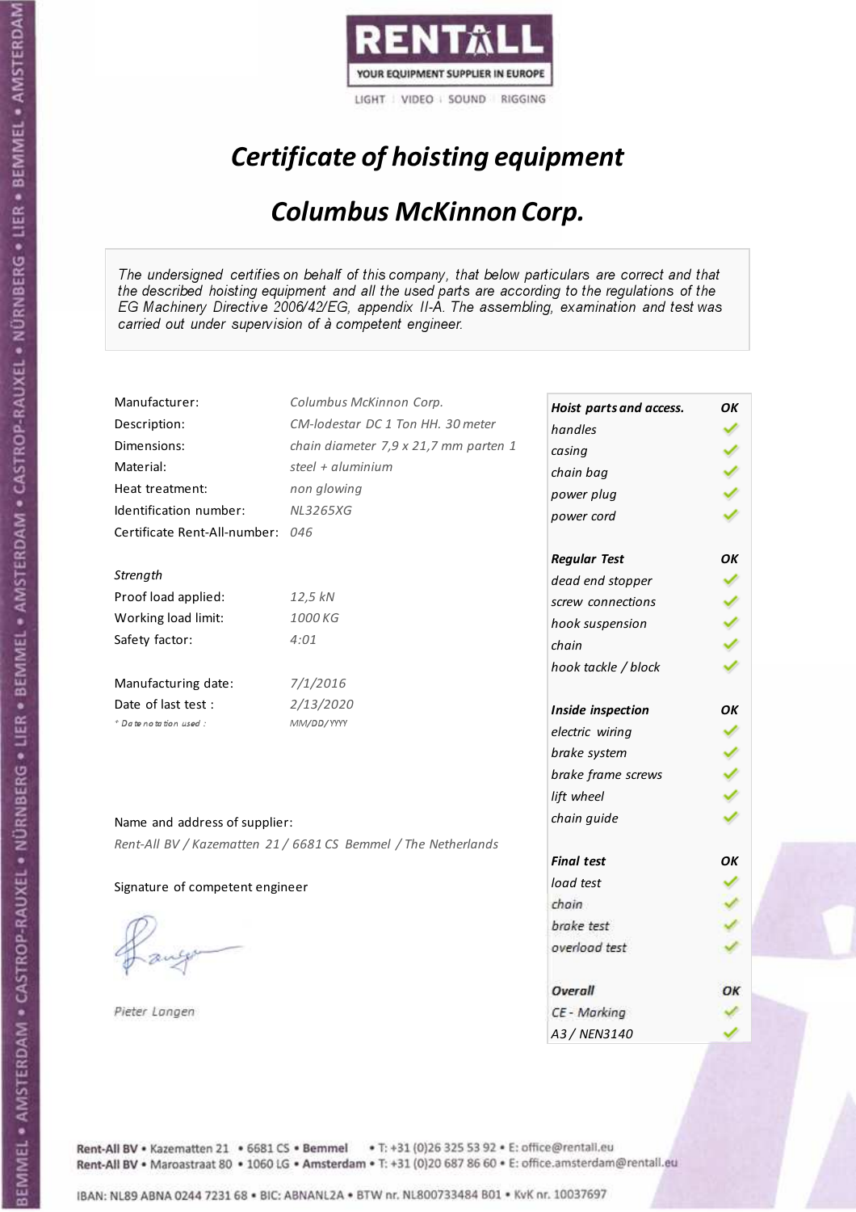RENTALL
YOUR EQUIPMENT SUPPLIER IN EUROPE
LIGHT | VIDEO | SOUND | RIGGING

# *Certificate of hoisting equipment*

## *Columbus McKinnon Corp.*

*The undersigned certifies on behalf of this company, that below particulars are correct and that the described hoisting equipment and all the used parts are according to the regulations of the EG Machinery Directive 2006/42/EG, appendix II-A. The assembling, examination and test was carried out under supervision of à competent engineer.*

| | |
|---|---|
| Manufacturer: | *Columbus McKinnon Corp.* |
| Description: | *CM-lodestar DC 1 Ton HH. 30 meter* |
| Dimensions: | *chain diameter 7,9 x 21,7 mm parten 1* |
| Material: | *steel + aluminium* |
| Heat treatment: | *non glowing* |
| Identification number: | *NL3265XG* |
| Certificate Rent-All-number: | *046* |

*Strength*

| | |
|---|---|
| Proof load applied: | *12,5 kN* |
| Working load limit: | *1000 KG* |
| Safety factor: | *4:01* |

| | |
|---|---|
| Manufacturing date: | *7/1/2016* |
| Date of last test : | *2/13/2020* |
| * Date notation used : | *MM/DD/YYYY* |

| Check | Result |
|---|---|
| ***Hoist parts and access.*** | ***OK*** |
| *handles* | ✓ |
| *casing* | ✓ |
| *chain bag* | ✓ |
| *power plug* | ✓ |
| *power cord* | ✓ |
| ***Regular Test*** | ***OK*** |
| *dead end stopper* | ✓ |
| *screw connections* | ✓ |
| *hook suspension* | ✓ |
| *chain* | ✓ |
| *hook tackle / block* | ✓ |
| ***Inside inspection*** | ***OK*** |
| *electric wiring* | ✓ |
| *brake system* | ✓ |
| *brake frame screws* | ✓ |
| *lift wheel* | ✓ |
| *chain guide* | ✓ |
| ***Final test*** | ***OK*** |
| *load test* | ✓ |
| *chain* | ✓ |
| *brake test* | ✓ |
| *overload test* | ✓ |
| ***Overall*** | ***OK*** |
| *CE - Marking* | ✓ |
| *A3 / NEN3140* | ✓ |

Name and address of supplier:

*Rent-All BV / Kazematten 21 / 6681 CS Bemmel / The Netherlands*

Signature of competent engineer

*Pieter Langen*

Rent-All BV • Kazematten 21 • 6681 CS • **Bemmel** • T: +31 (0)26 325 53 92 • E: office@rentall.eu
Rent-All BV • Maroastraat 80 • 1060 LG • **Amsterdam** • T: +31 (0)20 687 86 60 • E: office.amsterdam@rentall.eu

IBAN: NL89 ABNA 0244 7231 68 • BIC: ABNANL2A • BTW nr. NL800733484 B01 • KvK nr. 10037697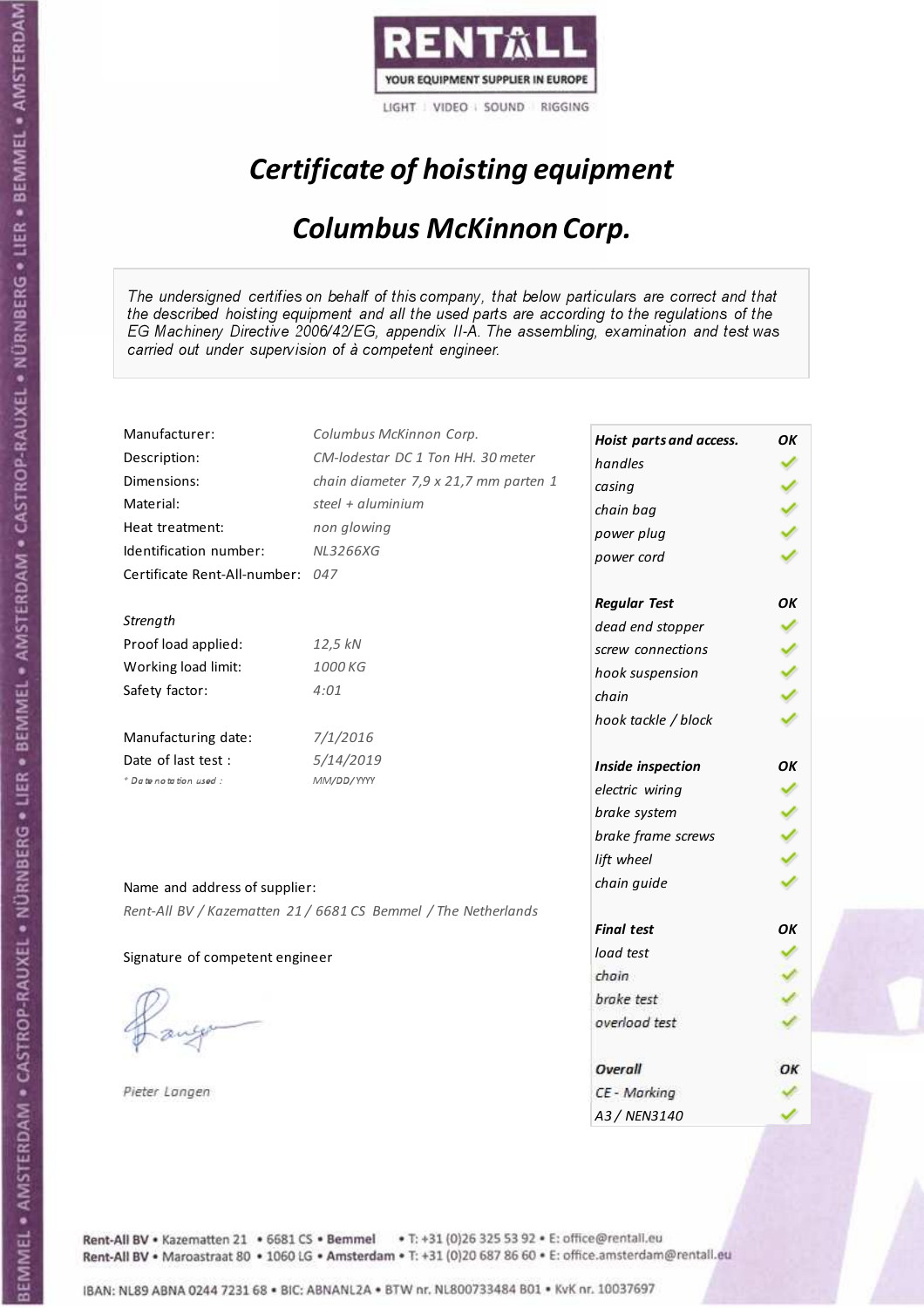RENTALL

YOUR EQUIPMENT SUPPLIER IN EUROPE

LIGHT | VIDEO | SOUND | RIGGING

# *Certificate of hoisting equipment*

## *Columbus McKinnon Corp.*

*The undersigned certifies on behalf of this company, that below particulars are correct and that the described hoisting equipment and all the used parts are according to the regulations of the EG Machinery Directive 2006/42/EG, appendix II-A. The assembling, examination and test was carried out under supervision of à competent engineer.*

| | |
|---|---|
| Manufacturer: | *Columbus McKinnon Corp.* |
| Description: | *CM-lodestar DC 1 Ton HH. 30 meter* |
| Dimensions: | *chain diameter 7,9 x 21,7 mm parten 1* |
| Material: | *steel + aluminium* |
| Heat treatment: | *non glowing* |
| Identification number: | *NL3266XG* |
| Certificate Rent-All-number: | *047* |

*Strength*

| | |
|---|---|
| Proof load applied: | *12,5 kN* |
| Working load limit: | *1000 KG* |
| Safety factor: | *4:01* |

| | |
|---|---|
| Manufacturing date: | *7/1/2016* |
| Date of last test : | *5/14/2019* |
| *\* Date notation used :* | *MM/DD/YYYY* |

| ***Hoist parts and access.*** | ***OK*** |
|---|---|
| *handles* | ✓ |
| *casing* | ✓ |
| *chain bag* | ✓ |
| *power plug* | ✓ |
| *power cord* | ✓ |
| ***Regular Test*** | ***OK*** |
| *dead end stopper* | ✓ |
| *screw connections* | ✓ |
| *hook suspension* | ✓ |
| *chain* | ✓ |
| *hook tackle / block* | ✓ |
| ***Inside inspection*** | ***OK*** |
| *electric wiring* | ✓ |
| *brake system* | ✓ |
| *brake frame screws* | ✓ |
| *lift wheel* | ✓ |
| *chain guide* | ✓ |
| ***Final test*** | ***OK*** |
| *load test* | ✓ |
| *chain* | ✓ |
| *brake test* | ✓ |
| *overload test* | ✓ |
| ***Overall*** | ***OK*** |
| *CE - Marking* | ✓ |
| *A3 / NEN3140* | ✓ |

Name and address of supplier:

*Rent-All BV / Kazematten 21 / 6681 CS Bemmel / The Netherlands*

Signature of competent engineer

*Pieter Langen*

Rent-All BV • Kazematten 21 • 6681 CS • **Bemmel** • T: +31 (0)26 325 53 92 • E: office@rentall.eu
Rent-All BV • Maroastraat 80 • 1060 LG • **Amsterdam** • T: +31 (0)20 687 86 60 • E: office.amsterdam@rentall.eu

IBAN: NL89 ABNA 0244 7231 68 • BIC: ABNANL2A • BTW nr. NL800733484 B01 • KvK nr. 10037697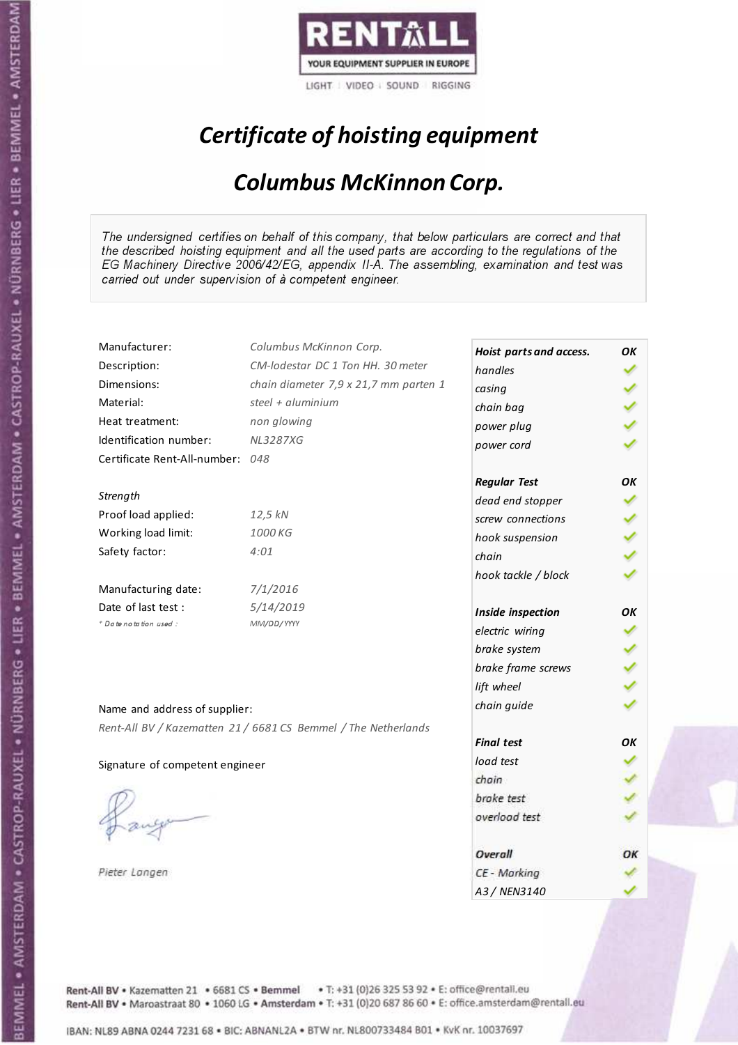RENTALL
YOUR EQUIPMENT SUPPLIER IN EUROPE
LIGHT | VIDEO | SOUND | RIGGING

# *Certificate of hoisting equipment*

## *Columbus McKinnon Corp.*

*The undersigned certifies on behalf of this company, that below particulars are correct and that the described hoisting equipment and all the used parts are according to the regulations of the EG Machinery Directive 2006/42/EG, appendix II-A. The assembling, examination and test was carried out under supervision of à competent engineer.*

| | |
|---|---|
| Manufacturer: | *Columbus McKinnon Corp.* |
| Description: | *CM-lodestar DC 1 Ton HH. 30 meter* |
| Dimensions: | *chain diameter 7,9 x 21,7 mm parten 1* |
| Material: | *steel + aluminium* |
| Heat treatment: | *non glowing* |
| Identification number: | *NL3287XG* |
| Certificate Rent-All-number: | *048* |

*Strength*

| | |
|---|---|
| Proof load applied: | *12,5 kN* |
| Working load limit: | *1000 KG* |
| Safety factor: | *4:01* |

| | |
|---|---|
| Manufacturing date: | *7/1/2016* |
| Date of last test : | *5/14/2019* |
| * Date notation used : | *MM/DD/YYYY* |

Name and address of supplier:
*Rent-All BV / Kazematten 21 / 6681 CS Bemmel / The Netherlands*

Signature of competent engineer

*Pieter Langen*

| ***Hoist parts and access.*** | ***OK*** |
|---|---|
| *handles* | ✓ |
| *casing* | ✓ |
| *chain bag* | ✓ |
| *power plug* | ✓ |
| *power cord* | ✓ |
| ***Regular Test*** | ***OK*** |
| *dead end stopper* | ✓ |
| *screw connections* | ✓ |
| *hook suspension* | ✓ |
| *chain* | ✓ |
| *hook tackle / block* | ✓ |
| ***Inside inspection*** | ***OK*** |
| *electric wiring* | ✓ |
| *brake system* | ✓ |
| *brake frame screws* | ✓ |
| *lift wheel* | ✓ |
| *chain guide* | ✓ |
| ***Final test*** | ***OK*** |
| *load test* | ✓ |
| *chain* | ✓ |
| *brake test* | ✓ |
| *overload test* | ✓ |
| ***Overall*** | ***OK*** |
| *CE - Marking* | ✓ |
| *A3 / NEN3140* | ✓ |

Rent-All BV • Kazematten 21 • 6681 CS • Bemmel • T: +31 (0)26 325 53 92 • E: office@rentall.eu
Rent-All BV • Maroastraat 80 • 1060 LG • Amsterdam • T: +31 (0)20 687 86 60 • E: office.amsterdam@rentall.eu

IBAN: NL89 ABNA 0244 7231 68 • BIC: ABNANL2A • BTW nr. NL800733484 B01 • KvK nr. 10037697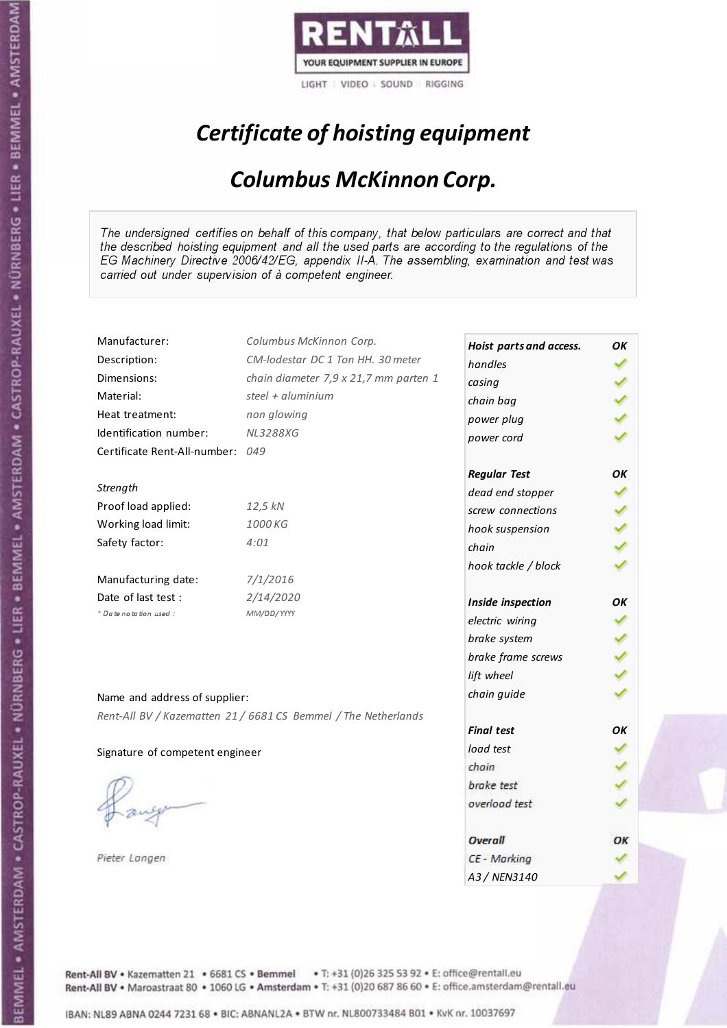RENTALL
YOUR EQUIPMENT SUPPLIER IN EUROPE
LIGHT | VIDEO | SOUND | RIGGING

# *Certificate of hoisting equipment*

## *Columbus McKinnon Corp.*

*The undersigned certifies on behalf of this company, that below particulars are correct and that the described hoisting equipment and all the used parts are according to the regulations of the EG Machinery Directive 2006/42/EG, appendix II-A. The assembling, examination and test was carried out under supervision of à competent engineer.*

| | |
|---|---|
| Manufacturer: | *Columbus McKinnon Corp.* |
| Description: | *CM-lodestar DC 1 Ton HH. 30 meter* |
| Dimensions: | *chain diameter 7,9 x 21,7 mm parten 1* |
| Material: | *steel + aluminium* |
| Heat treatment: | *non glowing* |
| Identification number: | *NL3288XG* |
| Certificate Rent-All-number: | *049* |

*Strength*

| | |
|---|---|
| Proof load applied: | *12,5 kN* |
| Working load limit: | *1000 KG* |
| Safety factor: | *4:01* |

| | |
|---|---|
| Manufacturing date: | *7/1/2016* |
| Date of last test : | *2/14/2020* |
| *\* Date notation used :* | *MM/DD/YYYY* |

| ***Hoist parts and access.*** | ***OK*** |
|---|---|
| *handles* | ✓ |
| *casing* | ✓ |
| *chain bag* | ✓ |
| *power plug* | ✓ |
| *power cord* | ✓ |
| ***Regular Test*** | ***OK*** |
| *dead end stopper* | ✓ |
| *screw connections* | ✓ |
| *hook suspension* | ✓ |
| *chain* | ✓ |
| *hook tackle / block* | ✓ |
| ***Inside inspection*** | ***OK*** |
| *electric wiring* | ✓ |
| *brake system* | ✓ |
| *brake frame screws* | ✓ |
| *lift wheel* | ✓ |
| *chain guide* | ✓ |
| ***Final test*** | ***OK*** |
| *load test* | ✓ |
| *chain* | ✓ |
| *brake test* | ✓ |
| *overload test* | ✓ |
| ***Overall*** | ***OK*** |
| *CE - Marking* | ✓ |
| *A3 / NEN3140* | ✓ |

Name and address of supplier:

*Rent-All BV / Kazematten 21 / 6681 CS Bemmel / The Netherlands*

Signature of competent engineer

*Pieter Langen*

Rent-All BV • Kazematten 21 • 6681 CS • Bemmel • T: +31 (0)26 325 53 92 • E: office@rentall.eu
Rent-All BV • Maroastraat 80 • 1060 LG • Amsterdam • T: +31 (0)20 687 86 60 • E: office.amsterdam@rentall.eu

IBAN: NL89 ABNA 0244 7231 68 • BIC: ABNANL2A • BTW nr. NL800733484 B01 • KvK nr. 10037697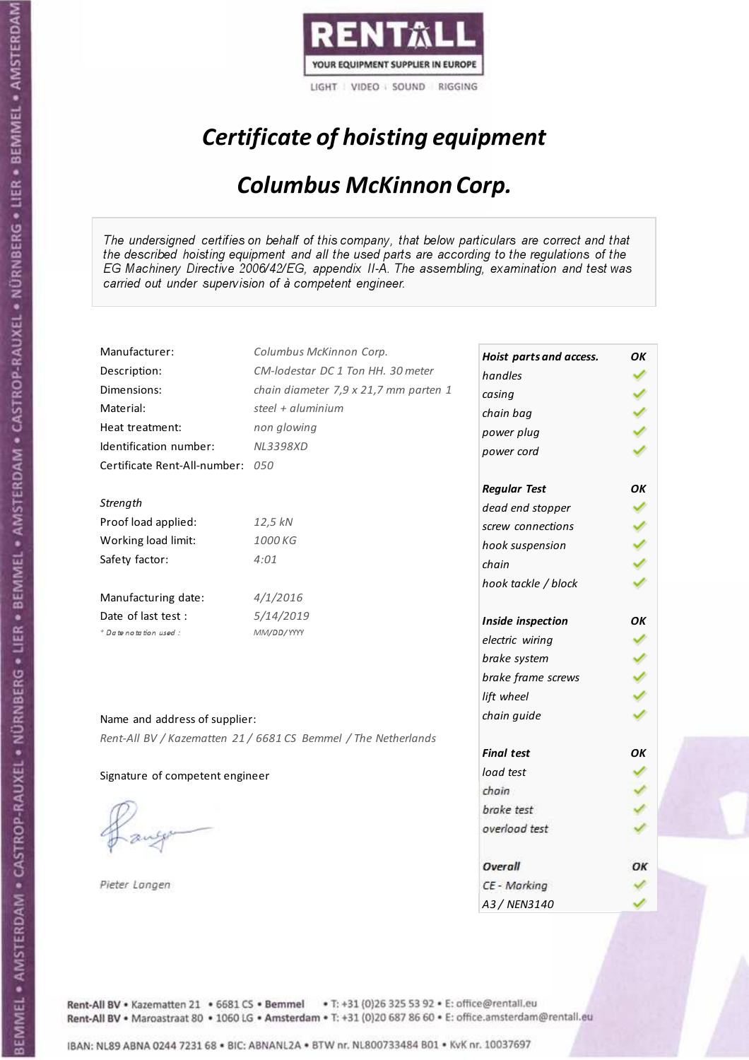RENTALL

YOUR EQUIPMENT SUPPLIER IN EUROPE

LIGHT | VIDEO | SOUND | RIGGING

# *Certificate of hoisting equipment*

## *Columbus McKinnon Corp.*

*The undersigned certifies on behalf of this company, that below particulars are correct and that the described hoisting equipment and all the used parts are according to the regulations of the EG Machinery Directive 2006/42/EG, appendix II-A. The assembling, examination and test was carried out under supervision of à competent engineer.*

| | |
|---|---|
| Manufacturer: | *Columbus McKinnon Corp.* |
| Description: | *CM-lodestar DC 1 Ton HH. 30 meter* |
| Dimensions: | *chain diameter 7,9 x 21,7 mm parten 1* |
| Material: | *steel + aluminium* |
| Heat treatment: | *non glowing* |
| Identification number: | *NL3398XD* |
| Certificate Rent-All-number: | *050* |

*Strength*

| | |
|---|---|
| Proof load applied: | *12,5 kN* |
| Working load limit: | *1000 KG* |
| Safety factor: | *4:01* |

| | |
|---|---|
| Manufacturing date: | *4/1/2016* |
| Date of last test : | *5/14/2019* |
| *\* Date notation used :* | *MM/DD/YYYY* |

| | |
|---|---|
| ***Hoist parts and access.*** | ***OK*** |
| *handles* | ✓ |
| *casing* | ✓ |
| *chain bag* | ✓ |
| *power plug* | ✓ |
| *power cord* | ✓ |
| ***Regular Test*** | ***OK*** |
| *dead end stopper* | ✓ |
| *screw connections* | ✓ |
| *hook suspension* | ✓ |
| *chain* | ✓ |
| *hook tackle / block* | ✓ |
| ***Inside inspection*** | ***OK*** |
| *electric wiring* | ✓ |
| *brake system* | ✓ |
| *brake frame screws* | ✓ |
| *lift wheel* | ✓ |
| *chain guide* | ✓ |
| ***Final test*** | ***OK*** |
| *load test* | ✓ |
| *chain* | ✓ |
| *brake test* | ✓ |
| *overload test* | ✓ |
| ***Overall*** | ***OK*** |
| *CE - Marking* | ✓ |
| *A3 / NEN3140* | ✓ |

Name and address of supplier:

*Rent-All BV / Kazematten 21 / 6681 CS Bemmel / The Netherlands*

Signature of competent engineer

*Pieter Langen*

Rent-All BV • Kazematten 21 • 6681 CS • **Bemmel** • T: +31 (0)26 325 53 92 • E: office@rentall.eu
Rent-All BV • Maroastraat 80 • 1060 LG • **Amsterdam** • T: +31 (0)20 687 86 60 • E: office.amsterdam@rentall.eu

IBAN: NL89 ABNA 0244 7231 68 • BIC: ABNANL2A • BTW nr. NL800733484 B01 • KvK nr. 10037697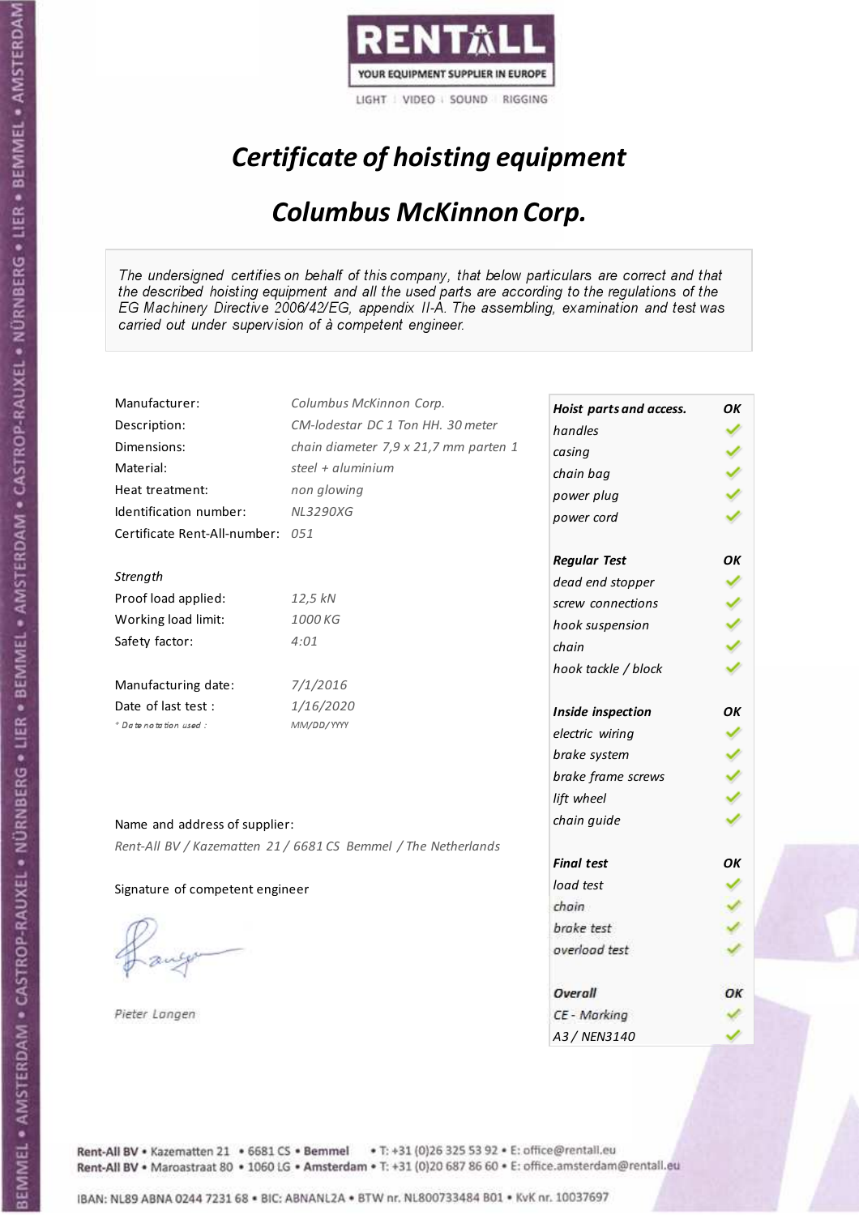RENTALL
YOUR EQUIPMENT SUPPLIER IN EUROPE
LIGHT | VIDEO | SOUND | RIGGING

# *Certificate of hoisting equipment*

## *Columbus McKinnon Corp.*

*The undersigned certifies on behalf of this company, that below particulars are correct and that the described hoisting equipment and all the used parts are according to the regulations of the EG Machinery Directive 2006/42/EG, appendix II-A. The assembling, examination and test was carried out under supervision of à competent engineer.*

| | |
|---|---|
| Manufacturer: | *Columbus McKinnon Corp.* |
| Description: | *CM-lodestar DC 1 Ton HH. 30 meter* |
| Dimensions: | *chain diameter 7,9 x 21,7 mm parten 1* |
| Material: | *steel + aluminium* |
| Heat treatment: | *non glowing* |
| Identification number: | *NL3290XG* |
| Certificate Rent-All-number: | *051* |

*Strength*

| | |
|---|---|
| Proof load applied: | *12,5 kN* |
| Working load limit: | *1000 KG* |
| Safety factor: | *4:01* |

| | |
|---|---|
| Manufacturing date: | *7/1/2016* |
| Date of last test : | *1/16/2020* |
| * Date notation used : | *MM/DD/YYYY* |

| **Hoist parts and access.** | **OK** |
|---|---|
| *handles* | ✓ |
| *casing* | ✓ |
| *chain bag* | ✓ |
| *power plug* | ✓ |
| *power cord* | ✓ |
| **Regular Test** | **OK** |
| *dead end stopper* | ✓ |
| *screw connections* | ✓ |
| *hook suspension* | ✓ |
| *chain* | ✓ |
| *hook tackle / block* | ✓ |
| **Inside inspection** | **OK** |
| *electric wiring* | ✓ |
| *brake system* | ✓ |
| *brake frame screws* | ✓ |
| *lift wheel* | ✓ |
| *chain guide* | ✓ |
| **Final test** | **OK** |
| *load test* | ✓ |
| *chain* | ✓ |
| *brake test* | ✓ |
| *overload test* | ✓ |
| **Overall** | **OK** |
| *CE - Marking* | ✓ |
| *A3 / NEN3140* | ✓ |

Name and address of supplier:

*Rent-All BV / Kazematten 21 / 6681 CS Bemmel / The Netherlands*

Signature of competent engineer

*Pieter Langen*

Rent-All BV • Kazematten 21 • 6681 CS • Bemmel • T: +31 (0)26 325 53 92 • E: office@rentall.eu
Rent-All BV • Maroastraat 80 • 1060 LG • Amsterdam • T: +31 (0)20 687 86 60 • E: office.amsterdam@rentall.eu

IBAN: NL89 ABNA 0244 7231 68 • BIC: ABNANL2A • BTW nr. NL800733484 B01 • KvK nr. 10037697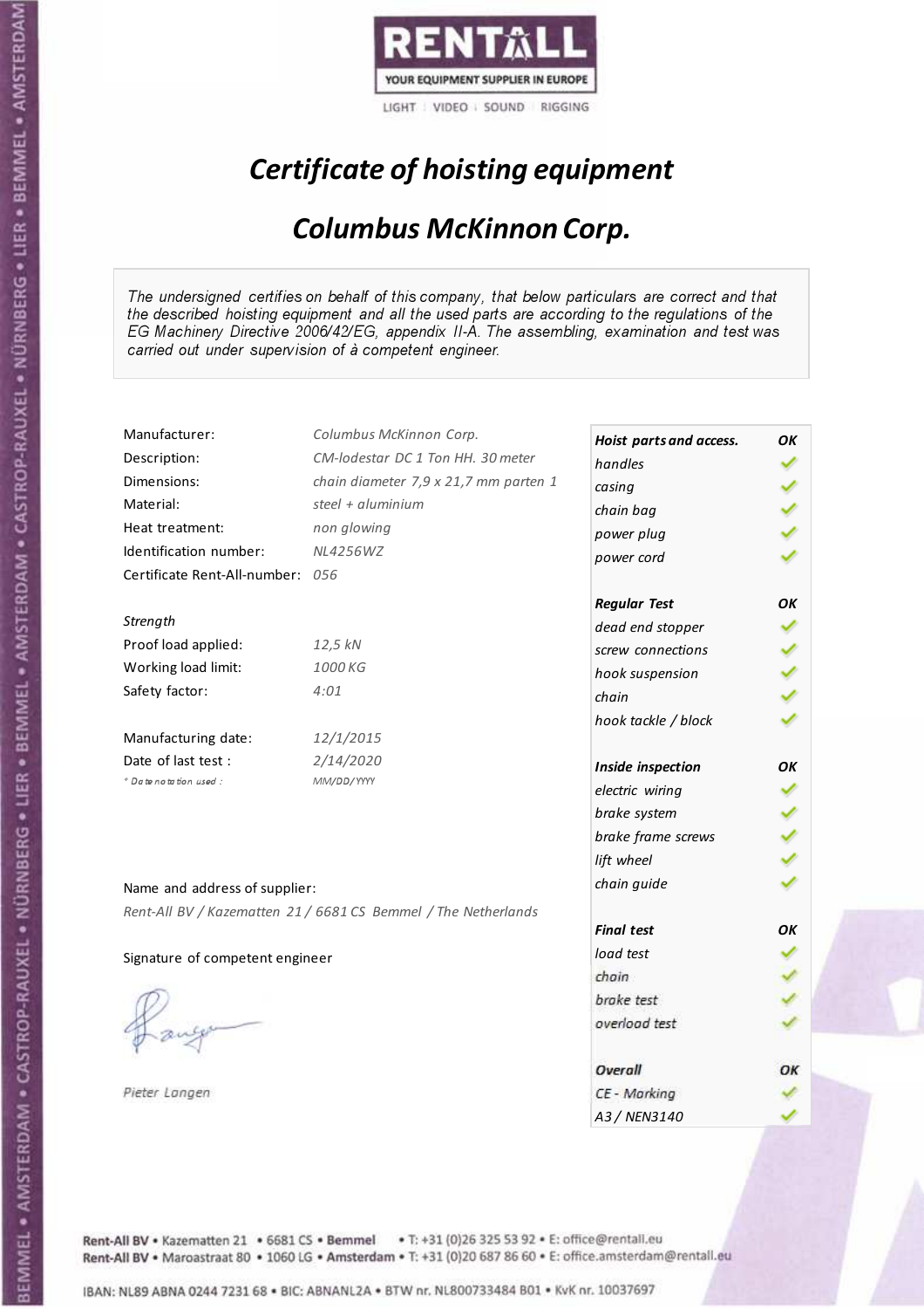RENTALL
YOUR EQUIPMENT SUPPLIER IN EUROPE
LIGHT | VIDEO | SOUND | RIGGING

# *Certificate of hoisting equipment*

## *Columbus McKinnon Corp.*

*The undersigned certifies on behalf of this company, that below particulars are correct and that the described hoisting equipment and all the used parts are according to the regulations of the EG Machinery Directive 2006/42/EG, appendix II-A. The assembling, examination and test was carried out under supervision of à competent engineer.*

| | |
|---|---|
| Manufacturer: | *Columbus McKinnon Corp.* |
| Description: | *CM-lodestar DC 1 Ton HH. 30 meter* |
| Dimensions: | *chain diameter 7,9 x 21,7 mm parten 1* |
| Material: | *steel + aluminium* |
| Heat treatment: | *non glowing* |
| Identification number: | *NL4256WZ* |
| Certificate Rent-All-number: | *056* |

*Strength*

| | |
|---|---|
| Proof load applied: | *12,5 kN* |
| Working load limit: | *1000 KG* |
| Safety factor: | *4:01* |

| | |
|---|---|
| Manufacturing date: | *12/1/2015* |
| Date of last test : | *2/14/2020* |
| *\* Date notation used :* | *MM/DD/YYYY* |

| ***Hoist parts and access.*** | ***OK*** |
|---|---|
| *handles* | ✓ |
| *casing* | ✓ |
| *chain bag* | ✓ |
| *power plug* | ✓ |
| *power cord* | ✓ |
| ***Regular Test*** | ***OK*** |
| *dead end stopper* | ✓ |
| *screw connections* | ✓ |
| *hook suspension* | ✓ |
| *chain* | ✓ |
| *hook tackle / block* | ✓ |
| ***Inside inspection*** | ***OK*** |
| *electric wiring* | ✓ |
| *brake system* | ✓ |
| *brake frame screws* | ✓ |
| *lift wheel* | ✓ |
| *chain guide* | ✓ |
| ***Final test*** | ***OK*** |
| *load test* | ✓ |
| *chain* | ✓ |
| *brake test* | ✓ |
| *overload test* | ✓ |
| ***Overall*** | ***OK*** |
| *CE - Marking* | ✓ |
| *A3 / NEN3140* | ✓ |

Name and address of supplier:

*Rent-All BV / Kazematten 21 / 6681 CS Bemmel / The Netherlands*

Signature of competent engineer

*Pieter Langen*

Rent-All BV • Kazematten 21 • 6681 CS • Bemmel • T: +31 (0)26 325 53 92 • E: office@rentall.eu
Rent-All BV • Maroastraat 80 • 1060 LG • Amsterdam • T: +31 (0)20 687 86 60 • E: office.amsterdam@rentall.eu

IBAN: NL89 ABNA 0244 7231 68 • BIC: ABNANL2A • BTW nr. NL800733484 B01 • KvK nr. 10037697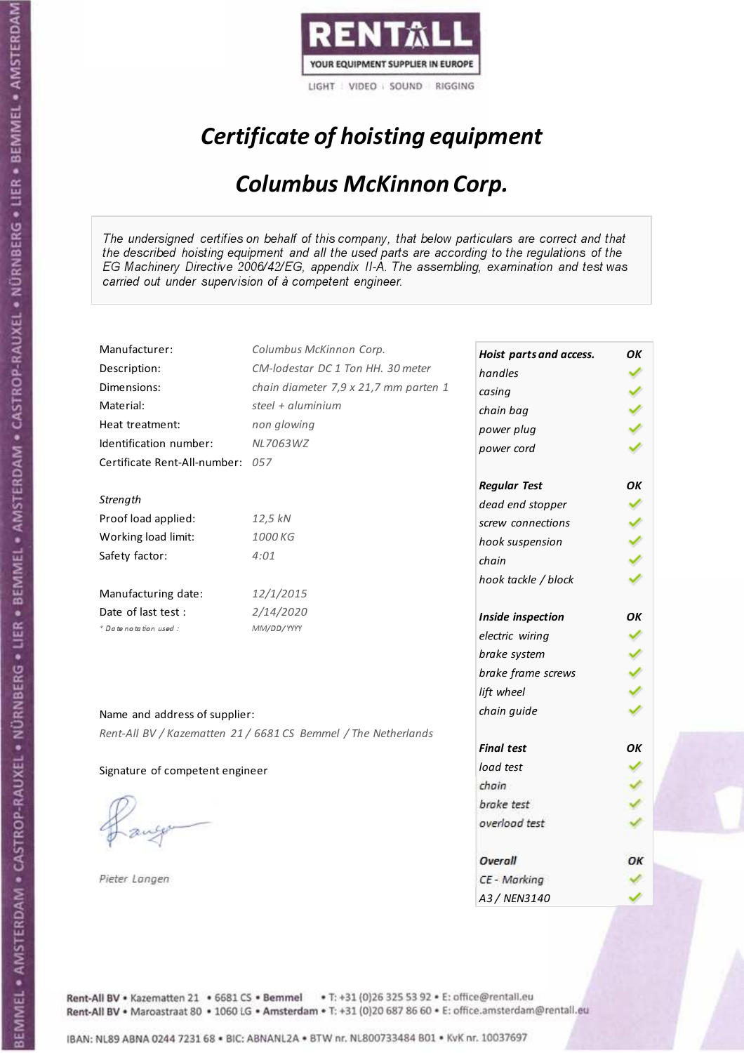RENTALL
YOUR EQUIPMENT SUPPLIER IN EUROPE
LIGHT | VIDEO | SOUND | RIGGING

# *Certificate of hoisting equipment*

## *Columbus McKinnon Corp.*

*The undersigned certifies on behalf of this company, that below particulars are correct and that the described hoisting equipment and all the used parts are according to the regulations of the EG Machinery Directive 2006/42/EG, appendix II-A. The assembling, examination and test was carried out under supervision of à competent engineer.*

| | |
|---|---|
| Manufacturer: | *Columbus McKinnon Corp.* |
| Description: | *CM-lodestar DC 1 Ton HH. 30 meter* |
| Dimensions: | *chain diameter 7,9 x 21,7 mm parten 1* |
| Material: | *steel + aluminium* |
| Heat treatment: | *non glowing* |
| Identification number: | *NL7063WZ* |
| Certificate Rent-All-number: | *057* |

*Strength*

| | |
|---|---|
| Proof load applied: | *12,5 kN* |
| Working load limit: | *1000 KG* |
| Safety factor: | *4:01* |

| | |
|---|---|
| Manufacturing date: | *12/1/2015* |
| Date of last test : | *2/14/2020* |
| * Date notation used : | *MM/DD/YYYY* |

| | |
|---|---|
| ***Hoist parts and access.*** | ***OK*** |
| *handles* | ✓ |
| *casing* | ✓ |
| *chain bag* | ✓ |
| *power plug* | ✓ |
| *power cord* | ✓ |
| ***Regular Test*** | ***OK*** |
| *dead end stopper* | ✓ |
| *screw connections* | ✓ |
| *hook suspension* | ✓ |
| *chain* | ✓ |
| *hook tackle / block* | ✓ |
| ***Inside inspection*** | ***OK*** |
| *electric wiring* | ✓ |
| *brake system* | ✓ |
| *brake frame screws* | ✓ |
| *lift wheel* | ✓ |
| *chain guide* | ✓ |
| ***Final test*** | ***OK*** |
| *load test* | ✓ |
| *chain* | ✓ |
| *brake test* | ✓ |
| *overload test* | ✓ |
| ***Overall*** | ***OK*** |
| *CE - Marking* | ✓ |
| *A3 / NEN3140* | ✓ |

Name and address of supplier:

*Rent-All BV / Kazematten 21 / 6681 CS Bemmel / The Netherlands*

Signature of competent engineer

*Pieter Langen*

Rent-All BV • Kazematten 21 • 6681 CS • Bemmel • T: +31 (0)26 325 53 92 • E: office@rentall.eu
Rent-All BV • Maroastraat 80 • 1060 LG • Amsterdam • T: +31 (0)20 687 86 60 • E: office.amsterdam@rentall.eu

IBAN: NL89 ABNA 0244 7231 68 • BIC: ABNANL2A • BTW nr. NL800733484 B01 • KvK nr. 10037697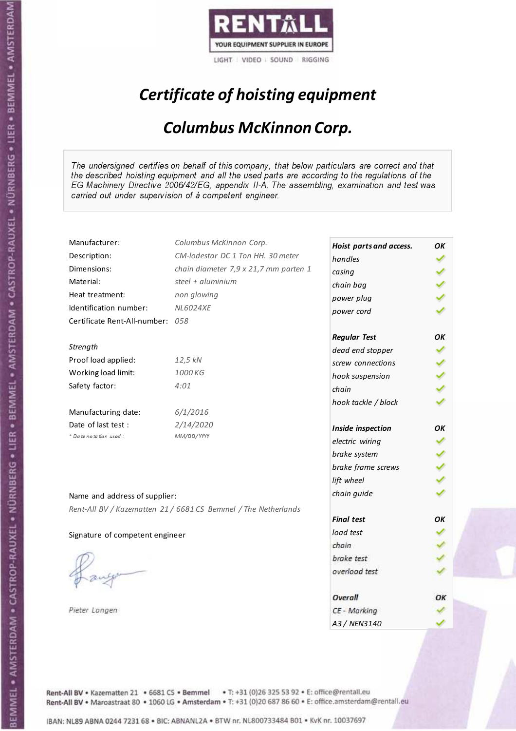**RENTALL**
YOUR EQUIPMENT SUPPLIER IN EUROPE
LIGHT | VIDEO | SOUND | RIGGING

# *Certificate of hoisting equipment*

## *Columbus McKinnon Corp.*

*The undersigned certifies on behalf of this company, that below particulars are correct and that the described hoisting equipment and all the used parts are according to the regulations of the EG Machinery Directive 2006/42/EG, appendix II-A. The assembling, examination and test was carried out under supervision of à competent engineer.*

| | |
|---|---|
| Manufacturer: | *Columbus McKinnon Corp.* |
| Description: | *CM-lodestar DC 1 Ton HH. 30 meter* |
| Dimensions: | *chain diameter 7,9 x 21,7 mm parten 1* |
| Material: | *steel + aluminium* |
| Heat treatment: | *non glowing* |
| Identification number: | *NL6024XE* |
| Certificate Rent-All-number: | *058* |
| | |
| *Strength* | |
| Proof load applied: | *12,5 kN* |
| Working load limit: | *1000 KG* |
| Safety factor: | *4:01* |
| | |
| Manufacturing date: | *6/1/2016* |
| Date of last test : | *2/14/2020* |
| * Date notation used : | *MM/DD/YYYY* |

| *Hoist parts and access.* | *OK* |
|---|---|
| *handles* | ✓ |
| *casing* | ✓ |
| *chain bag* | ✓ |
| *power plug* | ✓ |
| *power cord* | ✓ |
| ***Regular Test*** | ***OK*** |
| *dead end stopper* | ✓ |
| *screw connections* | ✓ |
| *hook suspension* | ✓ |
| *chain* | ✓ |
| *hook tackle / block* | ✓ |
| ***Inside inspection*** | ***OK*** |
| *electric wiring* | ✓ |
| *brake system* | ✓ |
| *brake frame screws* | ✓ |
| *lift wheel* | ✓ |
| *chain guide* | ✓ |
| ***Final test*** | ***OK*** |
| *load test* | ✓ |
| *chain* | ✓ |
| *brake test* | ✓ |
| *overload test* | ✓ |
| ***Overall*** | ***OK*** |
| *CE - Marking* | ✓ |
| *A3 / NEN3140* | ✓ |

Name and address of supplier:

*Rent-All BV / Kazematten 21 / 6681 CS Bemmel / The Netherlands*

Signature of competent engineer

*Pieter Langen*

Rent-All BV • Kazematten 21 • 6681 CS • Bemmel • T: +31 (0)26 325 53 92 • E: office@rentall.eu
Rent-All BV • Maroastraat 80 • 1060 LG • Amsterdam • T: +31 (0)20 687 86 60 • E: office.amsterdam@rentall.eu

IBAN: NL89 ABNA 0244 7231 68 • BIC: ABNANL2A • BTW nr. NL800733484 B01 • KvK nr. 10037697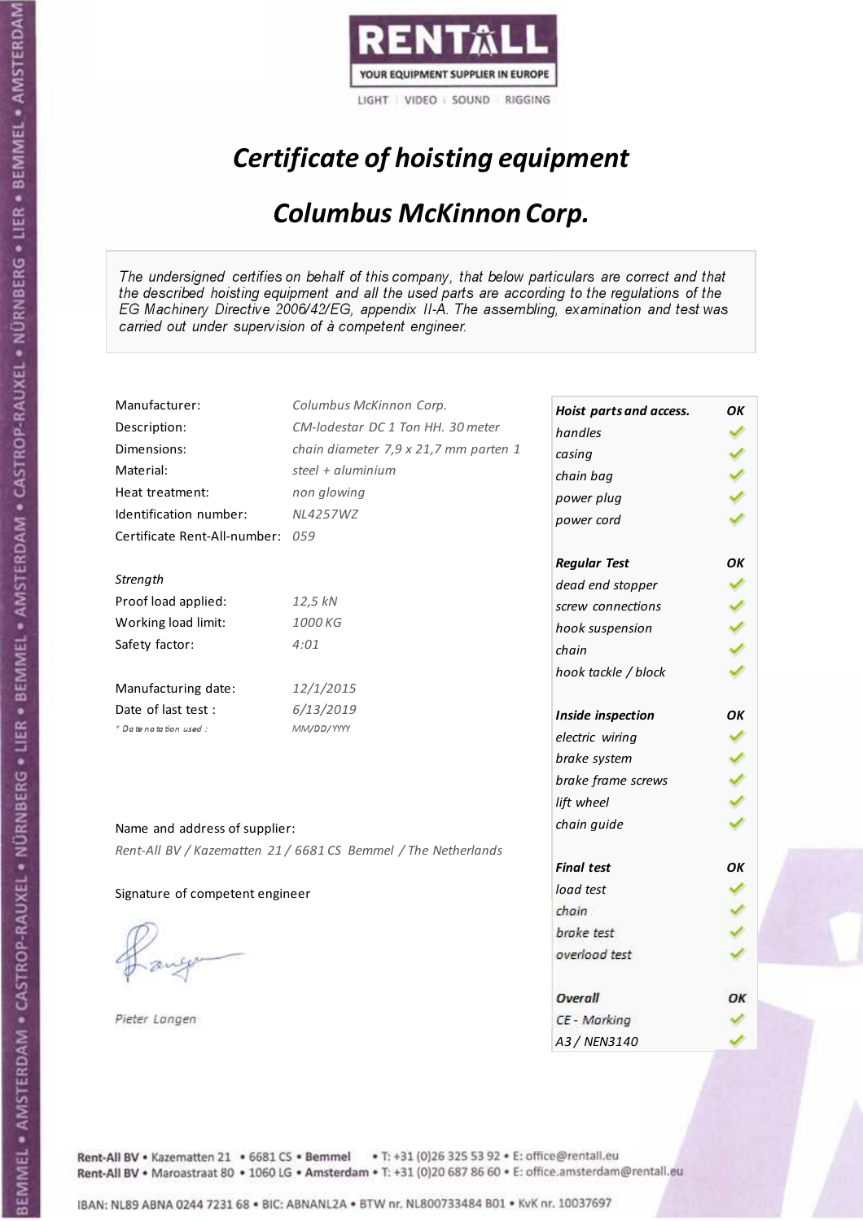RENTALL
YOUR EQUIPMENT SUPPLIER IN EUROPE
LIGHT | VIDEO | SOUND | RIGGING

# *Certificate of hoisting equipment*

## *Columbus McKinnon Corp.*

*The undersigned certifies on behalf of this company, that below particulars are correct and that the described hoisting equipment and all the used parts are according to the regulations of the EG Machinery Directive 2006/42/EG, appendix II-A. The assembling, examination and test was carried out under supervision of à competent engineer.*

| | |
|---|---|
| Manufacturer: | *Columbus McKinnon Corp.* |
| Description: | *CM-lodestar DC 1 Ton HH. 30 meter* |
| Dimensions: | *chain diameter 7,9 x 21,7 mm parten 1* |
| Material: | *steel + aluminium* |
| Heat treatment: | *non glowing* |
| Identification number: | *NL4257WZ* |
| Certificate Rent-All-number: | *059* |

*Strength*

| | |
|---|---|
| Proof load applied: | *12,5 kN* |
| Working load limit: | *1000 KG* |
| Safety factor: | *4:01* |

| | |
|---|---|
| Manufacturing date: | *12/1/2015* |
| Date of last test : | *6/13/2019* |
| *\* Date notation used :* | *MM/DD/YYYY* |

Name and address of supplier:

*Rent-All BV / Kazematten 21 / 6681 CS Bemmel / The Netherlands*

Signature of competent engineer

*Pieter Langen*

| ***Hoist parts and access.*** | ***OK*** |
|---|---|
| *handles* | ✓ |
| *casing* | ✓ |
| *chain bag* | ✓ |
| *power plug* | ✓ |
| *power cord* | ✓ |
| ***Regular Test*** | ***OK*** |
| *dead end stopper* | ✓ |
| *screw connections* | ✓ |
| *hook suspension* | ✓ |
| *chain* | ✓ |
| *hook tackle / block* | ✓ |
| ***Inside inspection*** | ***OK*** |
| *electric wiring* | ✓ |
| *brake system* | ✓ |
| *brake frame screws* | ✓ |
| *lift wheel* | ✓ |
| *chain guide* | ✓ |
| ***Final test*** | ***OK*** |
| *load test* | ✓ |
| *chain* | ✓ |
| *brake test* | ✓ |
| *overload test* | ✓ |
| ***Overall*** | ***OK*** |
| *CE - Marking* | ✓ |
| *A3 / NEN3140* | ✓ |

Rent-All BV • Kazematten 21 • 6681 CS • Bemmel • T: +31 (0)26 325 53 92 • E: office@rentall.eu
Rent-All BV • Maroastraat 80 • 1060 LG • Amsterdam • T: +31 (0)20 687 86 60 • E: office.amsterdam@rentall.eu

IBAN: NL89 ABNA 0244 7231 68 • BIC: ABNANL2A • BTW nr. NL800733484 B01 • KvK nr. 10037697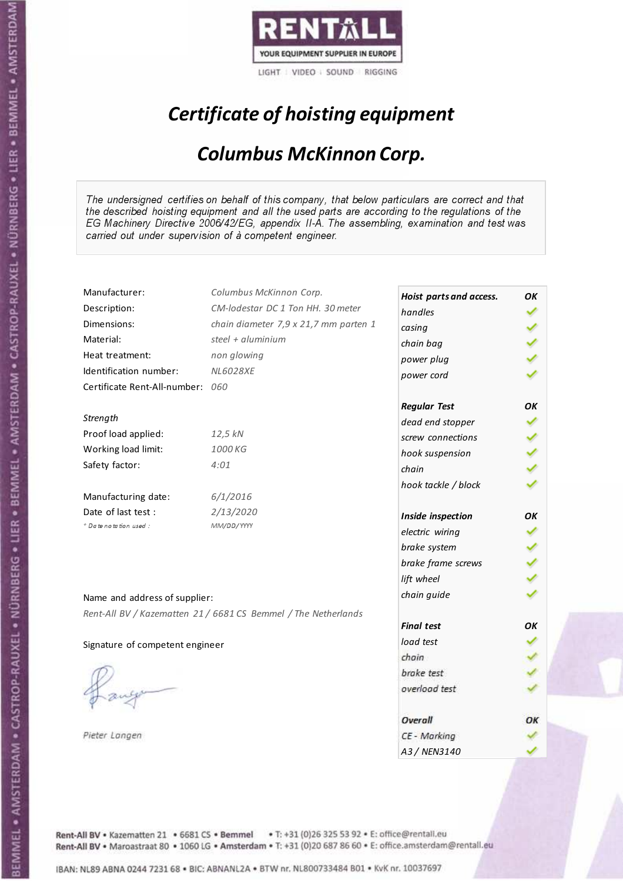RENTALL
YOUR EQUIPMENT SUPPLIER IN EUROPE
LIGHT | VIDEO | SOUND | RIGGING

# *Certificate of hoisting equipment*

## *Columbus McKinnon Corp.*

*The undersigned certifies on behalf of this company, that below particulars are correct and that the described hoisting equipment and all the used parts are according to the regulations of the EG Machinery Directive 2006/42/EG, appendix II-A. The assembling, examination and test was carried out under supervision of à competent engineer.*

| | |
|---|---|
| Manufacturer: | *Columbus McKinnon Corp.* |
| Description: | *CM-lodestar DC 1 Ton HH. 30 meter* |
| Dimensions: | *chain diameter 7,9 x 21,7 mm parten 1* |
| Material: | *steel + aluminium* |
| Heat treatment: | *non glowing* |
| Identification number: | *NL6028XE* |
| Certificate Rent-All-number: | *060* |

*Strength*

| | |
|---|---|
| Proof load applied: | *12,5 kN* |
| Working load limit: | *1000 KG* |
| Safety factor: | *4:01* |

| | |
|---|---|
| Manufacturing date: | *6/1/2016* |
| Date of last test : | *2/13/2020* |
| * Date notation used : | *MM/DD/YYYY* |

Name and address of supplier:

*Rent-All BV / Kazematten 21 / 6681 CS Bemmel / The Netherlands*

Signature of competent engineer

*Pieter Langen*

| ***Hoist parts and access.*** | ***OK*** |
|---|---|
| *handles* | ✓ |
| *casing* | ✓ |
| *chain bag* | ✓ |
| *power plug* | ✓ |
| *power cord* | ✓ |
| ***Regular Test*** | ***OK*** |
| *dead end stopper* | ✓ |
| *screw connections* | ✓ |
| *hook suspension* | ✓ |
| *chain* | ✓ |
| *hook tackle / block* | ✓ |
| ***Inside inspection*** | ***OK*** |
| *electric wiring* | ✓ |
| *brake system* | ✓ |
| *brake frame screws* | ✓ |
| *lift wheel* | ✓ |
| *chain guide* | ✓ |
| ***Final test*** | ***OK*** |
| *load test* | ✓ |
| *chain* | ✓ |
| *brake test* | ✓ |
| *overload test* | ✓ |
| ***Overall*** | ***OK*** |
| *CE - Marking* | ✓ |
| *A3 / NEN3140* | ✓ |

Rent-All BV • Kazematten 21 • 6681 CS • Bemmel • T: +31 (0)26 325 53 92 • E: office@rentall.eu
Rent-All BV • Maroastraat 80 • 1060 LG • Amsterdam • T: +31 (0)20 687 86 60 • E: office.amsterdam@rentall.eu

IBAN: NL89 ABNA 0244 7231 68 • BIC: ABNANL2A • BTW nr. NL800733484 B01 • KvK nr. 10037697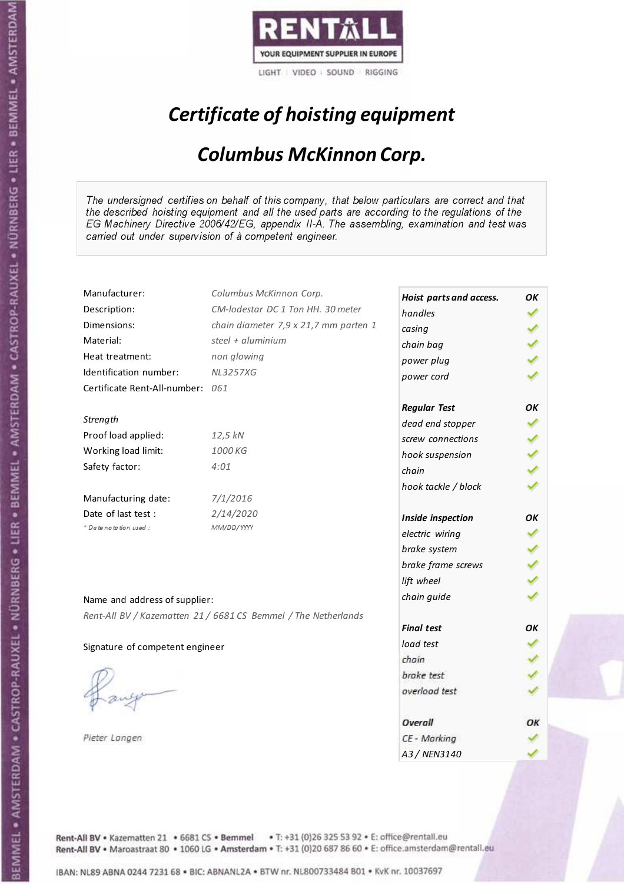RENTALL

YOUR EQUIPMENT SUPPLIER IN EUROPE

LIGHT | VIDEO | SOUND | RIGGING

# *Certificate of hoisting equipment*

## *Columbus McKinnon Corp.*

*The undersigned certifies on behalf of this company, that below particulars are correct and that the described hoisting equipment and all the used parts are according to the regulations of the EG Machinery Directive 2006/42/EG, appendix II-A. The assembling, examination and test was carried out under supervision of à competent engineer.*

| | |
|---|---|
| Manufacturer: | *Columbus McKinnon Corp.* |
| Description: | *CM-lodestar DC 1 Ton HH. 30 meter* |
| Dimensions: | *chain diameter 7,9 x 21,7 mm parten 1* |
| Material: | *steel + aluminium* |
| Heat treatment: | *non glowing* |
| Identification number: | *NL3257XG* |
| Certificate Rent-All-number: | *061* |

| | |
|---|---|
| *Strength* | |
| Proof load applied: | *12,5 kN* |
| Working load limit: | *1000 KG* |
| Safety factor: | *4:01* |

| | |
|---|---|
| Manufacturing date: | *7/1/2016* |
| Date of last test : | *2/14/2020* |
| *\* Date notation used :* | *MM/DD/YYYY* |

| | |
|---|---|
| ***Hoist parts and access.*** | ***OK*** |
| *handles* | ✓ |
| *casing* | ✓ |
| *chain bag* | ✓ |
| *power plug* | ✓ |
| *power cord* | ✓ |
| ***Regular Test*** | ***OK*** |
| *dead end stopper* | ✓ |
| *screw connections* | ✓ |
| *hook suspension* | ✓ |
| *chain* | ✓ |
| *hook tackle / block* | ✓ |
| ***Inside inspection*** | ***OK*** |
| *electric wiring* | ✓ |
| *brake system* | ✓ |
| *brake frame screws* | ✓ |
| *lift wheel* | ✓ |
| *chain guide* | ✓ |
| ***Final test*** | ***OK*** |
| *load test* | ✓ |
| *chain* | ✓ |
| *brake test* | ✓ |
| *overload test* | ✓ |
| ***Overall*** | ***OK*** |
| *CE - Marking* | ✓ |
| *A3 / NEN3140* | ✓ |

Name and address of supplier:

*Rent-All BV / Kazematten 21 / 6681 CS Bemmel / The Netherlands*

Signature of competent engineer

*Pieter Langen*

Rent-All BV • Kazematten 21 • 6681 CS • **Bemmel** • T: +31 (0)26 325 53 92 • E: office@rentall.eu
Rent-All BV • Maroastraat 80 • 1060 LG • **Amsterdam** • T: +31 (0)20 687 86 60 • E: office.amsterdam@rentall.eu

IBAN: NL89 ABNA 0244 7231 68 • BIC: ABNANL2A • BTW nr. NL800733484 B01 • KvK nr. 10037697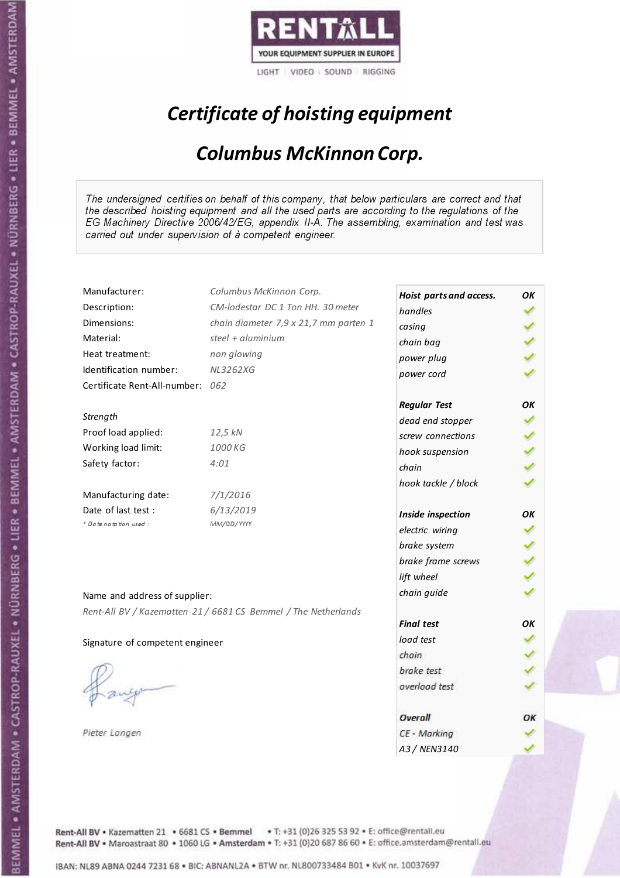RENTALL
YOUR EQUIPMENT SUPPLIER IN EUROPE
LIGHT | VIDEO | SOUND | RIGGING

# *Certificate of hoisting equipment*

## *Columbus McKinnon Corp.*

*The undersigned certifies on behalf of this company, that below particulars are correct and that the described hoisting equipment and all the used parts are according to the regulations of the EG Machinery Directive 2006/42/EG, appendix II-A. The assembling, examination and test was carried out under supervision of à competent engineer.*

| | |
|---|---|
| Manufacturer: | *Columbus McKinnon Corp.* |
| Description: | *CM-lodestar DC 1 Ton HH. 30 meter* |
| Dimensions: | *chain diameter 7,9 x 21,7 mm parten 1* |
| Material: | *steel + aluminium* |
| Heat treatment: | *non glowing* |
| Identification number: | *NL3262XG* |
| Certificate Rent-All-number: | *062* |

*Strength*

| | |
|---|---|
| Proof load applied: | *12,5 kN* |
| Working load limit: | *1000 KG* |
| Safety factor: | *4:01* |

| | |
|---|---|
| Manufacturing date: | *7/1/2016* |
| Date of last test : | *6/13/2019* |
| *\* Date notation used :* | *MM/DD/YYYY* |

| | |
|---|---|
| ***Hoist parts and access.*** | ***OK*** |
| *handles* | ✓ |
| *casing* | ✓ |
| *chain bag* | ✓ |
| *power plug* | ✓ |
| *power cord* | ✓ |
| ***Regular Test*** | ***OK*** |
| *dead end stopper* | ✓ |
| *screw connections* | ✓ |
| *hook suspension* | ✓ |
| *chain* | ✓ |
| *hook tackle / block* | ✓ |
| ***Inside inspection*** | ***OK*** |
| *electric wiring* | ✓ |
| *brake system* | ✓ |
| *brake frame screws* | ✓ |
| *lift wheel* | ✓ |
| *chain guide* | ✓ |
| ***Final test*** | ***OK*** |
| *load test* | ✓ |
| *chain* | ✓ |
| *brake test* | ✓ |
| *overload test* | ✓ |
| ***Overall*** | ***OK*** |
| *CE - Marking* | ✓ |
| *A3 / NEN3140* | ✓ |

Name and address of supplier:

*Rent-All BV / Kazematten 21 / 6681 CS Bemmel / The Netherlands*

Signature of competent engineer

*Pieter Langen*

Rent-All BV • Kazematten 21 • 6681 CS • **Bemmel** • T: +31 (0)26 325 53 92 • E: office@rentall.eu
Rent-All BV • Maroastraat 80 • 1060 LG • **Amsterdam** • T: +31 (0)20 687 86 60 • E: office.amsterdam@rentall.eu

IBAN: NL89 ABNA 0244 7231 68 • BIC: ABNANL2A • BTW nr. NL800733484 B01 • KvK nr. 10037697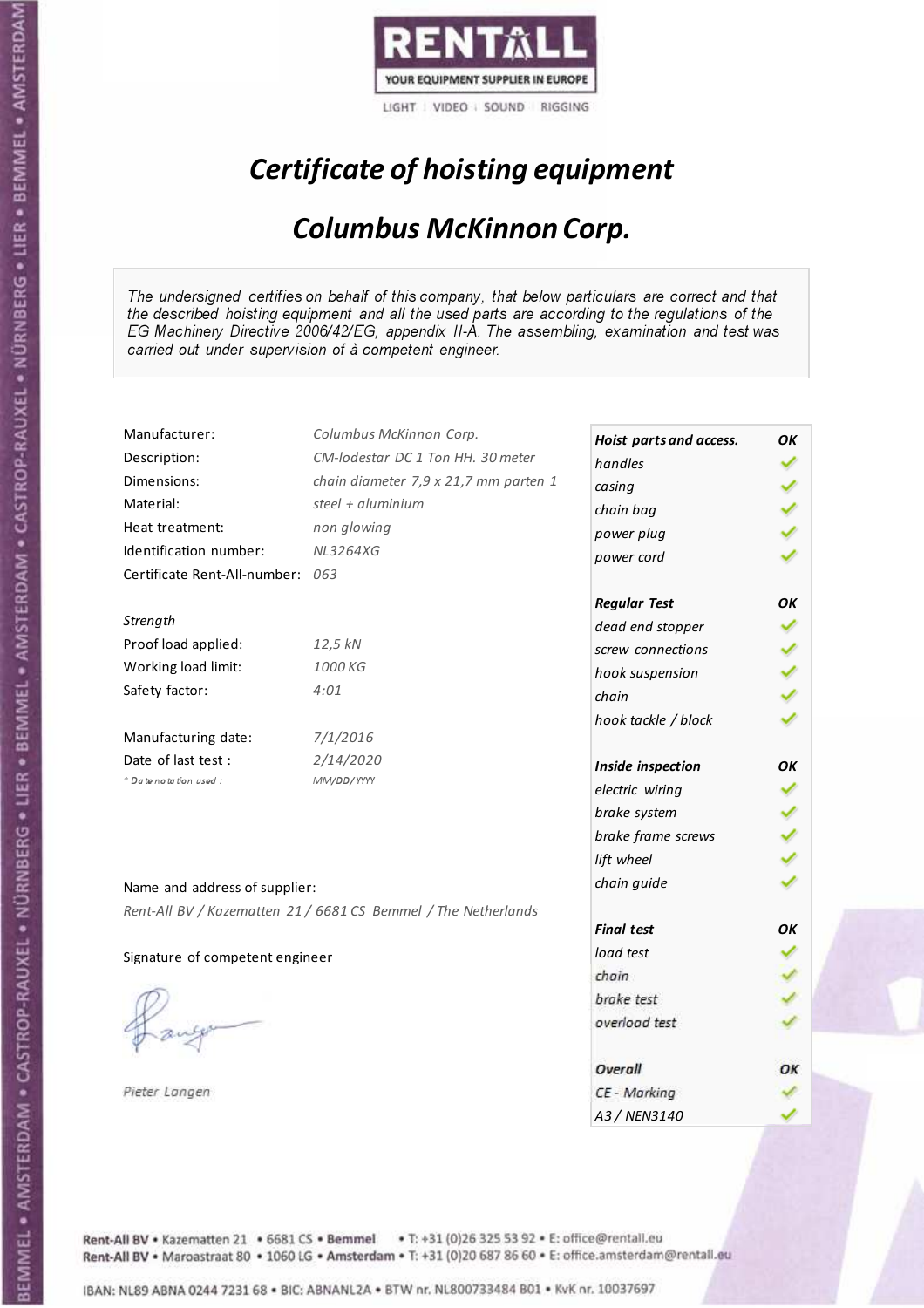RENTALL

YOUR EQUIPMENT SUPPLIER IN EUROPE

LIGHT | VIDEO | SOUND | RIGGING

# *Certificate of hoisting equipment*

## *Columbus McKinnon Corp.*

*The undersigned certifies on behalf of this company, that below particulars are correct and that the described hoisting equipment and all the used parts are according to the regulations of the EG Machinery Directive 2006/42/EG, appendix II-A. The assembling, examination and test was carried out under supervision of à competent engineer.*

| | |
|---|---|
| Manufacturer: | *Columbus McKinnon Corp.* |
| Description: | *CM-lodestar DC 1 Ton HH. 30 meter* |
| Dimensions: | *chain diameter 7,9 x 21,7 mm parten 1* |
| Material: | *steel + aluminium* |
| Heat treatment: | *non glowing* |
| Identification number: | *NL3264XG* |
| Certificate Rent-All-number: | *063* |

*Strength*

| | |
|---|---|
| Proof load applied: | *12,5 kN* |
| Working load limit: | *1000 KG* |
| Safety factor: | *4:01* |

| | |
|---|---|
| Manufacturing date: | *7/1/2016* |
| Date of last test : | *2/14/2020* |
| * Date notation used : | *MM/DD/YYYY* |

| **Hoist parts and access.** | **OK** |
|---|---|
| handles | ✓ |
| casing | ✓ |
| chain bag | ✓ |
| power plug | ✓ |
| power cord | ✓ |
| **Regular Test** | **OK** |
| dead end stopper | ✓ |
| screw connections | ✓ |
| hook suspension | ✓ |
| chain | ✓ |
| hook tackle / block | ✓ |
| **Inside inspection** | **OK** |
| electric wiring | ✓ |
| brake system | ✓ |
| brake frame screws | ✓ |
| lift wheel | ✓ |
| chain guide | ✓ |
| **Final test** | **OK** |
| load test | ✓ |
| chain | ✓ |
| brake test | ✓ |
| overload test | ✓ |
| **Overall** | **OK** |
| CE - Marking | ✓ |
| A3 / NEN3140 | ✓ |

Name and address of supplier:

*Rent-All BV / Kazematten 21 / 6681 CS Bemmel / The Netherlands*

Signature of competent engineer

*Pieter Langen*

Rent-All BV • Kazematten 21 • 6681 CS • Bemmel • T: +31 (0)26 325 53 92 • E: office@rentall.eu
Rent-All BV • Maroastraat 80 • 1060 LG • Amsterdam • T: +31 (0)20 687 86 60 • E: office.amsterdam@rentall.eu

IBAN: NL89 ABNA 0244 7231 68 • BIC: ABNANL2A • BTW nr. NL800733484 B01 • KvK nr. 10037697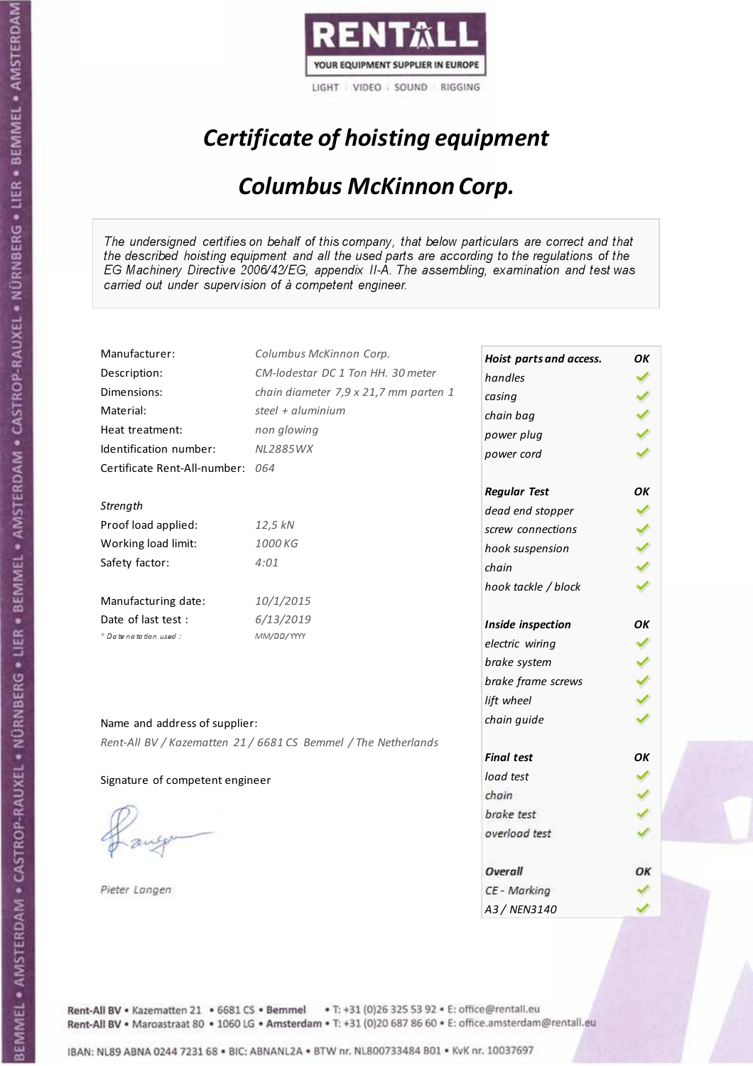RENTALL
YOUR EQUIPMENT SUPPLIER IN EUROPE
LIGHT | VIDEO | SOUND | RIGGING

# *Certificate of hoisting equipment*

## *Columbus McKinnon Corp.*

*The undersigned certifies on behalf of this company, that below particulars are correct and that the described hoisting equipment and all the used parts are according to the regulations of the EG Machinery Directive 2006/42/EG, appendix II-A. The assembling, examination and test was carried out under supervision of à competent engineer.*

| | |
|---|---|
| Manufacturer: | *Columbus McKinnon Corp.* |
| Description: | *CM-lodestar DC 1 Ton HH. 30 meter* |
| Dimensions: | *chain diameter 7,9 x 21,7 mm parten 1* |
| Material: | *steel + aluminium* |
| Heat treatment: | *non glowing* |
| Identification number: | *NL2885WX* |
| Certificate Rent-All-number: | *064* |

*Strength*

| | |
|---|---|
| Proof load applied: | *12,5 kN* |
| Working load limit: | *1000 KG* |
| Safety factor: | *4:01* |

| | |
|---|---|
| Manufacturing date: | *10/1/2015* |
| Date of last test : | *6/13/2019* |
| *\* Date notation used :* | *MM/DD/YYYY* |

| ***Hoist parts and access.*** | ***OK*** |
|---|---|
| *handles* | ✓ |
| *casing* | ✓ |
| *chain bag* | ✓ |
| *power plug* | ✓ |
| *power cord* | ✓ |
| ***Regular Test*** | ***OK*** |
| *dead end stopper* | ✓ |
| *screw connections* | ✓ |
| *hook suspension* | ✓ |
| *chain* | ✓ |
| *hook tackle / block* | ✓ |
| ***Inside inspection*** | ***OK*** |
| *electric wiring* | ✓ |
| *brake system* | ✓ |
| *brake frame screws* | ✓ |
| *lift wheel* | ✓ |
| *chain guide* | ✓ |
| ***Final test*** | ***OK*** |
| *load test* | ✓ |
| *chain* | ✓ |
| *brake test* | ✓ |
| *overload test* | ✓ |
| ***Overall*** | ***OK*** |
| *CE - Marking* | ✓ |
| *A3 / NEN3140* | ✓ |

Name and address of supplier:

*Rent-All BV / Kazematten 21 / 6681 CS Bemmel / The Netherlands*

Signature of competent engineer

*Pieter Langen*

Rent-All BV • Kazematten 21 • 6681 CS • **Bemmel** • T: +31 (0)26 325 53 92 • E: office@rentall.eu
Rent-All BV • Maroastraat 80 • 1060 LG • **Amsterdam** • T: +31 (0)20 687 86 60 • E: office.amsterdam@rentall.eu

IBAN: NL89 ABNA 0244 7231 68 • BIC: ABNANL2A • BTW nr. NL800733484 B01 • KvK nr. 10037697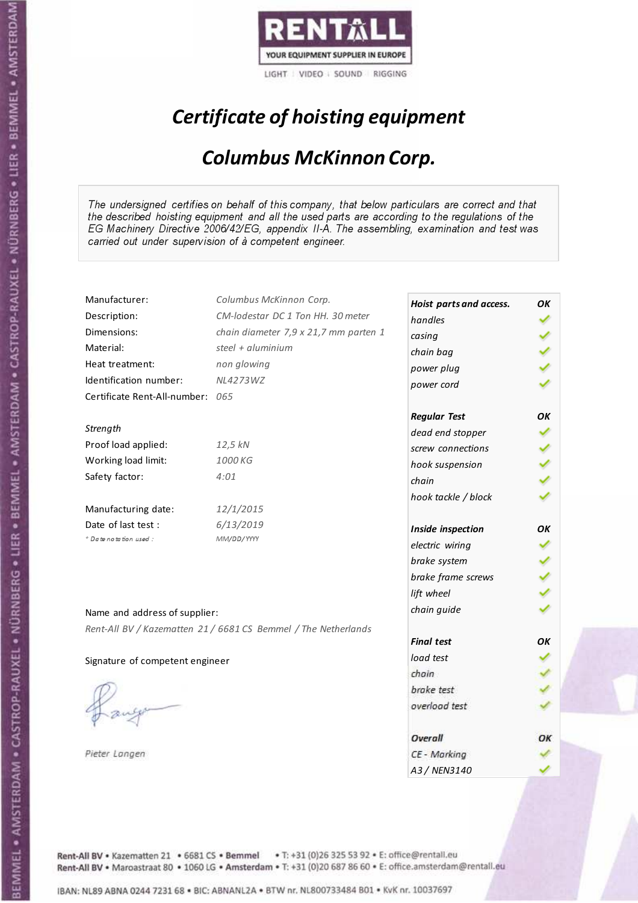RENTALL
YOUR EQUIPMENT SUPPLIER IN EUROPE
LIGHT | VIDEO | SOUND | RIGGING

# *Certificate of hoisting equipment*

## *Columbus McKinnon Corp.*

*The undersigned certifies on behalf of this company, that below particulars are correct and that the described hoisting equipment and all the used parts are according to the regulations of the EG Machinery Directive 2006/42/EG, appendix II-A. The assembling, examination and test was carried out under supervision of à competent engineer.*

| | |
|---|---|
| Manufacturer: | *Columbus McKinnon Corp.* |
| Description: | *CM-lodestar DC 1 Ton HH. 30 meter* |
| Dimensions: | *chain diameter 7,9 x 21,7 mm parten 1* |
| Material: | *steel + aluminium* |
| Heat treatment: | *non glowing* |
| Identification number: | *NL4273WZ* |
| Certificate Rent-All-number: | *065* |

*Strength*

| | |
|---|---|
| Proof load applied: | *12,5 kN* |
| Working load limit: | *1000 KG* |
| Safety factor: | *4:01* |

| | |
|---|---|
| Manufacturing date: | *12/1/2015* |
| Date of last test : | *6/13/2019* |
| *\* Date notation used :* | *MM/DD/YYYY* |

| | |
|---|---|
| ***Hoist parts and access.*** | ***OK*** |
| *handles* | ✓ |
| *casing* | ✓ |
| *chain bag* | ✓ |
| *power plug* | ✓ |
| *power cord* | ✓ |
| ***Regular Test*** | ***OK*** |
| *dead end stopper* | ✓ |
| *screw connections* | ✓ |
| *hook suspension* | ✓ |
| *chain* | ✓ |
| *hook tackle / block* | ✓ |
| ***Inside inspection*** | ***OK*** |
| *electric wiring* | ✓ |
| *brake system* | ✓ |
| *brake frame screws* | ✓ |
| *lift wheel* | ✓ |
| *chain guide* | ✓ |
| ***Final test*** | ***OK*** |
| *load test* | ✓ |
| *chain* | ✓ |
| *brake test* | ✓ |
| *overload test* | ✓ |
| ***Overall*** | ***OK*** |
| *CE - Marking* | ✓ |
| *A3 / NEN3140* | ✓ |

Name and address of supplier:

*Rent-All BV / Kazematten 21 / 6681 CS Bemmel / The Netherlands*

Signature of competent engineer

*Pieter Langen*

Rent-All BV • Kazematten 21 • 6681 CS • **Bemmel** • T: +31 (0)26 325 53 92 • E: office@rentall.eu
Rent-All BV • Maroastraat 80 • 1060 LG • **Amsterdam** • T: +31 (0)20 687 86 60 • E: office.amsterdam@rentall.eu

IBAN: NL89 ABNA 0244 7231 68 • BIC: ABNANL2A • BTW nr. NL800733484 B01 • KvK nr. 10037697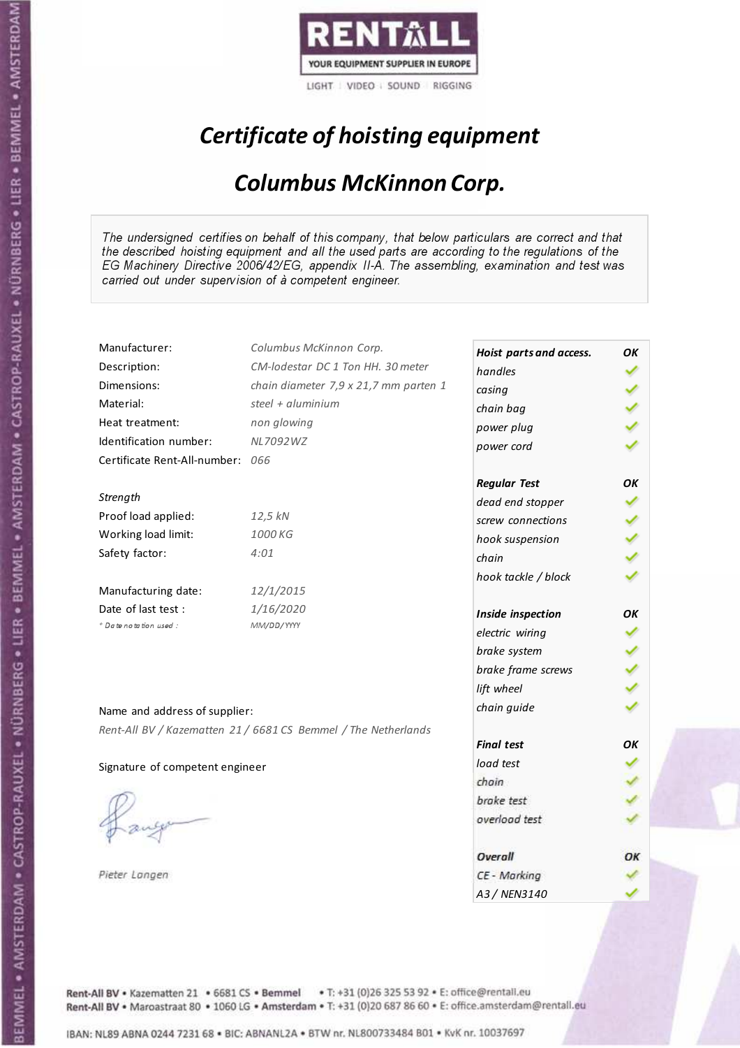RENTALL
YOUR EQUIPMENT SUPPLIER IN EUROPE
LIGHT | VIDEO | SOUND | RIGGING

# *Certificate of hoisting equipment*

## *Columbus McKinnon Corp.*

*The undersigned certifies on behalf of this company, that below particulars are correct and that the described hoisting equipment and all the used parts are according to the regulations of the EG Machinery Directive 2006/42/EG, appendix II-A. The assembling, examination and test was carried out under supervision of à competent engineer.*

| | |
|---|---|
| Manufacturer: | *Columbus McKinnon Corp.* |
| Description: | *CM-lodestar DC 1 Ton HH. 30 meter* |
| Dimensions: | *chain diameter 7,9 x 21,7 mm parten 1* |
| Material: | *steel + aluminium* |
| Heat treatment: | *non glowing* |
| Identification number: | *NL7092WZ* |
| Certificate Rent-All-number: | *066* |

*Strength*

| | |
|---|---|
| Proof load applied: | *12,5 kN* |
| Working load limit: | *1000 KG* |
| Safety factor: | *4:01* |

| | |
|---|---|
| Manufacturing date: | *12/1/2015* |
| Date of last test : | *1/16/2020* |
| *\* Date notation used :* | *MM/DD/YYYY* |

Name and address of supplier:

*Rent-All BV / Kazematten 21 / 6681 CS Bemmel / The Netherlands*

Signature of competent engineer

*Pieter Langen*

| ***Hoist parts and access.*** | ***OK*** |
|---|---|
| *handles* | ✓ |
| *casing* | ✓ |
| *chain bag* | ✓ |
| *power plug* | ✓ |
| *power cord* | ✓ |
| ***Regular Test*** | ***OK*** |
| *dead end stopper* | ✓ |
| *screw connections* | ✓ |
| *hook suspension* | ✓ |
| *chain* | ✓ |
| *hook tackle / block* | ✓ |
| ***Inside inspection*** | ***OK*** |
| *electric wiring* | ✓ |
| *brake system* | ✓ |
| *brake frame screws* | ✓ |
| *lift wheel* | ✓ |
| *chain guide* | ✓ |
| ***Final test*** | ***OK*** |
| *load test* | ✓ |
| *chain* | ✓ |
| *brake test* | ✓ |
| *overload test* | ✓ |
| ***Overall*** | ***OK*** |
| *CE - Marking* | ✓ |
| *A3 / NEN3140* | ✓ |

Rent-All BV • Kazematten 21 • 6681 CS • Bemmel • T: +31 (0)26 325 53 92 • E: office@rentall.eu
Rent-All BV • Maroastraat 80 • 1060 LG • Amsterdam • T: +31 (0)20 687 86 60 • E: office.amsterdam@rentall.eu

IBAN: NL89 ABNA 0244 7231 68 • BIC: ABNANL2A • BTW nr. NL800733484 B01 • KvK nr. 10037697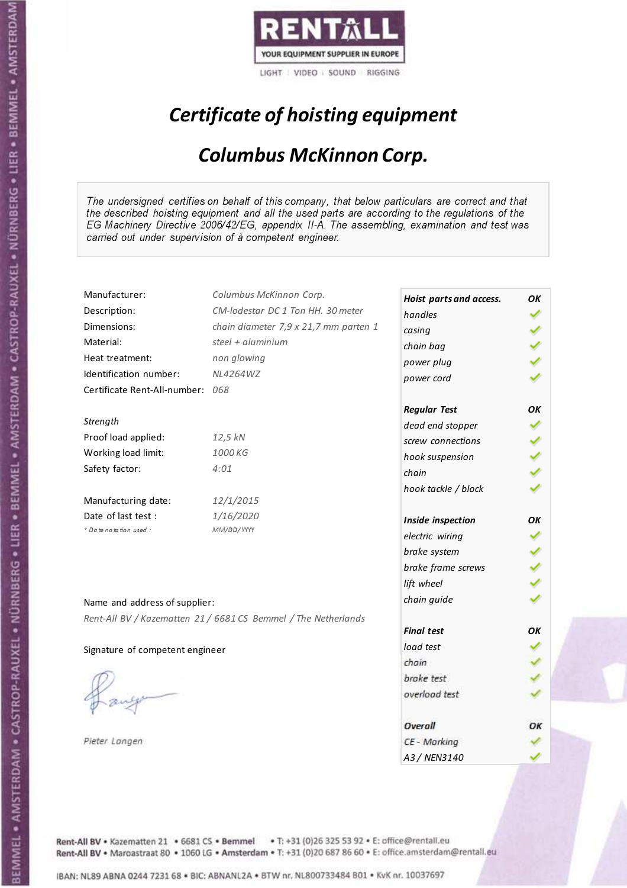RENTALL
YOUR EQUIPMENT SUPPLIER IN EUROPE
LIGHT | VIDEO | SOUND | RIGGING

# *Certificate of hoisting equipment*

## *Columbus McKinnon Corp.*

*The undersigned certifies on behalf of this company, that below particulars are correct and that the described hoisting equipment and all the used parts are according to the regulations of the EG Machinery Directive 2006/42/EG, appendix II-A. The assembling, examination and test was carried out under supervision of à competent engineer.*

| | |
|---|---|
| Manufacturer: | *Columbus McKinnon Corp.* |
| Description: | *CM-lodestar DC 1 Ton HH. 30 meter* |
| Dimensions: | *chain diameter 7,9 x 21,7 mm parten 1* |
| Material: | *steel + aluminium* |
| Heat treatment: | *non glowing* |
| Identification number: | *NL4264WZ* |
| Certificate Rent-All-number: | *068* |

*Strength*

| | |
|---|---|
| Proof load applied: | *12,5 kN* |
| Working load limit: | *1000 KG* |
| Safety factor: | *4:01* |

| | |
|---|---|
| Manufacturing date: | *12/1/2015* |
| Date of last test : | *1/16/2020* |
| * Date notation used : | *MM/DD/YYYY* |

| Hoist parts and access. | OK |
|---|---|
| handles | ✓ |
| casing | ✓ |
| chain bag | ✓ |
| power plug | ✓ |
| power cord | ✓ |
| **Regular Test** | **OK** |
| dead end stopper | ✓ |
| screw connections | ✓ |
| hook suspension | ✓ |
| chain | ✓ |
| hook tackle / block | ✓ |
| **Inside inspection** | **OK** |
| electric wiring | ✓ |
| brake system | ✓ |
| brake frame screws | ✓ |
| lift wheel | ✓ |
| chain guide | ✓ |
| **Final test** | **OK** |
| load test | ✓ |
| chain | ✓ |
| brake test | ✓ |
| overload test | ✓ |
| **Overall** | **OK** |
| CE - Marking | ✓ |
| A3 / NEN3140 | ✓ |

Name and address of supplier:

*Rent-All BV / Kazematten 21 / 6681 CS Bemmel / The Netherlands*

Signature of competent engineer

*Pieter Langen*

Rent-All BV • Kazematten 21 • 6681 CS • Bemmel • T: +31 (0)26 325 53 92 • E: office@rentall.eu
Rent-All BV • Maroastraat 80 • 1060 LG • Amsterdam • T: +31 (0)20 687 86 60 • E: office.amsterdam@rentall.eu

IBAN: NL89 ABNA 0244 7231 68 • BIC: ABNANL2A • BTW nr. NL800733484 B01 • KvK nr. 10037697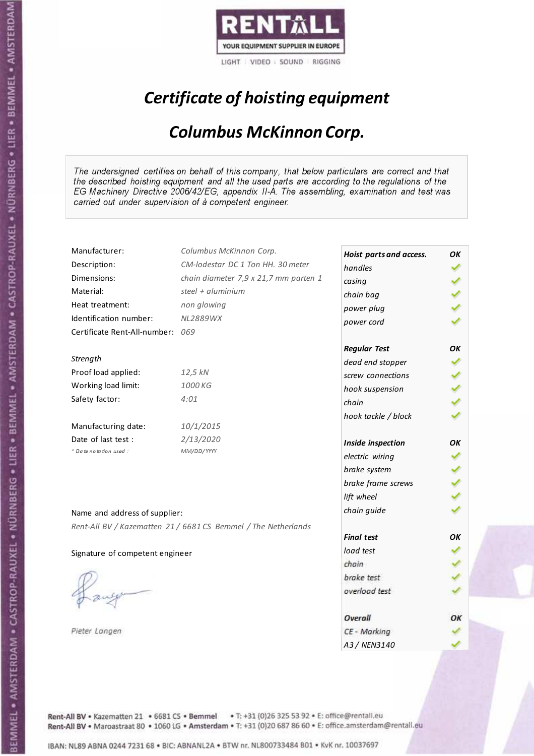RENTALL

YOUR EQUIPMENT SUPPLIER IN EUROPE

LIGHT | VIDEO | SOUND | RIGGING

# *Certificate of hoisting equipment*

## *Columbus McKinnon Corp.*

*The undersigned certifies on behalf of this company, that below particulars are correct and that the described hoisting equipment and all the used parts are according to the regulations of the EG Machinery Directive 2006/42/EG, appendix II-A. The assembling, examination and test was carried out under supervision of à competent engineer.*

| | |
|---|---|
| Manufacturer: | *Columbus McKinnon Corp.* |
| Description: | *CM-lodestar DC 1 Ton HH. 30 meter* |
| Dimensions: | *chain diameter 7,9 x 21,7 mm parten 1* |
| Material: | *steel + aluminium* |
| Heat treatment: | *non glowing* |
| Identification number: | *NL2889WX* |
| Certificate Rent-All-number: | *069* |

*Strength*

| | |
|---|---|
| Proof load applied: | *12,5 kN* |
| Working load limit: | *1000 KG* |
| Safety factor: | *4:01* |

| | |
|---|---|
| Manufacturing date: | *10/1/2015* |
| Date of last test : | *2/13/2020* |
| *\* Date notation used :* | *MM/DD/YYYY* |

| ***Hoist parts and access.*** | ***OK*** |
|---|---|
| *handles* | ✓ |
| *casing* | ✓ |
| *chain bag* | ✓ |
| *power plug* | ✓ |
| *power cord* | ✓ |
| ***Regular Test*** | ***OK*** |
| *dead end stopper* | ✓ |
| *screw connections* | ✓ |
| *hook suspension* | ✓ |
| *chain* | ✓ |
| *hook tackle / block* | ✓ |
| ***Inside inspection*** | ***OK*** |
| *electric wiring* | ✓ |
| *brake system* | ✓ |
| *brake frame screws* | ✓ |
| *lift wheel* | ✓ |
| *chain guide* | ✓ |
| ***Final test*** | ***OK*** |
| *load test* | ✓ |
| *chain* | ✓ |
| *brake test* | ✓ |
| *overload test* | ✓ |
| ***Overall*** | ***OK*** |
| *CE - Marking* | ✓ |
| *A3 / NEN3140* | ✓ |

Name and address of supplier:

*Rent-All BV / Kazematten 21 / 6681 CS Bemmel / The Netherlands*

Signature of competent engineer

*Pieter Langen*

Rent-All BV • Kazematten 21 • 6681 CS • **Bemmel** • T: +31 (0)26 325 53 92 • E: office@rentall.eu
Rent-All BV • Maroastraat 80 • 1060 LG • **Amsterdam** • T: +31 (0)20 687 86 60 • E: office.amsterdam@rentall.eu

IBAN: NL89 ABNA 0244 7231 68 • BIC: ABNANL2A • BTW nr. NL800733484 B01 • KvK nr. 10037697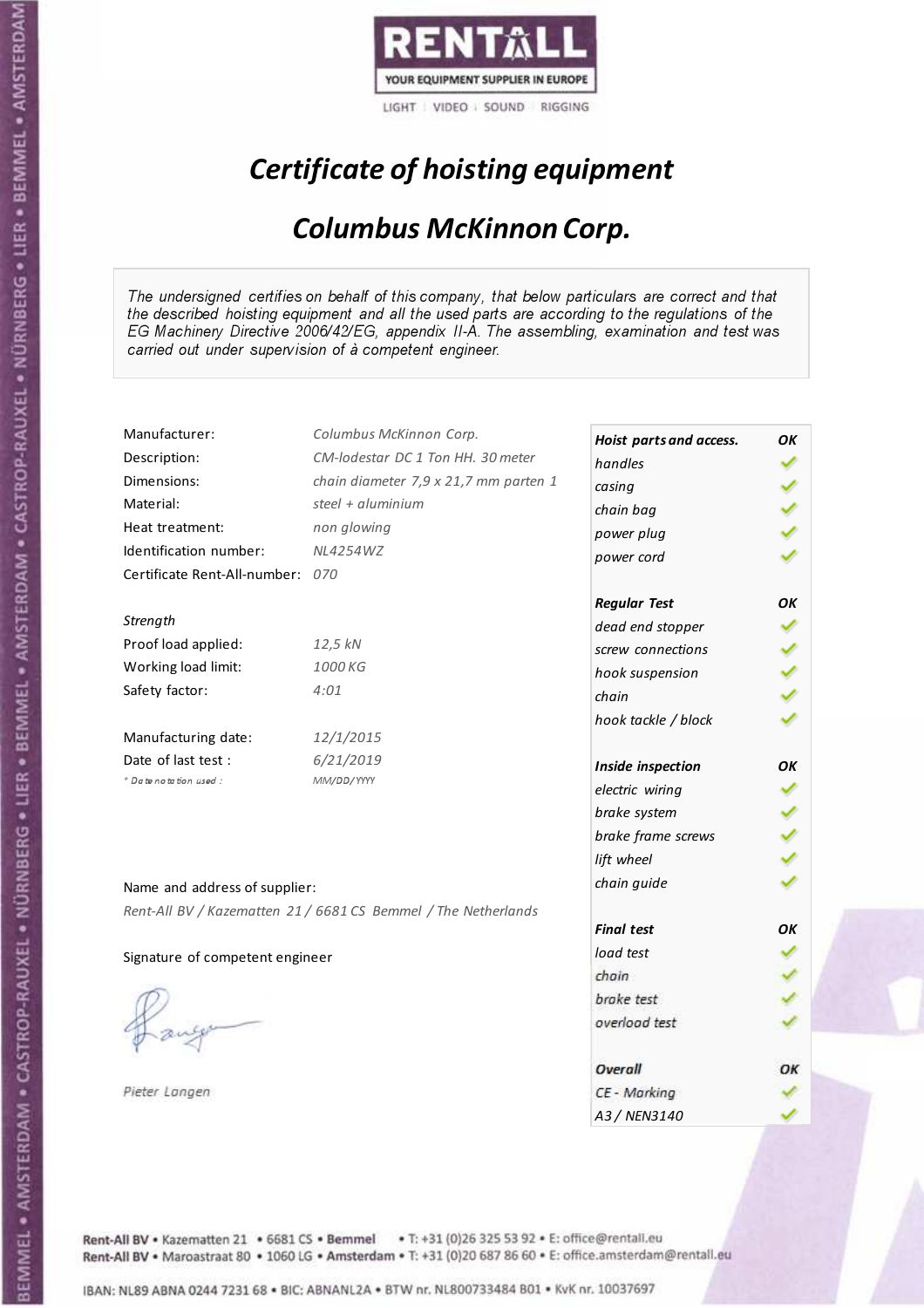RENTALL
YOUR EQUIPMENT SUPPLIER IN EUROPE
LIGHT | VIDEO | SOUND | RIGGING

# Certificate of hoisting equipment

## Columbus McKinnon Corp.

*The undersigned certifies on behalf of this company, that below particulars are correct and that the described hoisting equipment and all the used parts are according to the regulations of the EG Machinery Directive 2006/42/EG, appendix II-A. The assembling, examination and test was carried out under supervision of à competent engineer.*

| | |
|---|---|
| Manufacturer: | *Columbus McKinnon Corp.* |
| Description: | *CM-lodestar DC 1 Ton HH. 30 meter* |
| Dimensions: | *chain diameter 7,9 x 21,7 mm parten 1* |
| Material: | *steel + aluminium* |
| Heat treatment: | *non glowing* |
| Identification number: | *NL4254WZ* |
| Certificate Rent-All-number: | *070* |

*Strength*

| | |
|---|---|
| Proof load applied: | *12,5 kN* |
| Working load limit: | *1000 KG* |
| Safety factor: | *4:01* |

| | |
|---|---|
| Manufacturing date: | *12/1/2015* |
| Date of last test : | *6/21/2019* |
| * Date notation used : | *MM/DD/YYYY* |

| Check | Result |
|---|---|
| ***Hoist parts and access.*** | ***OK*** |
| *handles* | ✓ |
| *casing* | ✓ |
| *chain bag* | ✓ |
| *power plug* | ✓ |
| *power cord* | ✓ |
| ***Regular Test*** | ***OK*** |
| *dead end stopper* | ✓ |
| *screw connections* | ✓ |
| *hook suspension* | ✓ |
| *chain* | ✓ |
| *hook tackle / block* | ✓ |
| ***Inside inspection*** | ***OK*** |
| *electric wiring* | ✓ |
| *brake system* | ✓ |
| *brake frame screws* | ✓ |
| *lift wheel* | ✓ |
| *chain guide* | ✓ |
| ***Final test*** | ***OK*** |
| *load test* | ✓ |
| *chain* | ✓ |
| *brake test* | ✓ |
| *overload test* | ✓ |
| ***Overall*** | ***OK*** |
| *CE - Marking* | ✓ |
| *A3 / NEN3140* | ✓ |

Name and address of supplier:

*Rent-All BV / Kazematten 21 / 6681 CS Bemmel / The Netherlands*

Signature of competent engineer

*Pieter Langen*

Rent-All BV • Kazematten 21 • 6681 CS • **Bemmel** • T: +31 (0)26 325 53 92 • E: office@rentall.eu
Rent-All BV • Maroastraat 80 • 1060 LG • **Amsterdam** • T: +31 (0)20 687 86 60 • E: office.amsterdam@rentall.eu

IBAN: NL89 ABNA 0244 7231 68 • BIC: ABNANL2A • BTW nr. NL800733484 B01 • KvK nr. 10037697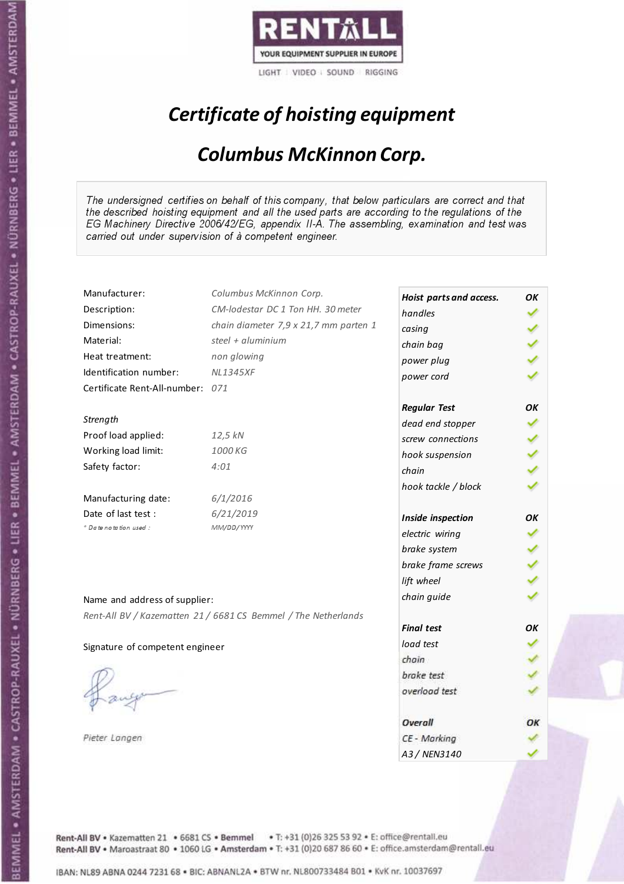RENTALL

YOUR EQUIPMENT SUPPLIER IN EUROPE

LIGHT | VIDEO | SOUND | RIGGING

# *Certificate of hoisting equipment*

## *Columbus McKinnon Corp.*

*The undersigned certifies on behalf of this company, that below particulars are correct and that the described hoisting equipment and all the used parts are according to the regulations of the EG Machinery Directive 2006/42/EG, appendix II-A. The assembling, examination and test was carried out under supervision of à competent engineer.*

| | |
|---|---|
| Manufacturer: | *Columbus McKinnon Corp.* |
| Description: | *CM-lodestar DC 1 Ton HH. 30 meter* |
| Dimensions: | *chain diameter 7,9 x 21,7 mm parten 1* |
| Material: | *steel + aluminium* |
| Heat treatment: | *non glowing* |
| Identification number: | *NL1345XF* |
| Certificate Rent-All-number: | *071* |

*Strength*

| | |
|---|---|
| Proof load applied: | *12,5 kN* |
| Working load limit: | *1000 KG* |
| Safety factor: | *4:01* |

| | |
|---|---|
| Manufacturing date: | *6/1/2016* |
| Date of last test : | *6/21/2019* |
| *\* Date notation used :* | *MM/DD/YYYY* |

| ***Hoist parts and access.*** | ***OK*** |
|---|---|
| *handles* | ✓ |
| *casing* | ✓ |
| *chain bag* | ✓ |
| *power plug* | ✓ |
| *power cord* | ✓ |
| ***Regular Test*** | ***OK*** |
| *dead end stopper* | ✓ |
| *screw connections* | ✓ |
| *hook suspension* | ✓ |
| *chain* | ✓ |
| *hook tackle / block* | ✓ |
| ***Inside inspection*** | ***OK*** |
| *electric wiring* | ✓ |
| *brake system* | ✓ |
| *brake frame screws* | ✓ |
| *lift wheel* | ✓ |
| *chain guide* | ✓ |
| ***Final test*** | ***OK*** |
| *load test* | ✓ |
| *chain* | ✓ |
| *brake test* | ✓ |
| *overload test* | ✓ |
| ***Overall*** | ***OK*** |
| *CE - Marking* | ✓ |
| *A3 / NEN3140* | ✓ |

Name and address of supplier:

*Rent-All BV / Kazematten 21 / 6681 CS Bemmel / The Netherlands*

Signature of competent engineer

*Pieter Langen*

Rent-All BV • Kazematten 21 • 6681 CS • **Bemmel** • T: +31 (0)26 325 53 92 • E: office@rentall.eu
Rent-All BV • Maroastraat 80 • 1060 LG • **Amsterdam** • T: +31 (0)20 687 86 60 • E: office.amsterdam@rentall.eu

IBAN: NL89 ABNA 0244 7231 68 • BIC: ABNANL2A • BTW nr. NL800733484 B01 • KvK nr. 10037697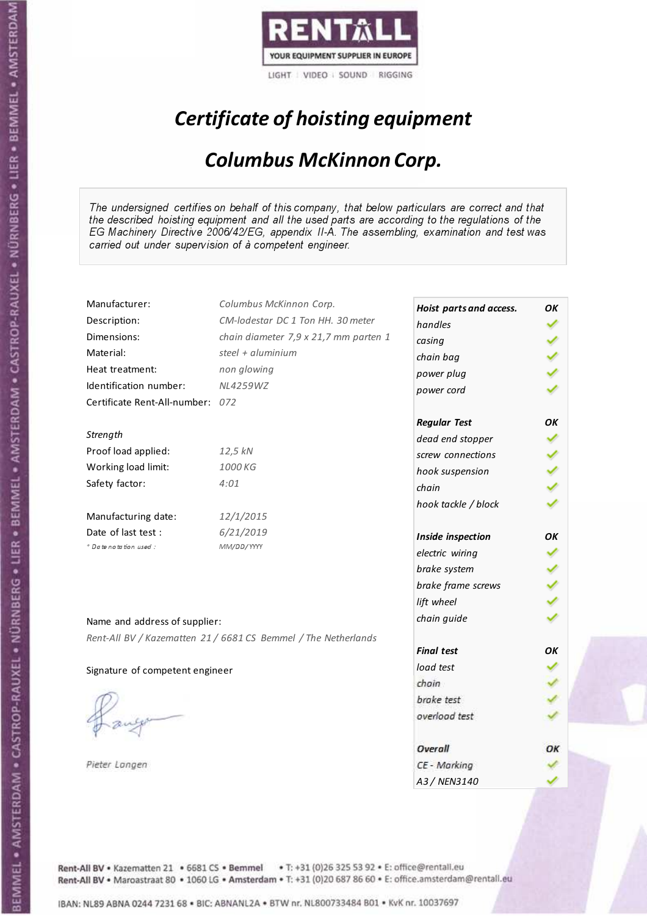RENTALL
YOUR EQUIPMENT SUPPLIER IN EUROPE
LIGHT | VIDEO | SOUND | RIGGING

# *Certificate of hoisting equipment*

## *Columbus McKinnon Corp.*

*The undersigned certifies on behalf of this company, that below particulars are correct and that the described hoisting equipment and all the used parts are according to the regulations of the EG Machinery Directive 2006/42/EG, appendix II-A. The assembling, examination and test was carried out under supervision of à competent engineer.*

| | |
|---|---|
| Manufacturer: | *Columbus McKinnon Corp.* |
| Description: | *CM-lodestar DC 1 Ton HH. 30 meter* |
| Dimensions: | *chain diameter 7,9 x 21,7 mm parten 1* |
| Material: | *steel + aluminium* |
| Heat treatment: | *non glowing* |
| Identification number: | *NL4259WZ* |
| Certificate Rent-All-number: | *072* |

*Strength*

| | |
|---|---|
| Proof load applied: | *12,5 kN* |
| Working load limit: | *1000 KG* |
| Safety factor: | *4:01* |

| | |
|---|---|
| Manufacturing date: | *12/1/2015* |
| Date of last test : | *6/21/2019* |
| * Date notation used : | *MM/DD/YYYY* |

| ***Hoist parts and access.*** | ***OK*** |
|---|---|
| *handles* | ✓ |
| *casing* | ✓ |
| *chain bag* | ✓ |
| *power plug* | ✓ |
| *power cord* | ✓ |
| ***Regular Test*** | ***OK*** |
| *dead end stopper* | ✓ |
| *screw connections* | ✓ |
| *hook suspension* | ✓ |
| *chain* | ✓ |
| *hook tackle / block* | ✓ |
| ***Inside inspection*** | ***OK*** |
| *electric wiring* | ✓ |
| *brake system* | ✓ |
| *brake frame screws* | ✓ |
| *lift wheel* | ✓ |
| *chain guide* | ✓ |
| ***Final test*** | ***OK*** |
| *load test* | ✓ |
| *chain* | ✓ |
| *brake test* | ✓ |
| *overload test* | ✓ |
| ***Overall*** | ***OK*** |
| *CE - Marking* | ✓ |
| *A3 / NEN3140* | ✓ |

Name and address of supplier:

*Rent-All BV / Kazematten 21 / 6681 CS Bemmel / The Netherlands*

Signature of competent engineer

*Pieter Langen*

Rent-All BV • Kazematten 21 • 6681 CS • **Bemmel** • T: +31 (0)26 325 53 92 • E: office@rentall.eu
Rent-All BV • Maroastraat 80 • 1060 LG • **Amsterdam** • T: +31 (0)20 687 86 60 • E: office.amsterdam@rentall.eu

IBAN: NL89 ABNA 0244 7231 68 • BIC: ABNANL2A • BTW nr. NL800733484 B01 • KvK nr. 10037697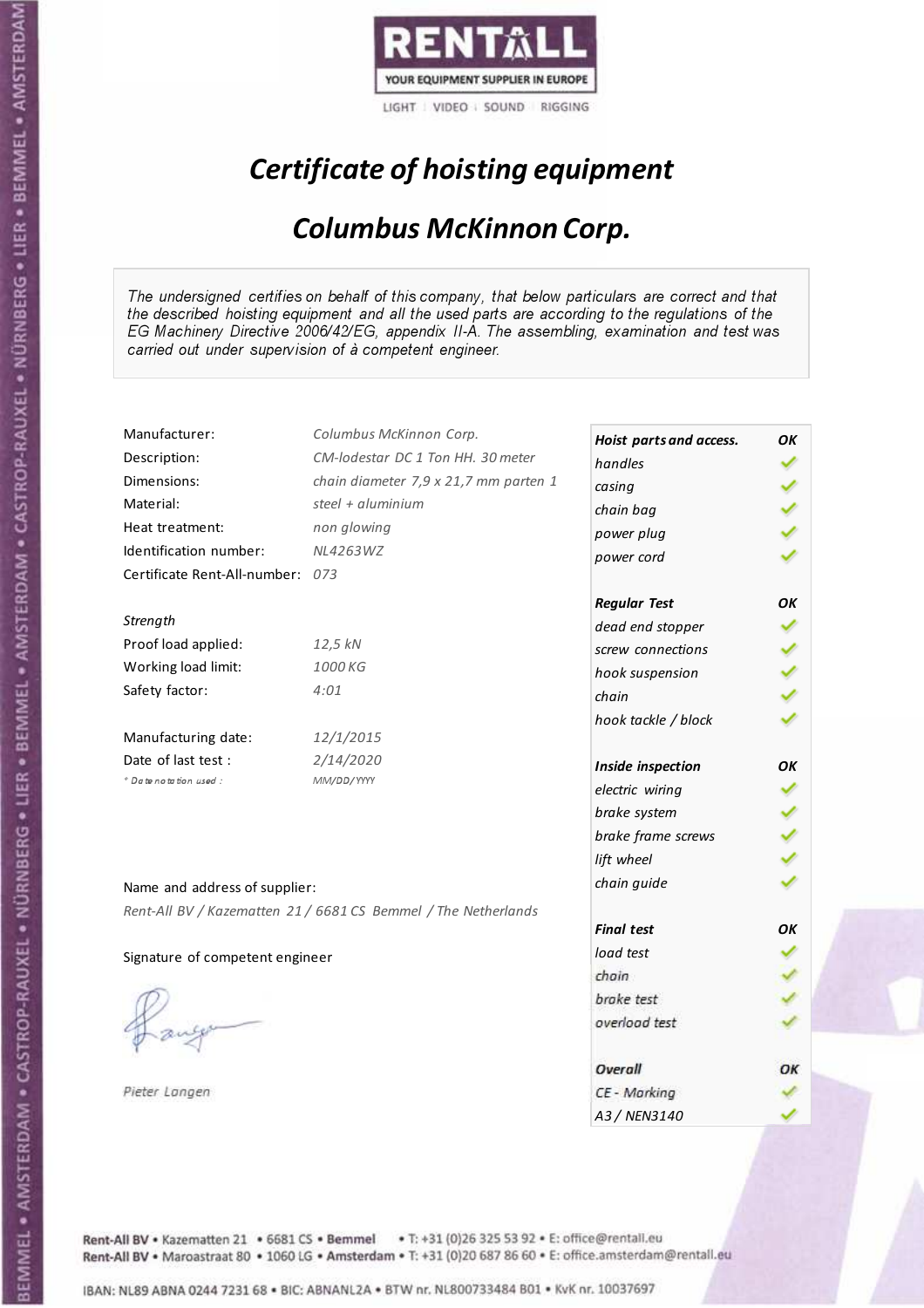RENTALL
YOUR EQUIPMENT SUPPLIER IN EUROPE
LIGHT | VIDEO | SOUND | RIGGING

# *Certificate of hoisting equipment*

## *Columbus McKinnon Corp.*

*The undersigned certifies on behalf of this company, that below particulars are correct and that the described hoisting equipment and all the used parts are according to the regulations of the EG Machinery Directive 2006/42/EG, appendix II-A. The assembling, examination and test was carried out under supervision of à competent engineer.*

| | |
|---|---|
| Manufacturer: | *Columbus McKinnon Corp.* |
| Description: | *CM-lodestar DC 1 Ton HH. 30 meter* |
| Dimensions: | *chain diameter 7,9 x 21,7 mm parten 1* |
| Material: | *steel + aluminium* |
| Heat treatment: | *non glowing* |
| Identification number: | *NL4263WZ* |
| Certificate Rent-All-number: | *073* |

*Strength*

| | |
|---|---|
| Proof load applied: | *12,5 kN* |
| Working load limit: | *1000 KG* |
| Safety factor: | *4:01* |

| | |
|---|---|
| Manufacturing date: | *12/1/2015* |
| Date of last test : | *2/14/2020* |
| *\* Date notation used :* | *MM/DD/YYYY* |

| ***Hoist parts and access.*** | ***OK*** |
|---|---|
| *handles* | ✓ |
| *casing* | ✓ |
| *chain bag* | ✓ |
| *power plug* | ✓ |
| *power cord* | ✓ |
| ***Regular Test*** | ***OK*** |
| *dead end stopper* | ✓ |
| *screw connections* | ✓ |
| *hook suspension* | ✓ |
| *chain* | ✓ |
| *hook tackle / block* | ✓ |
| ***Inside inspection*** | ***OK*** |
| *electric wiring* | ✓ |
| *brake system* | ✓ |
| *brake frame screws* | ✓ |
| *lift wheel* | ✓ |
| *chain guide* | ✓ |
| ***Final test*** | ***OK*** |
| *load test* | ✓ |
| *chain* | ✓ |
| *brake test* | ✓ |
| *overload test* | ✓ |
| ***Overall*** | ***OK*** |
| *CE - Marking* | ✓ |
| *A3 / NEN3140* | ✓ |

Name and address of supplier:

*Rent-All BV / Kazematten 21 / 6681 CS Bemmel / The Netherlands*

Signature of competent engineer

*Pieter Langen*

Rent-All BV • Kazematten 21 • 6681 CS • **Bemmel** • T: +31 (0)26 325 53 92 • E: office@rentall.eu
Rent-All BV • Maroastraat 80 • 1060 LG • **Amsterdam** • T: +31 (0)20 687 86 60 • E: office.amsterdam@rentall.eu

IBAN: NL89 ABNA 0244 7231 68 • BIC: ABNANL2A • BTW nr. NL800733484 B01 • KvK nr. 10037697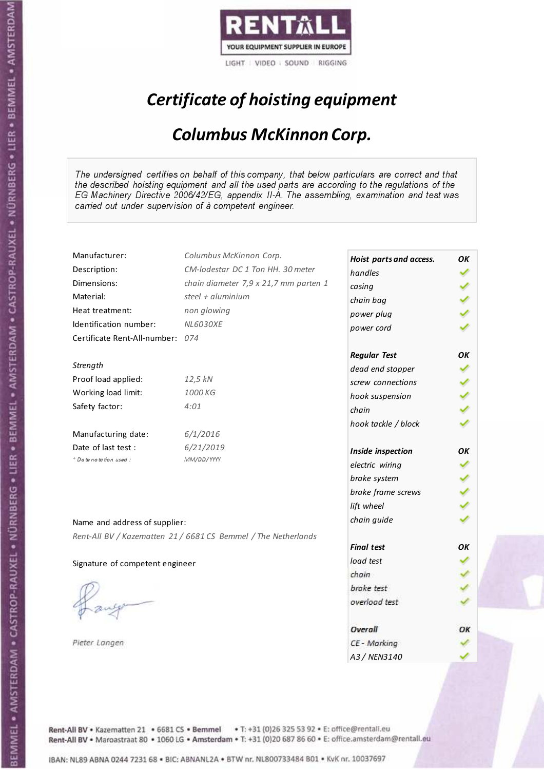RENTALL
YOUR EQUIPMENT SUPPLIER IN EUROPE
LIGHT | VIDEO | SOUND | RIGGING

# *Certificate of hoisting equipment*

## *Columbus McKinnon Corp.*

*The undersigned certifies on behalf of this company, that below particulars are correct and that the described hoisting equipment and all the used parts are according to the regulations of the EG Machinery Directive 2006/42/EG, appendix II-A. The assembling, examination and test was carried out under supervision of à competent engineer.*

| | |
|---|---|
| Manufacturer: | *Columbus McKinnon Corp.* |
| Description: | *CM-lodestar DC 1 Ton HH. 30 meter* |
| Dimensions: | *chain diameter 7,9 x 21,7 mm parten 1* |
| Material: | *steel + aluminium* |
| Heat treatment: | *non glowing* |
| Identification number: | *NL6030XE* |
| Certificate Rent-All-number: | *074* |

*Strength*

| | |
|---|---|
| Proof load applied: | *12,5 kN* |
| Working load limit: | *1000 KG* |
| Safety factor: | *4:01* |

| | |
|---|---|
| Manufacturing date: | *6/1/2016* |
| Date of last test : | *6/21/2019* |
| * Date notation used : | *MM/DD/YYYY* |

| ***Hoist parts and access.*** | ***OK*** |
|---|---|
| *handles* | ✓ |
| *casing* | ✓ |
| *chain bag* | ✓ |
| *power plug* | ✓ |
| *power cord* | ✓ |
| ***Regular Test*** | ***OK*** |
| *dead end stopper* | ✓ |
| *screw connections* | ✓ |
| *hook suspension* | ✓ |
| *chain* | ✓ |
| *hook tackle / block* | ✓ |
| ***Inside inspection*** | ***OK*** |
| *electric wiring* | ✓ |
| *brake system* | ✓ |
| *brake frame screws* | ✓ |
| *lift wheel* | ✓ |
| *chain guide* | ✓ |
| ***Final test*** | ***OK*** |
| *load test* | ✓ |
| *chain* | ✓ |
| *brake test* | ✓ |
| *overload test* | ✓ |
| ***Overall*** | ***OK*** |
| *CE - Marking* | ✓ |
| *A3 / NEN3140* | ✓ |

Name and address of supplier:

*Rent-All BV / Kazematten 21 / 6681 CS Bemmel / The Netherlands*

Signature of competent engineer

*Pieter Langen*

Rent-All BV • Kazematten 21 • 6681 CS • **Bemmel** • T: +31 (0)26 325 53 92 • E: office@rentall.eu
Rent-All BV • Maroastraat 80 • 1060 LG • **Amsterdam** • T: +31 (0)20 687 86 60 • E: office.amsterdam@rentall.eu

IBAN: NL89 ABNA 0244 7231 68 • BIC: ABNANL2A • BTW nr. NL800733484 B01 • KvK nr. 10037697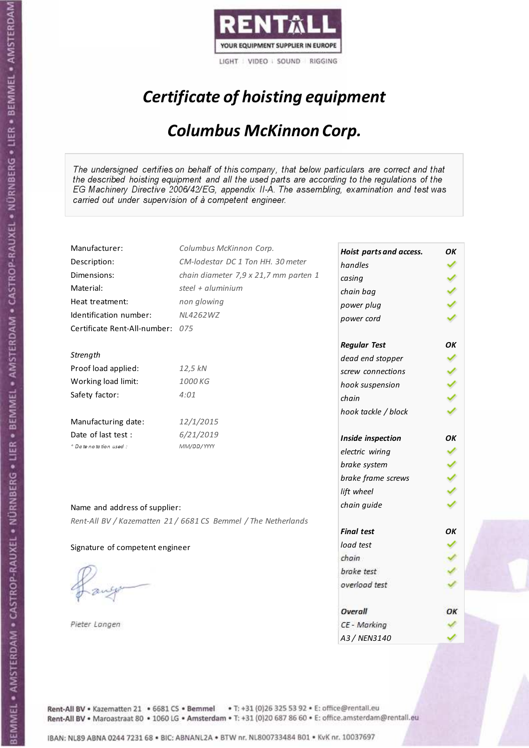RENTALL
YOUR EQUIPMENT SUPPLIER IN EUROPE
LIGHT | VIDEO | SOUND | RIGGING

# *Certificate of hoisting equipment*

## *Columbus McKinnon Corp.*

*The undersigned certifies on behalf of this company, that below particulars are correct and that the described hoisting equipment and all the used parts are according to the regulations of the EG Machinery Directive 2006/42/EG, appendix II-A. The assembling, examination and test was carried out under supervision of à competent engineer.*

| | |
|---|---|
| Manufacturer: | *Columbus McKinnon Corp.* |
| Description: | *CM-lodestar DC 1 Ton HH. 30 meter* |
| Dimensions: | *chain diameter 7,9 x 21,7 mm parten 1* |
| Material: | *steel + aluminium* |
| Heat treatment: | *non glowing* |
| Identification number: | *NL4262WZ* |
| Certificate Rent-All-number: | *075* |

*Strength*

| | |
|---|---|
| Proof load applied: | *12,5 kN* |
| Working load limit: | *1000 KG* |
| Safety factor: | *4:01* |

| | |
|---|---|
| Manufacturing date: | *12/1/2015* |
| Date of last test : | *6/21/2019* |
| *\* Date notation used :* | *MM/DD/YYYY* |

| **Hoist parts and access.** | **OK** |
|---|---|
| *handles* | ✓ |
| *casing* | ✓ |
| *chain bag* | ✓ |
| *power plug* | ✓ |
| *power cord* | ✓ |
| **Regular Test** | **OK** |
| *dead end stopper* | ✓ |
| *screw connections* | ✓ |
| *hook suspension* | ✓ |
| *chain* | ✓ |
| *hook tackle / block* | ✓ |
| **Inside inspection** | **OK** |
| *electric wiring* | ✓ |
| *brake system* | ✓ |
| *brake frame screws* | ✓ |
| *lift wheel* | ✓ |
| *chain guide* | ✓ |
| **Final test** | **OK** |
| *load test* | ✓ |
| *chain* | ✓ |
| *brake test* | ✓ |
| *overload test* | ✓ |
| **Overall** | **OK** |
| *CE - Marking* | ✓ |
| *A3 / NEN3140* | ✓ |

Name and address of supplier:

*Rent-All BV / Kazematten 21 / 6681 CS Bemmel / The Netherlands*

Signature of competent engineer

*Pieter Langen*

Rent-All BV • Kazematten 21 • 6681 CS • Bemmel • T: +31 (0)26 325 53 92 • E: office@rentall.eu
Rent-All BV • Maroastraat 80 • 1060 LG • Amsterdam • T: +31 (0)20 687 86 60 • E: office.amsterdam@rentall.eu

IBAN: NL89 ABNA 0244 7231 68 • BIC: ABNANL2A • BTW nr. NL800733484 B01 • KvK nr. 10037697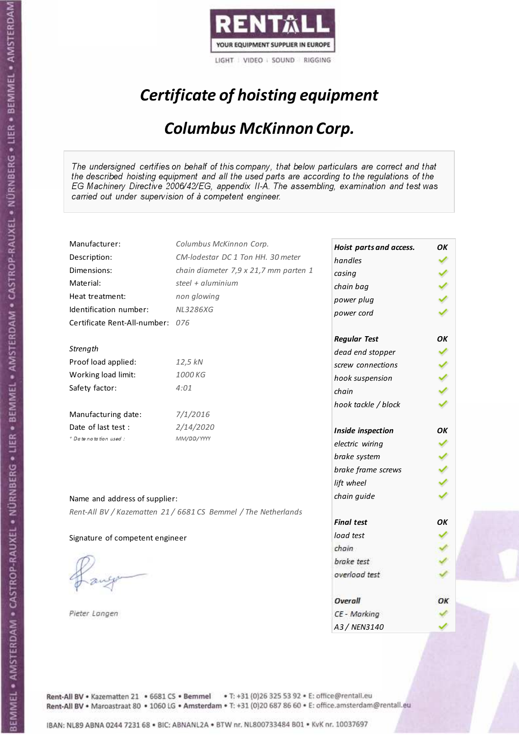**RENTALL**

YOUR EQUIPMENT SUPPLIER IN EUROPE

LIGHT | VIDEO | SOUND | RIGGING

# *Certificate of hoisting equipment*

## *Columbus McKinnon Corp.*

*The undersigned certifies on behalf of this company, that below particulars are correct and that the described hoisting equipment and all the used parts are according to the regulations of the EG Machinery Directive 2006/42/EG, appendix II-A. The assembling, examination and test was carried out under supervision of à competent engineer.*

| | |
|---|---|
| Manufacturer: | *Columbus McKinnon Corp.* |
| Description: | *CM-lodestar DC 1 Ton HH. 30 meter* |
| Dimensions: | *chain diameter 7,9 x 21,7 mm parten 1* |
| Material: | *steel + aluminium* |
| Heat treatment: | *non glowing* |
| Identification number: | *NL3286XG* |
| Certificate Rent-All-number: | *076* |

*Strength*

| | |
|---|---|
| Proof load applied: | *12,5 kN* |
| Working load limit: | *1000 KG* |
| Safety factor: | *4:01* |

| | |
|---|---|
| Manufacturing date: | *7/1/2016* |
| Date of last test : | *2/14/2020* |
| *\* Date notation used :* | *MM/DD/YYYY* |

| ***Hoist parts and access.*** | ***OK*** |
|---|---|
| *handles* | ✓ |
| *casing* | ✓ |
| *chain bag* | ✓ |
| *power plug* | ✓ |
| *power cord* | ✓ |
| ***Regular Test*** | ***OK*** |
| *dead end stopper* | ✓ |
| *screw connections* | ✓ |
| *hook suspension* | ✓ |
| *chain* | ✓ |
| *hook tackle / block* | ✓ |
| ***Inside inspection*** | ***OK*** |
| *electric wiring* | ✓ |
| *brake system* | ✓ |
| *brake frame screws* | ✓ |
| *lift wheel* | ✓ |
| *chain guide* | ✓ |
| ***Final test*** | ***OK*** |
| *load test* | ✓ |
| *chain* | ✓ |
| *brake test* | ✓ |
| *overload test* | ✓ |
| ***Overall*** | ***OK*** |
| *CE - Marking* | ✓ |
| *A3 / NEN3140* | ✓ |

Name and address of supplier:

*Rent-All BV / Kazematten 21 / 6681 CS Bemmel / The Netherlands*

Signature of competent engineer

*Pieter Langen*

Rent-All BV • Kazematten 21 • 6681 CS • **Bemmel** • T: +31 (0)26 325 53 92 • E: office@rentall.eu
Rent-All BV • Maroastraat 80 • 1060 LG • **Amsterdam** • T: +31 (0)20 687 86 60 • E: office.amsterdam@rentall.eu

IBAN: NL89 ABNA 0244 7231 68 • BIC: ABNANL2A • BTW nr. NL800733484 B01 • KvK nr. 10037697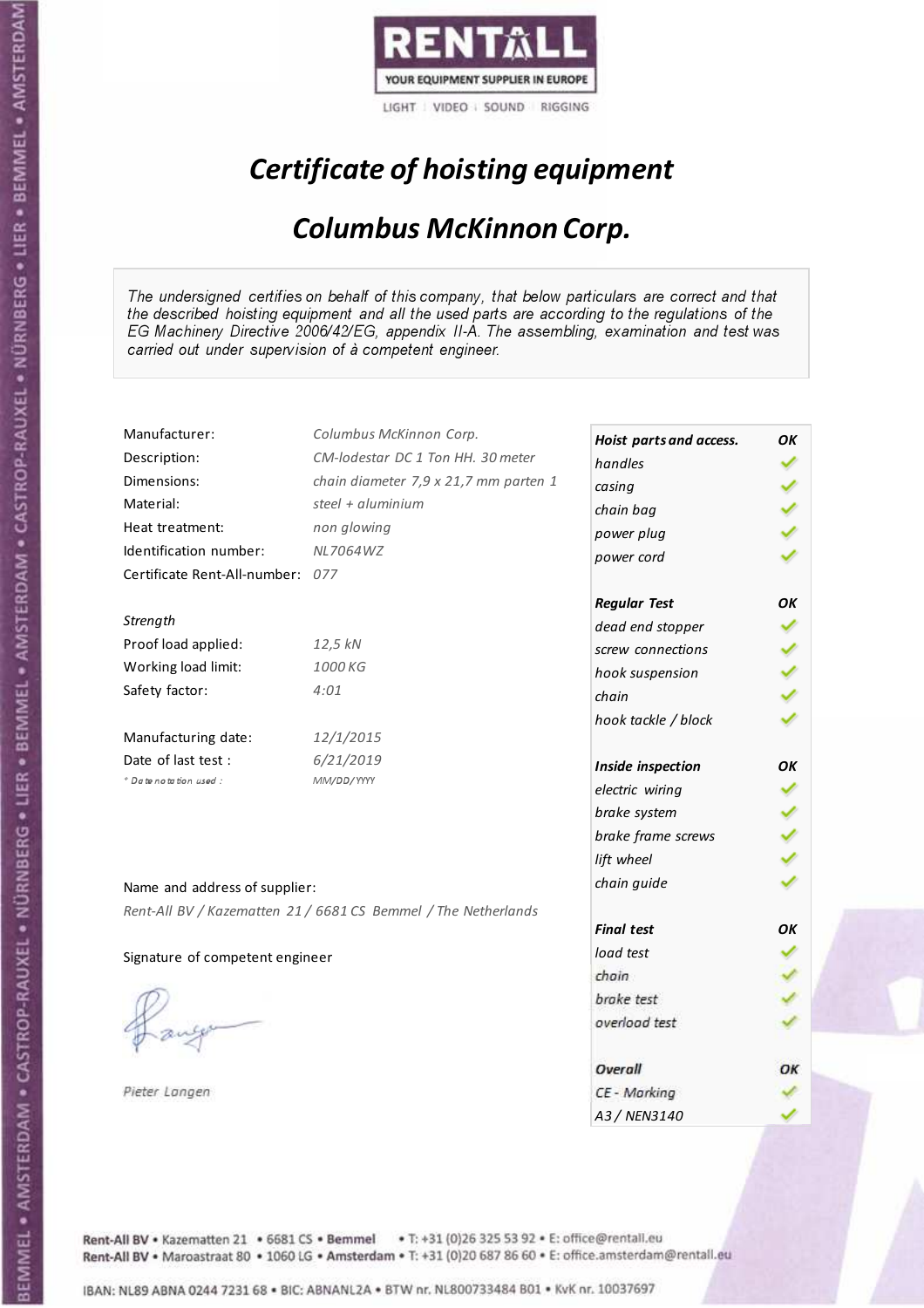RENTALL

YOUR EQUIPMENT SUPPLIER IN EUROPE

LIGHT | VIDEO | SOUND | RIGGING

# *Certificate of hoisting equipment*

## *Columbus McKinnon Corp.*

*The undersigned certifies on behalf of this company, that below particulars are correct and that the described hoisting equipment and all the used parts are according to the regulations of the EG Machinery Directive 2006/42/EG, appendix II-A. The assembling, examination and test was carried out under supervision of à competent engineer.*

| | |
|---|---|
| Manufacturer: | *Columbus McKinnon Corp.* |
| Description: | *CM-lodestar DC 1 Ton HH. 30 meter* |
| Dimensions: | *chain diameter 7,9 x 21,7 mm parten 1* |
| Material: | *steel + aluminium* |
| Heat treatment: | *non glowing* |
| Identification number: | *NL7064WZ* |
| Certificate Rent-All-number: | *077* |

*Strength*

| | |
|---|---|
| Proof load applied: | *12,5 kN* |
| Working load limit: | *1000 KG* |
| Safety factor: | *4:01* |

| | |
|---|---|
| Manufacturing date: | *12/1/2015* |
| Date of last test : | *6/21/2019* |
| *\* Date notation used :* | *MM/DD/YYYY* |

| | |
|---|---|
| ***Hoist parts and access.*** | ***OK*** |
| *handles* | ✓ |
| *casing* | ✓ |
| *chain bag* | ✓ |
| *power plug* | ✓ |
| *power cord* | ✓ |
| ***Regular Test*** | ***OK*** |
| *dead end stopper* | ✓ |
| *screw connections* | ✓ |
| *hook suspension* | ✓ |
| *chain* | ✓ |
| *hook tackle / block* | ✓ |
| ***Inside inspection*** | ***OK*** |
| *electric wiring* | ✓ |
| *brake system* | ✓ |
| *brake frame screws* | ✓ |
| *lift wheel* | ✓ |
| *chain guide* | ✓ |
| ***Final test*** | ***OK*** |
| *load test* | ✓ |
| *chain* | ✓ |
| *brake test* | ✓ |
| *overload test* | ✓ |
| ***Overall*** | ***OK*** |
| *CE - Marking* | ✓ |
| *A3 / NEN3140* | ✓ |

Name and address of supplier:

*Rent-All BV / Kazematten 21 / 6681 CS Bemmel / The Netherlands*

Signature of competent engineer

*Pieter Langen*

Rent-All BV • Kazematten 21 • 6681 CS • **Bemmel** • T: +31 (0)26 325 53 92 • E: office@rentall.eu
Rent-All BV • Maroastraat 80 • 1060 LG • **Amsterdam** • T: +31 (0)20 687 86 60 • E: office.amsterdam@rentall.eu

IBAN: NL89 ABNA 0244 7231 68 • BIC: ABNANL2A • BTW nr. NL800733484 B01 • KvK nr. 10037697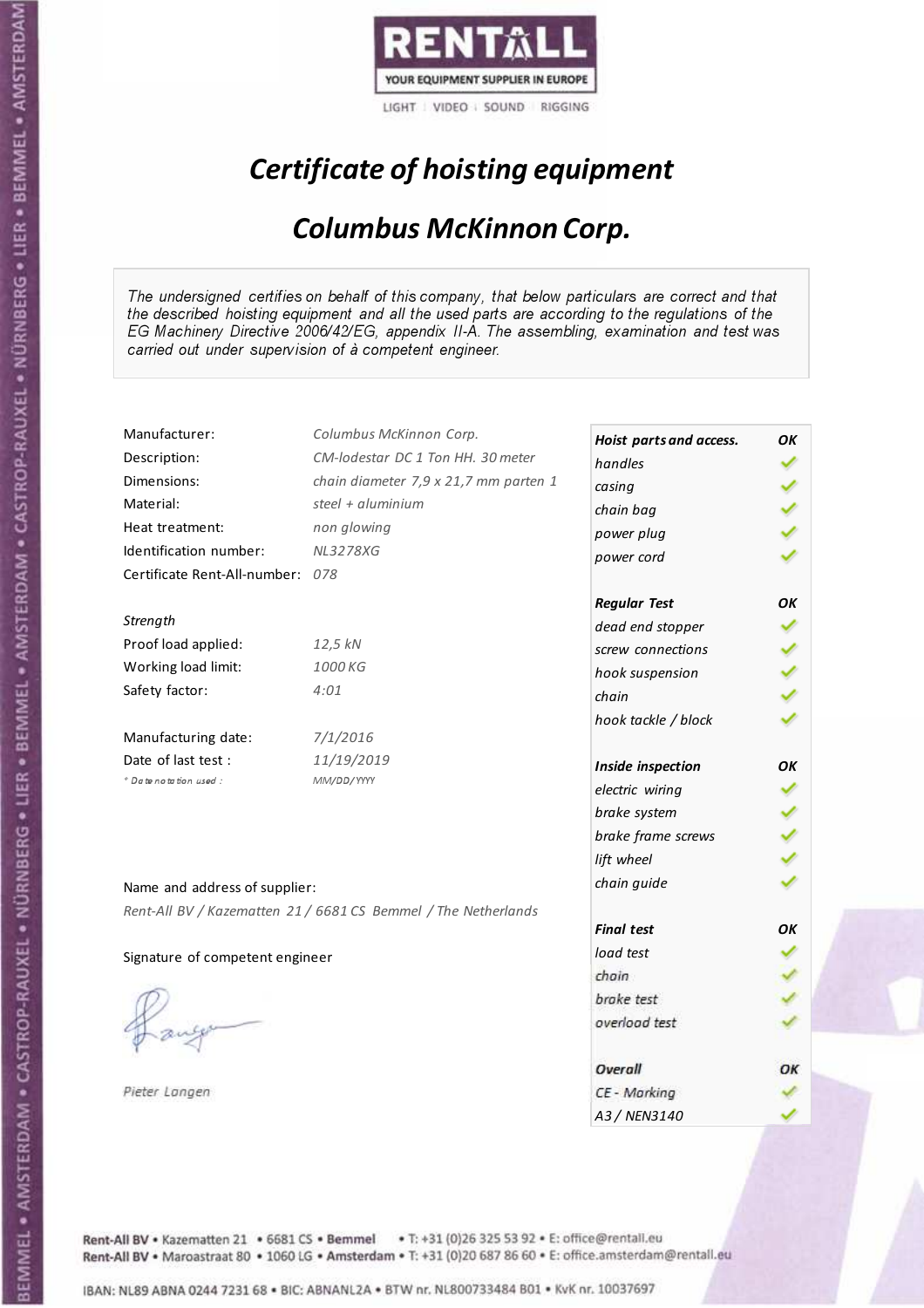RENTALL

YOUR EQUIPMENT SUPPLIER IN EUROPE

LIGHT | VIDEO | SOUND | RIGGING

# *Certificate of hoisting equipment*

## *Columbus McKinnon Corp.*

*The undersigned certifies on behalf of this company, that below particulars are correct and that the described hoisting equipment and all the used parts are according to the regulations of the EG Machinery Directive 2006/42/EG, appendix II-A. The assembling, examination and test was carried out under supervision of à competent engineer.*

| | |
|---|---|
| Manufacturer: | *Columbus McKinnon Corp.* |
| Description: | *CM-lodestar DC 1 Ton HH. 30 meter* |
| Dimensions: | *chain diameter 7,9 x 21,7 mm parten 1* |
| Material: | *steel + aluminium* |
| Heat treatment: | *non glowing* |
| Identification number: | *NL3278XG* |
| Certificate Rent-All-number: | *078* |

*Strength*

| | |
|---|---|
| Proof load applied: | *12,5 kN* |
| Working load limit: | *1000 KG* |
| Safety factor: | *4:01* |

| | |
|---|---|
| Manufacturing date: | *7/1/2016* |
| Date of last test : | *11/19/2019* |
| * Date notation used : | *MM/DD/YYYY* |

| | |
|---|---|
| ***Hoist parts and access.*** | ***OK*** |
| *handles* | ✓ |
| *casing* | ✓ |
| *chain bag* | ✓ |
| *power plug* | ✓ |
| *power cord* | ✓ |
| ***Regular Test*** | ***OK*** |
| *dead end stopper* | ✓ |
| *screw connections* | ✓ |
| *hook suspension* | ✓ |
| *chain* | ✓ |
| *hook tackle / block* | ✓ |
| ***Inside inspection*** | ***OK*** |
| *electric wiring* | ✓ |
| *brake system* | ✓ |
| *brake frame screws* | ✓ |
| *lift wheel* | ✓ |
| *chain guide* | ✓ |
| ***Final test*** | ***OK*** |
| *load test* | ✓ |
| *chain* | ✓ |
| *brake test* | ✓ |
| *overload test* | ✓ |
| ***Overall*** | ***OK*** |
| *CE - Marking* | ✓ |
| *A3 / NEN3140* | ✓ |

Name and address of supplier:

*Rent-All BV / Kazematten 21 / 6681 CS Bemmel / The Netherlands*

Signature of competent engineer

*Pieter Langen*

Rent-All BV • Kazematten 21 • 6681 CS • **Bemmel** • T: +31 (0)26 325 53 92 • E: office@rentall.eu
Rent-All BV • Maroastraat 80 • 1060 LG • **Amsterdam** • T: +31 (0)20 687 86 60 • E: office.amsterdam@rentall.eu

IBAN: NL89 ABNA 0244 7231 68 • BIC: ABNANL2A • BTW nr. NL800733484 B01 • KvK nr. 10037697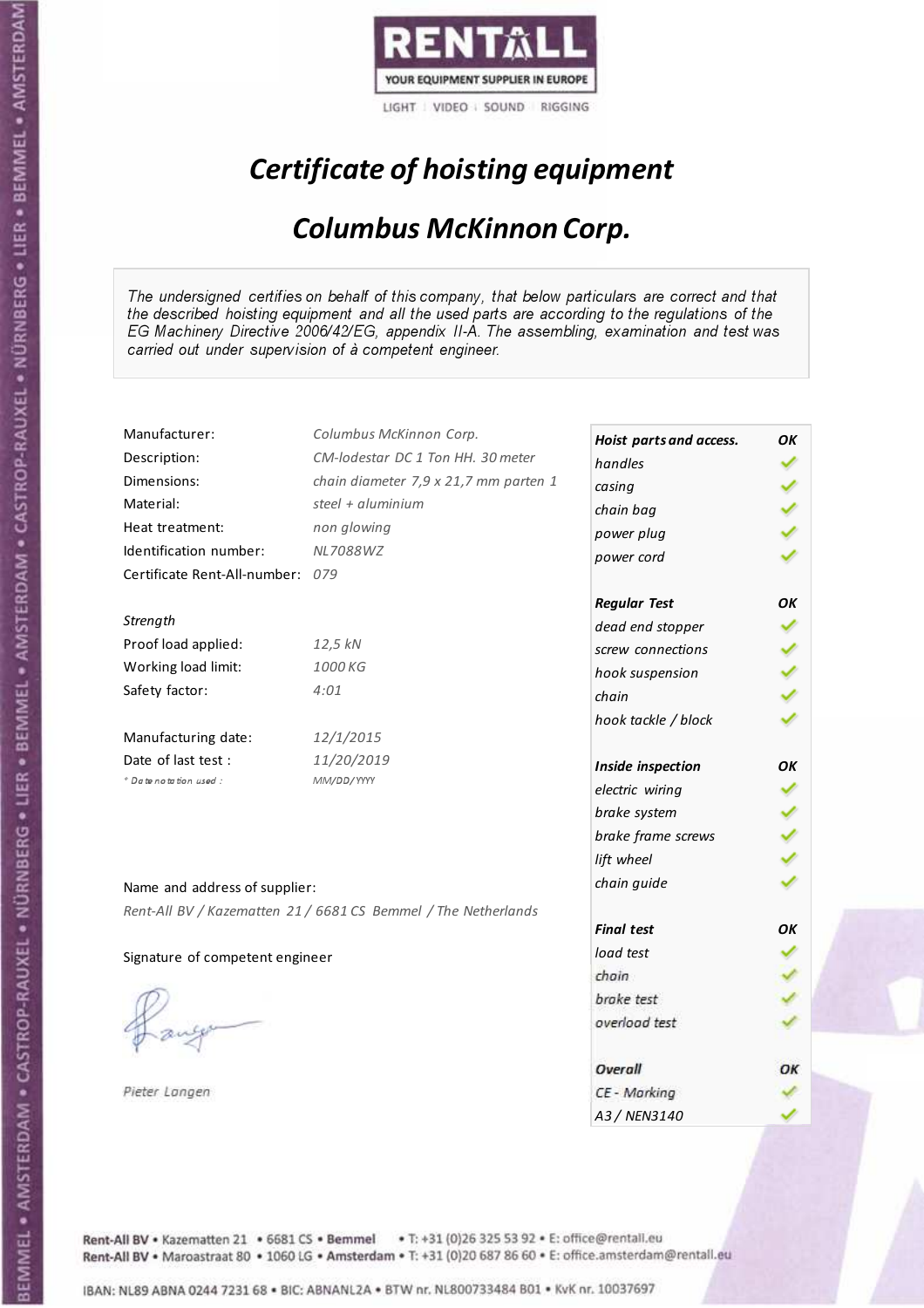RENTALL
YOUR EQUIPMENT SUPPLIER IN EUROPE
LIGHT | VIDEO | SOUND | RIGGING

# *Certificate of hoisting equipment*

## *Columbus McKinnon Corp.*

*The undersigned certifies on behalf of this company, that below particulars are correct and that the described hoisting equipment and all the used parts are according to the regulations of the EG Machinery Directive 2006/42/EG, appendix II-A. The assembling, examination and test was carried out under supervision of à competent engineer.*

| | |
|---|---|
| Manufacturer: | *Columbus McKinnon Corp.* |
| Description: | *CM-lodestar DC 1 Ton HH. 30 meter* |
| Dimensions: | *chain diameter 7,9 x 21,7 mm parten 1* |
| Material: | *steel + aluminium* |
| Heat treatment: | *non glowing* |
| Identification number: | *NL7088WZ* |
| Certificate Rent-All-number: | *079* |

*Strength*

| | |
|---|---|
| Proof load applied: | *12,5 kN* |
| Working load limit: | *1000 KG* |
| Safety factor: | *4:01* |

| | |
|---|---|
| Manufacturing date: | *12/1/2015* |
| Date of last test : | *11/20/2019* |
| *\* Date notation used :* | *MM/DD/YYYY* |

Name and address of supplier:
*Rent-All BV / Kazematten 21 / 6681 CS Bemmel / The Netherlands*

Signature of competent engineer

*Pieter Langen*

| ***Hoist parts and access.*** | ***OK*** |
|---|---|
| *handles* | ✓ |
| *casing* | ✓ |
| *chain bag* | ✓ |
| *power plug* | ✓ |
| *power cord* | ✓ |
| ***Regular Test*** | ***OK*** |
| *dead end stopper* | ✓ |
| *screw connections* | ✓ |
| *hook suspension* | ✓ |
| *chain* | ✓ |
| *hook tackle / block* | ✓ |
| ***Inside inspection*** | ***OK*** |
| *electric wiring* | ✓ |
| *brake system* | ✓ |
| *brake frame screws* | ✓ |
| *lift wheel* | ✓ |
| *chain guide* | ✓ |
| ***Final test*** | ***OK*** |
| *load test* | ✓ |
| *chain* | ✓ |
| *brake test* | ✓ |
| *overload test* | ✓ |
| ***Overall*** | ***OK*** |
| *CE - Marking* | ✓ |
| *A3 / NEN3140* | ✓ |

Rent-All BV • Kazematten 21 • 6681 CS • Bemmel • T: +31 (0)26 325 53 92 • E: office@rentall.eu
Rent-All BV • Maroastraat 80 • 1060 LG • Amsterdam • T: +31 (0)20 687 86 60 • E: office.amsterdam@rentall.eu

IBAN: NL89 ABNA 0244 7231 68 • BIC: ABNANL2A • BTW nr. NL800733484 B01 • KvK nr. 10037697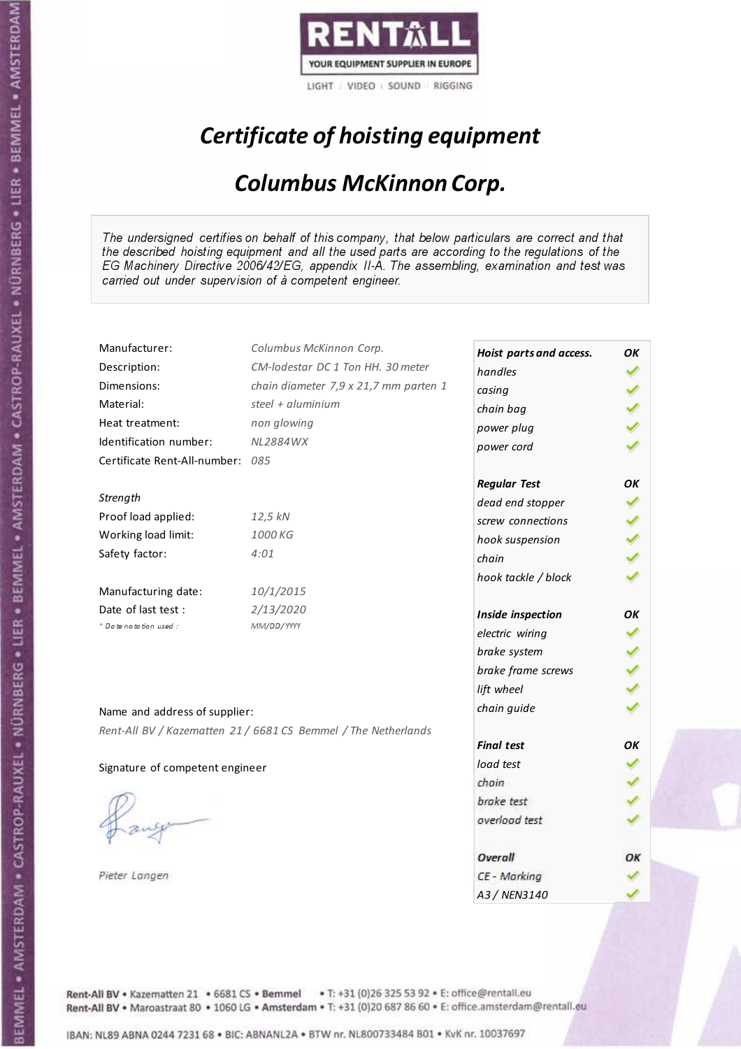RENTALL
YOUR EQUIPMENT SUPPLIER IN EUROPE
LIGHT | VIDEO | SOUND | RIGGING

# *Certificate of hoisting equipment*

## *Columbus McKinnon Corp.*

*The undersigned certifies on behalf of this company, that below particulars are correct and that the described hoisting equipment and all the used parts are according to the regulations of the EG Machinery Directive 2006/42/EG, appendix II-A. The assembling, examination and test was carried out under supervision of à competent engineer.*

| | |
|---|---|
| Manufacturer: | *Columbus McKinnon Corp.* |
| Description: | *CM-lodestar DC 1 Ton HH. 30 meter* |
| Dimensions: | *chain diameter 7,9 x 21,7 mm parten 1* |
| Material: | *steel + aluminium* |
| Heat treatment: | *non glowing* |
| Identification number: | *NL2884WX* |
| Certificate Rent-All-number: | *085* |
| *Strength* | |
| Proof load applied: | *12,5 kN* |
| Working load limit: | *1000 KG* |
| Safety factor: | *4:01* |
| Manufacturing date: | *10/1/2015* |
| Date of last test : | *2/13/2020* |
| *\* Date notation used :* | *MM/DD/YYYY* |

| | |
|---|---|
| ***Hoist parts and access.*** | ***OK*** |
| *handles* | ✓ |
| *casing* | ✓ |
| *chain bag* | ✓ |
| *power plug* | ✓ |
| *power cord* | ✓ |
| ***Regular Test*** | ***OK*** |
| *dead end stopper* | ✓ |
| *screw connections* | ✓ |
| *hook suspension* | ✓ |
| *chain* | ✓ |
| *hook tackle / block* | ✓ |
| ***Inside inspection*** | ***OK*** |
| *electric wiring* | ✓ |
| *brake system* | ✓ |
| *brake frame screws* | ✓ |
| *lift wheel* | ✓ |
| *chain guide* | ✓ |
| ***Final test*** | ***OK*** |
| *load test* | ✓ |
| *chain* | ✓ |
| *brake test* | ✓ |
| *overload test* | ✓ |
| ***Overall*** | ***OK*** |
| *CE - Marking* | ✓ |
| *A3 / NEN3140* | ✓ |

Name and address of supplier:

*Rent-All BV / Kazematten 21 / 6681 CS Bemmel / The Netherlands*

Signature of competent engineer

*Pieter Langen*

Rent-All BV • Kazematten 21 • 6681 CS • **Bemmel** • T: +31 (0)26 325 53 92 • E: office@rentall.eu
Rent-All BV • Maroastraat 80 • 1060 LG • **Amsterdam** • T: +31 (0)20 687 86 60 • E: office.amsterdam@rentall.eu

IBAN: NL89 ABNA 0244 7231 68 • BIC: ABNANL2A • BTW nr. NL800733484 B01 • KvK nr. 10037697